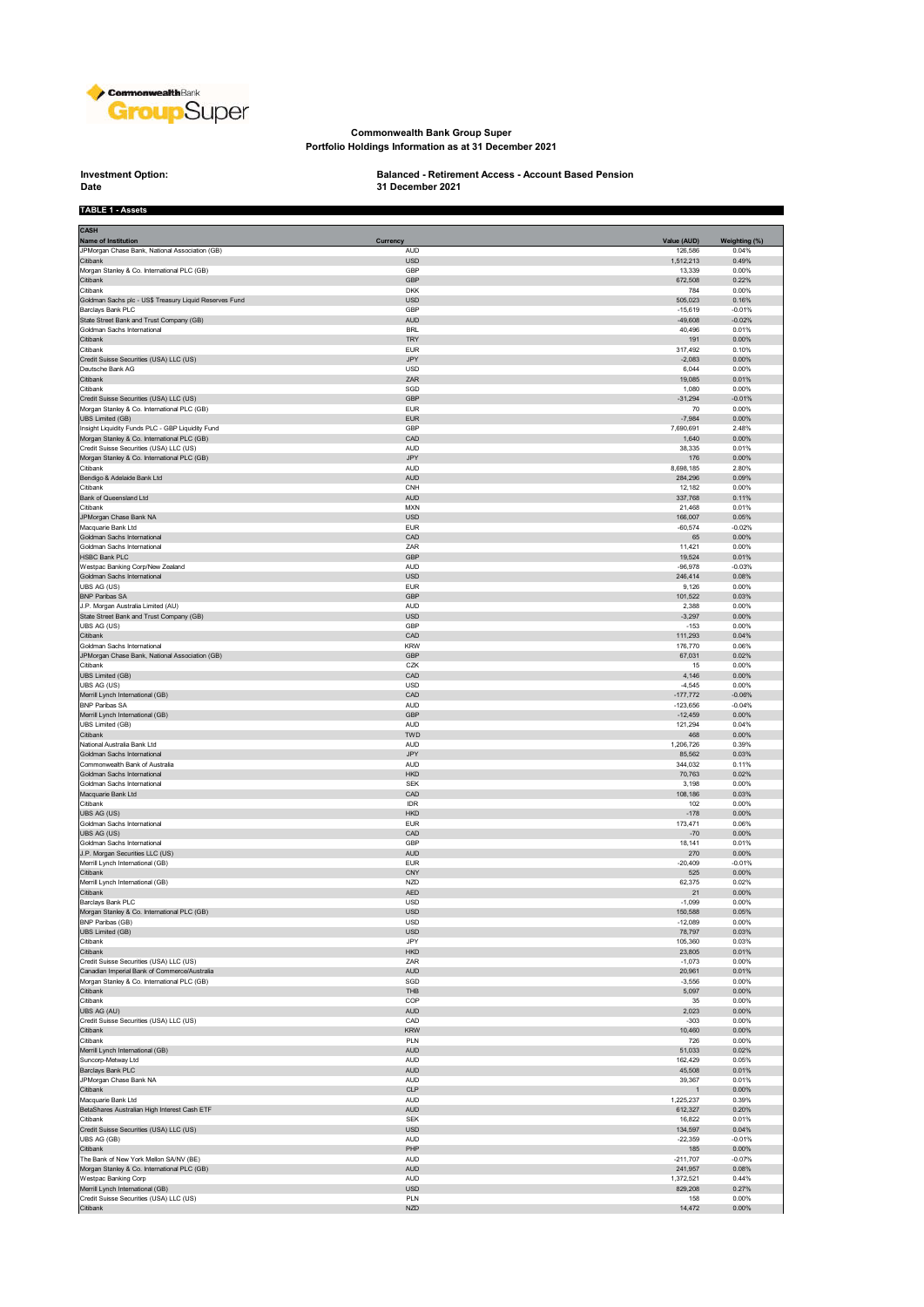# Commonwealth Bank Group Super

## Portfolio Holdings Information as at 31 December 2021

**Investment Option:** Balanced - Retirement Access - Account Based Pension
**Date** 31 December 2021

**TABLE 1 - Assets**

| CASH | | | |
|---|---|---|---|
| **Name of Institution** | **Currency** | **Value (AUD)** | **Weighting (%)** |
| JPMorgan Chase Bank, National Association (GB) | AUD | 126,586 | 0.04% |
| Citibank | USD | 1,512,213 | 0.49% |
| Morgan Stanley & Co. International PLC (GB) | GBP | 13,339 | 0.00% |
| Citibank | GBP | 672,508 | 0.22% |
| Citibank | DKK | 784 | 0.00% |
| Goldman Sachs plc - US$ Treasury Liquid Reserves Fund | USD | 505,023 | 0.16% |
| Barclays Bank PLC | GBP | -15,619 | -0.01% |
| State Street Bank and Trust Company (GB) | AUD | -49,608 | -0.02% |
| Goldman Sachs International | BRL | 40,496 | 0.01% |
| Citibank | TRY | 191 | 0.00% |
| Citibank | EUR | 317,492 | 0.10% |
| Credit Suisse Securities (USA) LLC (US) | JPY | -2,083 | 0.00% |
| Deutsche Bank AG | USD | 6,044 | 0.00% |
| Citibank | ZAR | 19,085 | 0.01% |
| Citibank | SGD | 1,080 | 0.00% |
| Credit Suisse Securities (USA) LLC (US) | GBP | -31,294 | -0.01% |
| Morgan Stanley & Co. International PLC (GB) | EUR | 70 | 0.00% |
| UBS Limited (GB) | EUR | -7,984 | 0.00% |
| Insight Liquidity Funds PLC - GBP Liquidity Fund | GBP | 7,690,691 | 2.48% |
| Morgan Stanley & Co. International PLC (GB) | CAD | 1,640 | 0.00% |
| Credit Suisse Securities (USA) LLC (US) | AUD | 38,335 | 0.01% |
| Morgan Stanley & Co. International PLC (GB) | JPY | 176 | 0.00% |
| Citibank | AUD | 8,698,185 | 2.80% |
| Bendigo & Adelaide Bank Ltd | AUD | 284,296 | 0.09% |
| Citibank | CNH | 12,182 | 0.00% |
| Bank of Queensland Ltd | AUD | 337,768 | 0.11% |
| Citibank | MXN | 21,468 | 0.01% |
| JPMorgan Chase Bank NA | USD | 166,007 | 0.05% |
| Macquarie Bank Ltd | EUR | -60,574 | -0.02% |
| Goldman Sachs International | CAD | 65 | 0.00% |
| Goldman Sachs International | ZAR | 11,421 | 0.00% |
| HSBC Bank PLC | GBP | 19,524 | 0.01% |
| Westpac Banking Corp/New Zealand | AUD | -96,978 | -0.03% |
| Goldman Sachs International | USD | 246,414 | 0.08% |
| UBS AG (US) | EUR | 9,126 | 0.00% |
| BNP Paribas SA | GBP | 101,522 | 0.03% |
| J.P. Morgan Australia Limited (AU) | AUD | 2,388 | 0.00% |
| State Street Bank and Trust Company (GB) | USD | -3,297 | 0.00% |
| UBS AG (US) | GBP | -153 | 0.00% |
| Citibank | CAD | 111,293 | 0.04% |
| Goldman Sachs International | KRW | 176,770 | 0.06% |
| JPMorgan Chase Bank, National Association (GB) | GBP | 67,031 | 0.02% |
| Citibank | CZK | 15 | 0.00% |
| UBS Limited (GB) | CAD | 4,146 | 0.00% |
| UBS AG (US) | USD | -4,545 | 0.00% |
| Merrill Lynch International (GB) | CAD | -177,772 | -0.06% |
| BNP Paribas SA | AUD | -123,656 | -0.04% |
| Merrill Lynch International (GB) | GBP | -12,459 | 0.00% |
| UBS Limited (GB) | AUD | 121,294 | 0.04% |
| Citibank | TWD | 468 | 0.00% |
| National Australia Bank Ltd | AUD | 1,206,726 | 0.39% |
| Goldman Sachs International | JPY | 85,562 | 0.03% |
| Commonwealth Bank of Australia | AUD | 344,032 | 0.11% |
| Goldman Sachs International | HKD | 70,763 | 0.02% |
| Goldman Sachs International | SEK | 3,198 | 0.00% |
| Macquarie Bank Ltd | CAD | 108,186 | 0.03% |
| Citibank | IDR | 102 | 0.00% |
| UBS AG (US) | HKD | -178 | 0.00% |
| Goldman Sachs International | EUR | 173,471 | 0.06% |
| UBS AG (US) | CAD | -70 | 0.00% |
| Goldman Sachs International | GBP | 18,141 | 0.01% |
| J.P. Morgan Securities LLC (US) | AUD | 270 | 0.00% |
| Merrill Lynch International (GB) | EUR | -20,409 | -0.01% |
| Citibank | CNY | 525 | 0.00% |
| Merrill Lynch International (GB) | NZD | 62,375 | 0.02% |
| Citibank | AED | 21 | 0.00% |
| Barclays Bank PLC | USD | -1,099 | 0.00% |
| Morgan Stanley & Co. International PLC (GB) | USD | 150,588 | 0.05% |
| BNP Paribas (GB) | USD | -12,089 | 0.00% |
| UBS Limited (GB) | USD | 78,797 | 0.03% |
| Citibank | JPY | 105,360 | 0.03% |
| Citibank | HKD | 23,805 | 0.01% |
| Credit Suisse Securities (USA) LLC (US) | ZAR | -1,073 | 0.00% |
| Canadian Imperial Bank of Commerce/Australia | AUD | 20,961 | 0.01% |
| Morgan Stanley & Co. International PLC (GB) | SGD | -3,556 | 0.00% |
| Citibank | THB | 5,097 | 0.00% |
| Citibank | COP | 35 | 0.00% |
| UBS AG (AU) | AUD | 2,023 | 0.00% |
| Credit Suisse Securities (USA) LLC (US) | CAD | -303 | 0.00% |
| Citibank | KRW | 10,460 | 0.00% |
| Citibank | PLN | 726 | 0.00% |
| Merrill Lynch International (GB) | AUD | 51,033 | 0.02% |
| Suncorp-Metway Ltd | AUD | 162,429 | 0.05% |
| Barclays Bank PLC | AUD | 45,508 | 0.01% |
| JPMorgan Chase Bank NA | AUD | 39,367 | 0.01% |
| Citibank | CLP | 1 | 0.00% |
| Macquarie Bank Ltd | AUD | 1,225,237 | 0.39% |
| BetaShares Australian High Interest Cash ETF | AUD | 612,327 | 0.20% |
| Citibank | SEK | 16,822 | 0.01% |
| Credit Suisse Securities (USA) LLC (US) | USD | 134,597 | 0.04% |
| UBS AG (GB) | AUD | -22,359 | -0.01% |
| Citibank | PHP | 185 | 0.00% |
| The Bank of New York Mellon SA/NV (BE) | AUD | -211,707 | -0.07% |
| Morgan Stanley & Co. International PLC (GB) | AUD | 241,957 | 0.08% |
| Westpac Banking Corp | AUD | 1,372,521 | 0.44% |
| Merrill Lynch International (GB) | USD | 829,208 | 0.27% |
| Credit Suisse Securities (USA) LLC (US) | PLN | 158 | 0.00% |
| Citibank | NZD | 14,472 | 0.00% |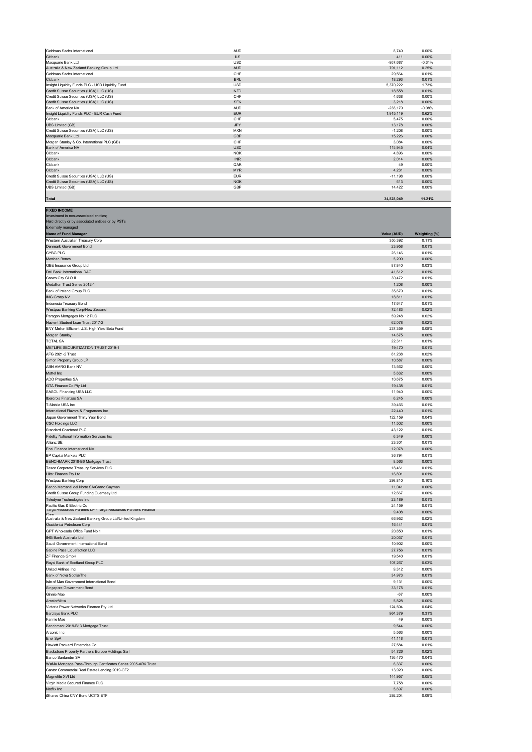| | | | |
|---|---|---|---|
| Goldman Sachs International | AUD | 8,740 | 0.00% |
| Citibank | ILS | 411 | 0.00% |
| Macquarie Bank Ltd | USD | -957,687 | -0.31% |
| Australia & New Zealand Banking Group Ltd | AUD | 791,112 | 0.25% |
| Goldman Sachs International | CHF | 29,564 | 0.01% |
| Citibank | BRL | 18,293 | 0.01% |
| Insight Liquidity Funds PLC - USD Liquidity Fund | USD | 5,370,222 | 1.73% |
| Credit Suisse Securities (USA) LLC (US) | NZD | 18,558 | 0.01% |
| Credit Suisse Securities (USA) LLC (US) | CHF | 4,638 | 0.00% |
| Credit Suisse Securities (USA) LLC (US) | SEK | 3,218 | 0.00% |
| Bank of America NA | AUD | -236,179 | -0.08% |
| Insight Liquidity Funds PLC - EUR Cash Fund | EUR | 1,915,119 | 0.62% |
| Citibank | CHF | 5,475 | 0.00% |
| UBS Limited (GB) | JPY | 13,178 | 0.00% |
| Credit Suisse Securities (USA) LLC (US) | MXN | -1,208 | 0.00% |
| Macquarie Bank Ltd | GBP | 15,226 | 0.00% |
| Morgan Stanley & Co. International PLC (GB) | CHF | 3,084 | 0.00% |
| Bank of America NA | USD | 115,945 | 0.04% |
| Citibank | NOK | 4,896 | 0.00% |
| Citibank | INR | 2,014 | 0.00% |
| Citibank | QAR | 49 | 0.00% |
| Citibank | MYR | 4,231 | 0.00% |
| Credit Suisse Securities (USA) LLC (US) | EUR | -11,198 | 0.00% |
| Credit Suisse Securities (USA) LLC (US) | NOK | 613 | 0.00% |
| UBS Limited (GB) | GBP | 14,422 | 0.00% |
| **Total** | | **34,828,049** | **11.21%** |

**FIXED INCOME**
Investment in non-associated entities;
Held directly or by associated entities or by PSTs
Externally managed

| Name of Fund Manager | Value (AUD) | Weighting (%) |
|---|---|---|
| Western Australian Treasury Corp | 350,392 | 0.11% |
| Denmark Government Bond | 23,958 | 0.01% |
| CYBG PLC | 26,146 | 0.01% |
| Mexican Bonos | 5,209 | 0.00% |
| QBE Insurance Group Ltd | 87,840 | 0.03% |
| Dell Bank International DAC | 41,612 | 0.01% |
| Crown City CLO II | 30,472 | 0.01% |
| Medallion Trust Series 2012-1 | 1,208 | 0.00% |
| Bank of Ireland Group PLC | 35,679 | 0.01% |
| ING Groep NV | 18,811 | 0.01% |
| Indonesia Treasury Bond | 17,647 | 0.01% |
| Westpac Banking Corp/New Zealand | 72,483 | 0.02% |
| Paragon Mortgages No 12 PLC | 59,248 | 0.02% |
| Navient Student Loan Trust 2017-2 | 62,078 | 0.02% |
| BNY Mellon Efficient U.S. High Yield Beta Fund | 237,359 | 0.08% |
| Morgan Stanley | 14,675 | 0.00% |
| TOTAL SA | 22,311 | 0.01% |
| METLIFE SECURITIZATION TRUST 2019-1 | 19,470 | 0.01% |
| AFG 2021-2 Trust | 61,238 | 0.02% |
| Simon Property Group LP | 10,587 | 0.00% |
| ABN AMRO Bank NV | 13,562 | 0.00% |
| Mattel Inc | 5,632 | 0.00% |
| ADO Properties SA | 10,675 | 0.00% |
| GTA Finance Co Pty Ltd | 19,438 | 0.01% |
| SASOL Financing USA LLC | 11,940 | 0.00% |
| Iberdrola Finanzas SA | 6,245 | 0.00% |
| T-Mobile USA Inc | 39,466 | 0.01% |
| International Flavors & Fragrances Inc | 22,440 | 0.01% |
| Japan Government Thirty Year Bond | 122,159 | 0.04% |
| CSC Holdings LLC | 11,502 | 0.00% |
| Standard Chartered PLC | 43,122 | 0.01% |
| Fidelity National Information Services Inc | 6,349 | 0.00% |
| Allianz SE | 23,301 | 0.01% |
| Enel Finance International NV | 12,078 | 0.00% |
| BP Capital Markets PLC | 36,794 | 0.01% |
| BENCHMARK 2018-B6 Mortgage Trust | 8,563 | 0.00% |
| Tesco Corporate Treasury Services PLC | 18,461 | 0.01% |
| Llitst Finance Pty Ltd | 16,891 | 0.01% |
| Westpac Banking Corp | 298,810 | 0.10% |
| Banco Mercantil del Norte SA/Grand Cayman | 11,041 | 0.00% |
| Credit Suisse Group Funding Guernsey Ltd | 12,667 | 0.00% |
| Teledyne Technologies Inc | 23,189 | 0.01% |
| Pacific Gas & Electric Co | 24,159 | 0.01% |
| Targa Resources Partners LP / Targa Resources Partners Finance Corp | 9,408 | 0.00% |
| Australia & New Zealand Banking Group Ltd/United Kingdom | 66,952 | 0.02% |
| Occidental Petroleum Corp | 16,441 | 0.01% |
| GPT Wholesale Office Fund No 1 | 20,850 | 0.01% |
| ING Bank Australia Ltd | 20,037 | 0.01% |
| Saudi Government International Bond | 10,902 | 0.00% |
| Sabine Pass Liquefaction LLC | 27,756 | 0.01% |
| ZF Finance GmbH | 19,540 | 0.01% |
| Royal Bank of Scotland Group PLC | 107,267 | 0.03% |
| United Airlines Inc | 9,312 | 0.00% |
| Bank of Nova Scotia/The | 34,973 | 0.01% |
| Isle of Man Government International Bond | 9,131 | 0.00% |
| Singapore Government Bond | 33,175 | 0.01% |
| Ginnie Mae | -67 | 0.00% |
| ArcelorMittal | 5,828 | 0.00% |
| Victoria Power Networks Finance Pty Ltd | 124,504 | 0.04% |
| Barclays Bank PLC | 964,379 | 0.31% |
| Fannie Mae | 49 | 0.00% |
| Benchmark 2019-B13 Mortgage Trust | 9,544 | 0.00% |
| Arconic Inc | 5,563 | 0.00% |
| Enel SpA | 41,118 | 0.01% |
| Hewlett Packard Enterprise Co | 27,584 | 0.01% |
| Blackstone Property Partners Europe Holdings Sarl | 54,726 | 0.02% |
| Banco Santander SA | 136,470 | 0.04% |
| WaMu Mortgage Pass-Through Certificates Series 2005-AR6 Trust | 6,337 | 0.00% |
| Cantor Commercial Real Estate Lending 2019-CF2 | 13,920 | 0.00% |
| Magnetite XVI Ltd | 144,957 | 0.05% |
| Virgin Media Secured Finance PLC | 7,758 | 0.00% |
| Netflix Inc | 5,697 | 0.00% |
| iShares China CNY Bond UCITS ETF | 292,204 | 0.09% |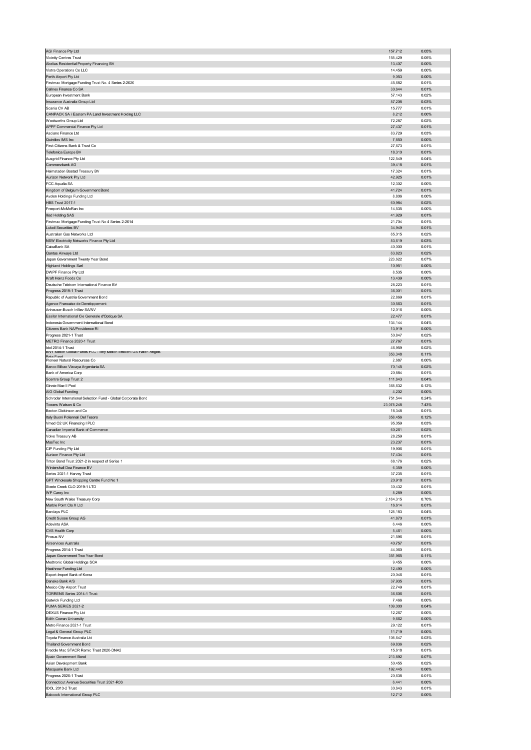| | | |
|---|---|---|
| AGI Finance Pty Ltd | 157,712 | 0.05% |
| Vicinity Centres Trust | 155,429 | 0.05% |
| Akelius Residential Property Financing BV | 13,407 | 0.00% |
| Vistra Operations Co LLC | 14,459 | 0.00% |
| Perth Airport Pty Ltd | 9,053 | 0.00% |
| Firstmac Mortgage Funding Trust No. 4 Series 2-2020 | 45,682 | 0.01% |
| Cellnex Finance Co SA | 30,644 | 0.01% |
| European Investment Bank | 57,143 | 0.02% |
| Insurance Australia Group Ltd | 87,208 | 0.03% |
| Scania CV AB | 15,777 | 0.01% |
| CANPACK SA / Eastern PA Land Investment Holding LLC | 8,212 | 0.00% |
| Woolworths Group Ltd | 72,287 | 0.02% |
| APPF Commercial Finance Pty Ltd | 27,437 | 0.01% |
| Asciano Finance Ltd | 83,729 | 0.03% |
| Quintiles IMS Inc | 7,850 | 0.00% |
| First-Citizens Bank & Trust Co | 27,673 | 0.01% |
| Telefonica Europe BV | 18,310 | 0.01% |
| Ausgrid Finance Pty Ltd | 122,549 | 0.04% |
| Commerzbank AG | 39,418 | 0.01% |
| Heimstaden Bostad Treasury BV | 17,324 | 0.01% |
| Aurizon Network Pty Ltd | 42,925 | 0.01% |
| FCC Aqualia SA | 12,302 | 0.00% |
| Kingdom of Belgium Government Bond | 41,724 | 0.01% |
| Avolon Holdings Funding Ltd | 8,806 | 0.00% |
| HBS Trust 2017-1 | 60,984 | 0.02% |
| Freeport-McMoRan Inc | 14,535 | 0.00% |
| Iliad Holding SAS | 41,929 | 0.01% |
| Firstmac Mortgage Funding Trust No 4 Series 2-2014 | 21,704 | 0.01% |
| Lukoil Securities BV | 34,949 | 0.01% |
| Australian Gas Networks Ltd | 65,015 | 0.02% |
| NSW Electricity Networks Finance Pty Ltd | 83,619 | 0.03% |
| CaixaBank SA | 40,000 | 0.01% |
| Qantas Airways Ltd | 63,823 | 0.02% |
| Japan Government Twenty Year Bond | 223,622 | 0.07% |
| Highland Holdings Sarl | 10,951 | 0.00% |
| DWPF Finance Pty Ltd | 8,535 | 0.00% |
| Kraft Heinz Foods Co | 13,439 | 0.00% |
| Deutsche Telekom International Finance BV | 28,223 | 0.01% |
| Progress 2019-1 Trust | 36,001 | 0.01% |
| Republic of Austria Government Bond | 22,869 | 0.01% |
| Agence Francaise de Developpement | 30,563 | 0.01% |
| Anheuser-Busch InBev SA/NV | 12,016 | 0.00% |
| Essilor International Cie Generale d'Optique SA | 22,477 | 0.01% |
| Indonesia Government International Bond | 134,144 | 0.04% |
| Citizens Bank NA/Providence RI | 13,919 | 0.00% |
| Progress 2021-1 Trust | 50,847 | 0.02% |
| METRO Finance 2020-1 Trust | 27,767 | 0.01% |
| Idol 2014-1 Trust | 46,959 | 0.02% |
| BNY Mellon Global Funds PLC - BNY Mellon Efficient US Fallen Angels Beta Fund | 353,348 | 0.11% |
| Pioneer Natural Resources Co | 2,687 | 0.00% |
| Banco Bilbao Vizcaya Argentaria SA | 70,145 | 0.02% |
| Bank of America Corp | 20,884 | 0.01% |
| Scentre Group Trust 2 | 111,643 | 0.04% |
| Ginnie Mae II Pool | 368,632 | 0.12% |
| AIG Global Funding | 4,202 | 0.00% |
| Schroder International Selection Fund - Global Corporate Bond | 751,544 | 0.24% |
| Towers Watson & Co | 23,078,248 | 7.43% |
| Becton Dickinson and Co | 18,348 | 0.01% |
| Italy Buoni Poliennali Del Tesoro | 358,456 | 0.12% |
| Vmed O2 UK Financing I PLC | 95,059 | 0.03% |
| Canadian Imperial Bank of Commerce | 60,261 | 0.02% |
| Volvo Treasury AB | 28,259 | 0.01% |
| MasTec Inc | 23,237 | 0.01% |
| CIP Funding Pty Ltd | 19,906 | 0.01% |
| Aurizon Finance Pty Ltd | 17,434 | 0.01% |
| Triton Bond Trust 2021-2 in respect of Series 1 | 68,176 | 0.02% |
| Wintershall Dea Finance BV | 6,359 | 0.00% |
| Series 2021-1 Harvey Trust | 37,235 | 0.01% |
| GPT Wholesale Shopping Centre Fund No 1 | 20,918 | 0.01% |
| Steele Creek CLO 2019-1 LTD | 30,432 | 0.01% |
| WP Carey Inc | 8,289 | 0.00% |
| New South Wales Treasury Corp | 2,164,315 | 0.70% |
| Marble Point Clo X Ltd | 16,614 | 0.01% |
| Barclays PLC | 128,183 | 0.04% |
| Credit Suisse Group AG | 41,870 | 0.01% |
| Adevinta ASA | 6,446 | 0.00% |
| CVS Health Corp | 5,461 | 0.00% |
| Prosus NV | 21,596 | 0.01% |
| Airservices Australia | 40,757 | 0.01% |
| Progress 2014-1 Trust | 44,060 | 0.01% |
| Japan Government Two Year Bond | 351,965 | 0.11% |
| Medtronic Global Holdings SCA | 9,455 | 0.00% |
| Heathrow Funding Ltd | 12,490 | 0.00% |
| Export-Import Bank of Korea | 20,046 | 0.01% |
| Danske Bank A/S | 37,935 | 0.01% |
| Mexico City Airport Trust | 22,749 | 0.01% |
| TORRENS Series 2014-1 Trust | 36,606 | 0.01% |
| Gatwick Funding Ltd | 7,466 | 0.00% |
| PUMA SERIES 2021-2 | 109,000 | 0.04% |
| DEXUS Finance Pty Ltd | 12,267 | 0.00% |
| Edith Cowan University | 9,662 | 0.00% |
| Metro Finance 2021-1 Trust | 29,122 | 0.01% |
| Legal & General Group PLC | 11,719 | 0.00% |
| Toyota Finance Australia Ltd | 108,647 | 0.03% |
| Thailand Government Bond | 69,836 | 0.02% |
| Freddie Mac STACR Remic Trust 2020-DNA2 | 15,618 | 0.01% |
| Spain Government Bond | 213,892 | 0.07% |
| Asian Development Bank | 50,455 | 0.02% |
| Macquarie Bank Ltd | 192,445 | 0.06% |
| Progress 2020-1 Trust | 20,638 | 0.01% |
| Connecticut Avenue Securities Trust 2021-R03 | 6,441 | 0.00% |
| IDOL 2013-2 Trust | 30,643 | 0.01% |
| Babcock International Group PLC | 12,712 | 0.00% |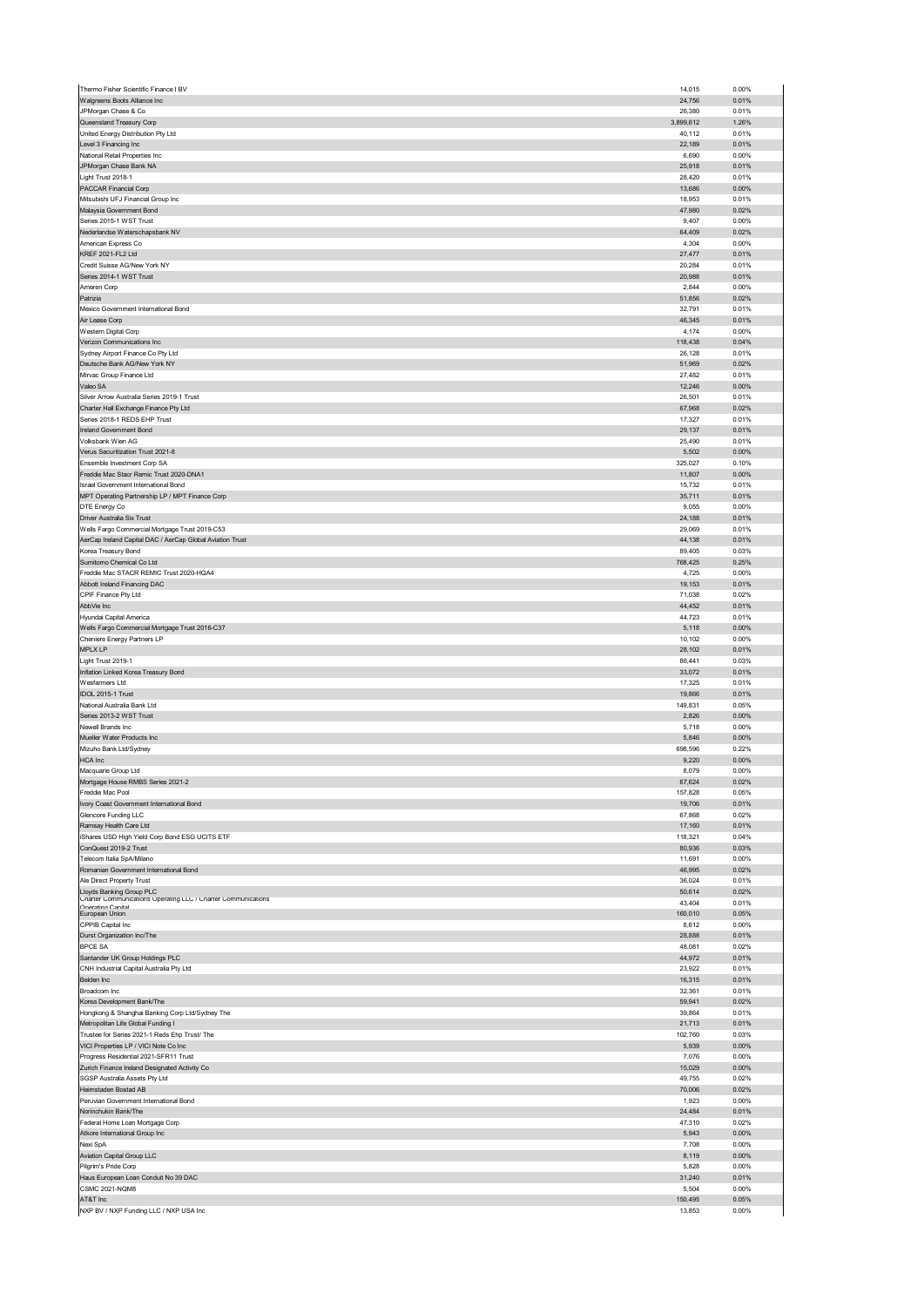| | | |
|---|---|---|
| Thermo Fisher Scientific Finance I BV | 14,015 | 0.00% |
| Walgreens Boots Alliance Inc | 24,756 | 0.01% |
| JPMorgan Chase & Co | 26,380 | 0.01% |
| Queensland Treasury Corp | 3,899,612 | 1.26% |
| United Energy Distribution Pty Ltd | 40,112 | 0.01% |
| Level 3 Financing Inc | 22,189 | 0.01% |
| National Retail Properties Inc | 6,690 | 0.00% |
| JPMorgan Chase Bank NA | 25,918 | 0.01% |
| Light Trust 2018-1 | 28,420 | 0.01% |
| PACCAR Financial Corp | 13,686 | 0.00% |
| Mitsubishi UFJ Financial Group Inc | 18,953 | 0.01% |
| Malaysia Government Bond | 47,980 | 0.02% |
| Series 2015-1 WST Trust | 9,407 | 0.00% |
| Nederlandse Waterschapsbank NV | 64,409 | 0.02% |
| American Express Co | 4,304 | 0.00% |
| KREF 2021-FL2 Ltd | 27,477 | 0.01% |
| Credit Suisse AG/New York NY | 20,284 | 0.01% |
| Series 2014-1 WST Trust | 20,988 | 0.01% |
| Ameren Corp | 2,844 | 0.00% |
| Patrizia | 51,856 | 0.02% |
| Mexico Government International Bond | 32,791 | 0.01% |
| Air Lease Corp | 46,345 | 0.01% |
| Western Digital Corp | 4,174 | 0.00% |
| Verizon Communications Inc | 118,438 | 0.04% |
| Sydney Airport Finance Co Pty Ltd | 26,128 | 0.01% |
| Deutsche Bank AG/New York NY | 51,969 | 0.02% |
| Mirvac Group Finance Ltd | 27,482 | 0.01% |
| Valeo SA | 12,246 | 0.00% |
| Silver Arrow Australia Series 2019-1 Trust | 26,501 | 0.01% |
| Charter Hall Exchange Finance Pty Ltd | 67,968 | 0.02% |
| Series 2018-1 REDS EHP Trust | 17,327 | 0.01% |
| Ireland Government Bond | 29,137 | 0.01% |
| Volksbank Wien AG | 25,490 | 0.01% |
| Verus Securitization Trust 2021-8 | 5,502 | 0.00% |
| Ensemble Investment Corp SA | 325,027 | 0.10% |
| Freddie Mac Stacr Remic Trust 2020-DNA1 | 11,807 | 0.00% |
| Israel Government International Bond | 15,732 | 0.01% |
| MPT Operating Partnership LP / MPT Finance Corp | 35,711 | 0.01% |
| DTE Energy Co | 9,055 | 0.00% |
| Driver Australia Six Trust | 24,188 | 0.01% |
| Wells Fargo Commercial Mortgage Trust 2019-C53 | 29,069 | 0.01% |
| AerCap Ireland Capital DAC / AerCap Global Aviation Trust | 44,138 | 0.01% |
| Korea Treasury Bond | 89,405 | 0.03% |
| Sumitomo Chemical Co Ltd | 768,425 | 0.25% |
| Freddie Mac STACR REMIC Trust 2020-HQA4 | 4,725 | 0.00% |
| Abbott Ireland Financing DAC | 19,153 | 0.01% |
| CPIF Finance Pty Ltd | 71,038 | 0.02% |
| AbbVie Inc | 44,452 | 0.01% |
| Hyundai Capital America | 44,723 | 0.01% |
| Wells Fargo Commercial Mortgage Trust 2016-C37 | 5,118 | 0.00% |
| Cheniere Energy Partners LP | 10,102 | 0.00% |
| MPLX LP | 28,102 | 0.01% |
| Light Trust 2019-1 | 86,441 | 0.03% |
| Inflation Linked Korea Treasury Bond | 33,072 | 0.01% |
| Wesfarmers Ltd | 17,325 | 0.01% |
| IDOL 2015-1 Trust | 19,866 | 0.01% |
| National Australia Bank Ltd | 149,831 | 0.05% |
| Series 2013-2 WST Trust | 2,826 | 0.00% |
| Newell Brands Inc | 5,718 | 0.00% |
| Mueller Water Products Inc | 5,846 | 0.00% |
| Mizuho Bank Ltd/Sydney | 698,596 | 0.22% |
| HCA Inc | 9,220 | 0.00% |
| Macquarie Group Ltd | 8,079 | 0.00% |
| Mortgage House RMBS Series 2021-2 | 67,624 | 0.02% |
| Freddie Mac Pool | 157,828 | 0.05% |
| Ivory Coast Government International Bond | 19,706 | 0.01% |
| Glencore Funding LLC | 67,868 | 0.02% |
| Ramsay Health Care Ltd | 17,160 | 0.01% |
| iShares USD High Yield Corp Bond ESG UCITS ETF | 118,321 | 0.04% |
| ConQuest 2019-2 Trust | 80,936 | 0.03% |
| Telecom Italia SpA/Milano | 11,691 | 0.00% |
| Romanian Government International Bond | 46,995 | 0.02% |
| Ale Direct Property Trust | 36,024 | 0.01% |
| Lloyds Banking Group PLC | 50,614 | 0.02% |
| Charter Communications Operating LLC / Charter Communications Operating Capital | 43,404 | 0.01% |
| European Union | 160,010 | 0.05% |
| CPPIB Capital Inc | 8,612 | 0.00% |
| Durst Organization Inc/The | 28,888 | 0.01% |
| BPCE SA | 48,081 | 0.02% |
| Santander UK Group Holdings PLC | 44,972 | 0.01% |
| CNH Industrial Capital Australia Pty Ltd | 23,922 | 0.01% |
| Belden Inc | 16,315 | 0.01% |
| Broadcom Inc | 32,361 | 0.01% |
| Korea Development Bank/The | 59,941 | 0.02% |
| Hongkong & Shanghai Banking Corp Ltd/Sydney The | 39,864 | 0.01% |
| Metropolitan Life Global Funding I | 21,713 | 0.01% |
| Trustee for Series 2021-1 Reds Ehp Trust/ The | 102,760 | 0.03% |
| VICI Properties LP / VICI Note Co Inc | 5,939 | 0.00% |
| Progress Residential 2021-SFR11 Trust | 7,076 | 0.00% |
| Zurich Finance Ireland Designated Activity Co | 15,029 | 0.00% |
| SGSP Australia Assets Pty Ltd | 49,755 | 0.02% |
| Heimstaden Bostad AB | 70,006 | 0.02% |
| Peruvian Government International Bond | 1,923 | 0.00% |
| Norinchukin Bank/The | 24,484 | 0.01% |
| Federal Home Loan Mortgage Corp | 47,310 | 0.02% |
| Atkore International Group Inc | 5,943 | 0.00% |
| Nexi SpA | 7,708 | 0.00% |
| Aviation Capital Group LLC | 8,119 | 0.00% |
| Pilgrim's Pride Corp | 5,828 | 0.00% |
| Haus European Loan Conduit No 39 DAC | 31,240 | 0.01% |
| CSMC 2021-NQM8 | 5,504 | 0.00% |
| AT&T Inc | 150,495 | 0.05% |
| NXP BV / NXP Funding LLC / NXP USA Inc | 13,853 | 0.00% |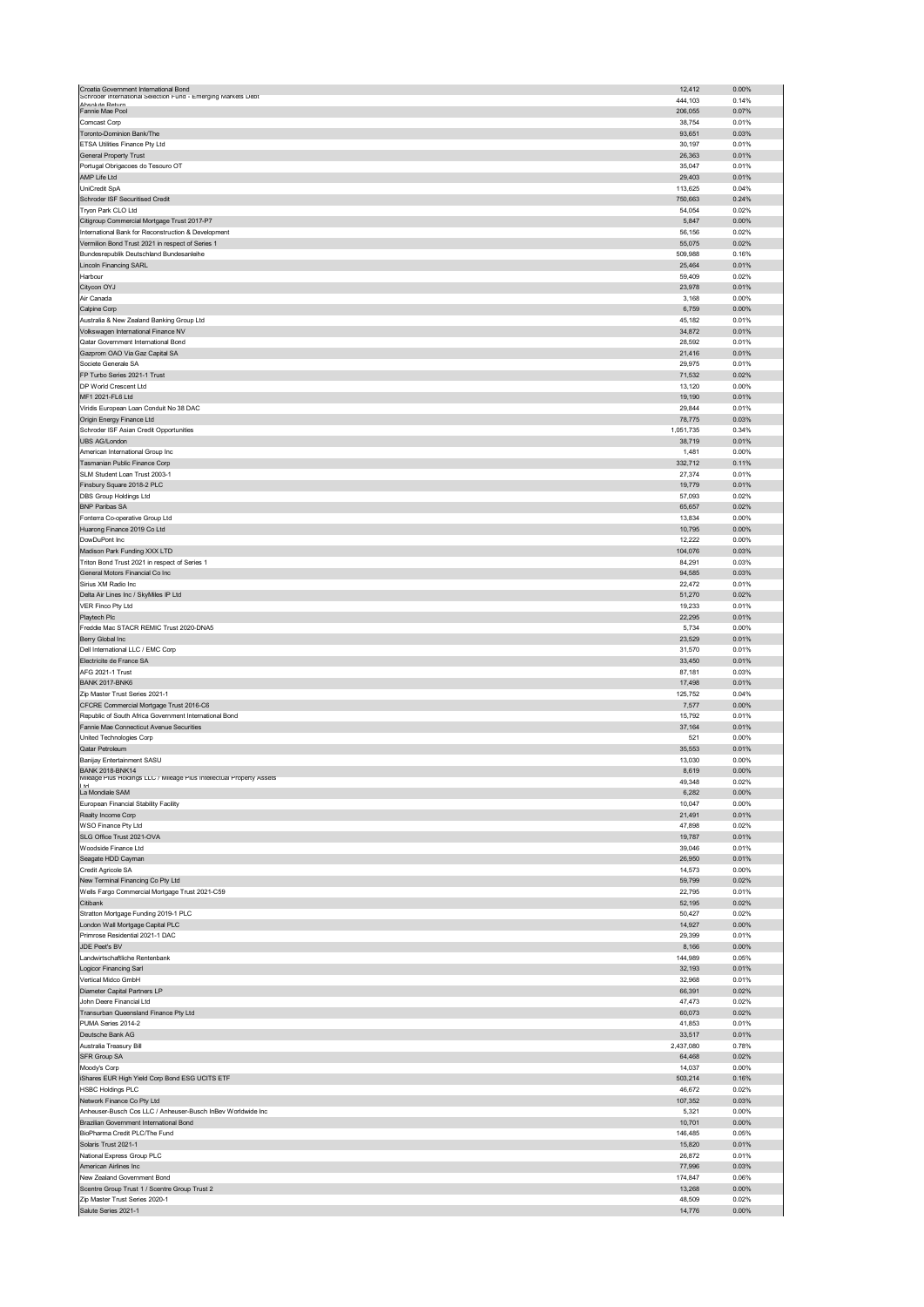| | | |
|---|---|---|
| Croatia Government International Bond | 12,412 | 0.00% |
| Schroder International Selection Fund - Emerging Markets Debt Absolute Return | 444,103 | 0.14% |
| Fannie Mae Pool | 206,055 | 0.07% |
| Comcast Corp | 38,754 | 0.01% |
| Toronto-Dominion Bank/The | 93,651 | 0.03% |
| ETSA Utilities Finance Pty Ltd | 30,197 | 0.01% |
| General Property Trust | 26,363 | 0.01% |
| Portugal Obrigacoes do Tesouro OT | 35,047 | 0.01% |
| AMP Life Ltd | 29,403 | 0.01% |
| UniCredit SpA | 113,625 | 0.04% |
| Schroder ISF Securitised Credit | 750,663 | 0.24% |
| Tryon Park CLO Ltd | 54,054 | 0.02% |
| Citigroup Commercial Mortgage Trust 2017-P7 | 5,847 | 0.00% |
| International Bank for Reconstruction & Development | 56,156 | 0.02% |
| Vermilion Bond Trust 2021 in respect of Series 1 | 55,075 | 0.02% |
| Bundesrepublik Deutschland Bundesanleihe | 509,988 | 0.16% |
| Lincoln Financing SARL | 25,464 | 0.01% |
| Harbour | 59,409 | 0.02% |
| Citycon OYJ | 23,978 | 0.01% |
| Air Canada | 3,168 | 0.00% |
| Calpine Corp | 6,759 | 0.00% |
| Australia & New Zealand Banking Group Ltd | 45,182 | 0.01% |
| Volkswagen International Finance NV | 34,872 | 0.01% |
| Qatar Government International Bond | 28,592 | 0.01% |
| Gazprom OAO Via Gaz Capital SA | 21,416 | 0.01% |
| Societe Generale SA | 29,975 | 0.01% |
| FP Turbo Series 2021-1 Trust | 71,532 | 0.02% |
| DP World Crescent Ltd | 13,120 | 0.00% |
| MF1 2021-FL6 Ltd | 19,190 | 0.01% |
| Viridis European Loan Conduit No 38 DAC | 29,844 | 0.01% |
| Origin Energy Finance Ltd | 78,775 | 0.03% |
| Schroder ISF Asian Credit Opportunities | 1,051,735 | 0.34% |
| UBS AG/London | 38,719 | 0.01% |
| American International Group Inc | 1,481 | 0.00% |
| Tasmanian Public Finance Corp | 332,712 | 0.11% |
| SLM Student Loan Trust 2003-1 | 27,374 | 0.01% |
| Finsbury Square 2018-2 PLC | 19,779 | 0.01% |
| DBS Group Holdings Ltd | 57,093 | 0.02% |
| BNP Paribas SA | 65,657 | 0.02% |
| Fonterra Co-operative Group Ltd | 13,834 | 0.00% |
| Huarong Finance 2019 Co Ltd | 10,795 | 0.00% |
| DowDuPont Inc | 12,222 | 0.00% |
| Madison Park Funding XXX LTD | 104,076 | 0.03% |
| Triton Bond Trust 2021 in respect of Series 1 | 84,291 | 0.03% |
| General Motors Financial Co Inc | 94,585 | 0.03% |
| Sirius XM Radio Inc | 22,472 | 0.01% |
| Delta Air Lines Inc / SkyMiles IP Ltd | 51,270 | 0.02% |
| VER Finco Pty Ltd | 19,233 | 0.01% |
| Playtech Plc | 22,295 | 0.01% |
| Freddie Mac STACR REMIC Trust 2020-DNA5 | 5,734 | 0.00% |
| Berry Global Inc | 23,529 | 0.01% |
| Dell International LLC / EMC Corp | 31,570 | 0.01% |
| Electricite de France SA | 33,450 | 0.01% |
| AFG 2021-1 Trust | 87,181 | 0.03% |
| BANK 2017-BNK6 | 17,498 | 0.01% |
| Zip Master Trust Series 2021-1 | 125,752 | 0.04% |
| CFCRE Commercial Mortgage Trust 2016-C6 | 7,577 | 0.00% |
| Republic of South Africa Government International Bond | 15,792 | 0.01% |
| Fannie Mae Connecticut Avenue Securities | 37,164 | 0.01% |
| United Technologies Corp | 521 | 0.00% |
| Qatar Petroleum | 35,553 | 0.01% |
| Banijay Entertainment SASU | 13,030 | 0.00% |
| BANK 2018-BNK14 | 8,619 | 0.00% |
| Mileage Plus Holdings LLC / Mileage Plus Intellectual Property Assets Ltd | 49,348 | 0.02% |
| La Mondiale SAM | 6,282 | 0.00% |
| European Financial Stability Facility | 10,047 | 0.00% |
| Realty Income Corp | 21,491 | 0.01% |
| WSO Finance Pty Ltd | 47,898 | 0.02% |
| SLG Office Trust 2021-OVA | 19,787 | 0.01% |
| Woodside Finance Ltd | 39,046 | 0.01% |
| Seagate HDD Cayman | 26,950 | 0.01% |
| Credit Agricole SA | 14,573 | 0.00% |
| New Terminal Financing Co Pty Ltd | 59,799 | 0.02% |
| Wells Fargo Commercial Mortgage Trust 2021-C59 | 22,795 | 0.01% |
| Citibank | 52,195 | 0.02% |
| Stratton Mortgage Funding 2019-1 PLC | 50,427 | 0.02% |
| London Wall Mortgage Capital PLC | 14,927 | 0.00% |
| Primrose Residential 2021-1 DAC | 29,399 | 0.01% |
| JDE Peet's BV | 8,166 | 0.00% |
| Landwirtschaftliche Rentenbank | 144,989 | 0.05% |
| Logicor Financing Sarl | 32,193 | 0.01% |
| Vertical Midco GmbH | 32,968 | 0.01% |
| Diameter Capital Partners LP | 66,391 | 0.02% |
| John Deere Financial Ltd | 47,473 | 0.02% |
| Transurban Queensland Finance Pty Ltd | 60,073 | 0.02% |
| PUMA Series 2014-2 | 41,853 | 0.01% |
| Deutsche Bank AG | 33,517 | 0.01% |
| Australia Treasury Bill | 2,437,080 | 0.78% |
| SFR Group SA | 64,468 | 0.02% |
| Moody's Corp | 14,037 | 0.00% |
| iShares EUR High Yield Corp Bond ESG UCITS ETF | 503,214 | 0.16% |
| HSBC Holdings PLC | 46,672 | 0.02% |
| Network Finance Co Pty Ltd | 107,352 | 0.03% |
| Anheuser-Busch Cos LLC / Anheuser-Busch InBev Worldwide Inc | 5,321 | 0.00% |
| Brazilian Government International Bond | 10,701 | 0.00% |
| BioPharma Credit PLC/The Fund | 146,485 | 0.05% |
| Solaris Trust 2021-1 | 15,820 | 0.01% |
| National Express Group PLC | 26,872 | 0.01% |
| American Airlines Inc | 77,996 | 0.03% |
| New Zealand Government Bond | 174,847 | 0.06% |
| Scentre Group Trust 1 / Scentre Group Trust 2 | 13,268 | 0.00% |
| Zip Master Trust Series 2020-1 | 48,509 | 0.02% |
| Salute Series 2021-1 | 14,776 | 0.00% |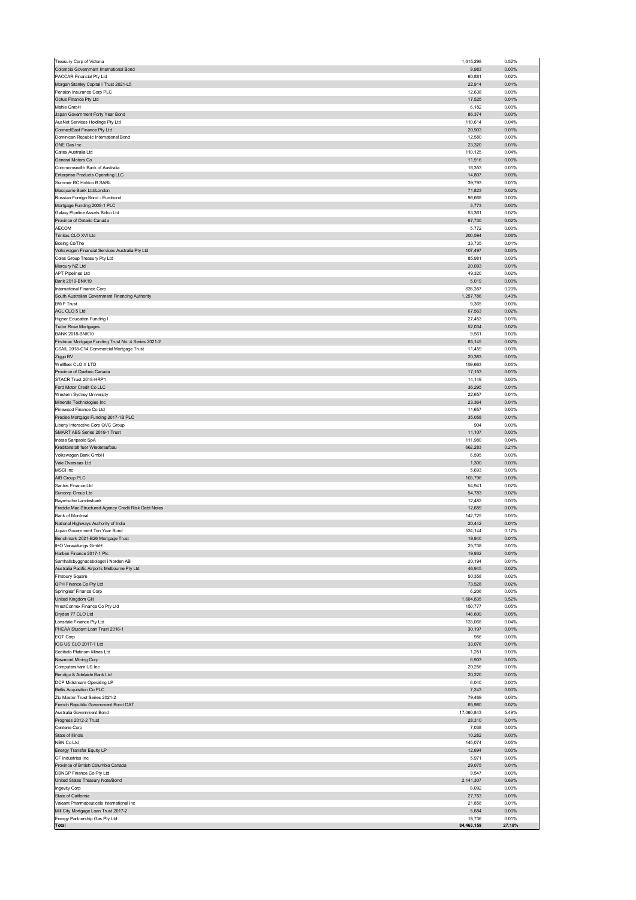| | | |
|---|---|---|
| Treasury Corp of Victoria | 1,615,298 | 0.52% |
| Colombia Government International Bond | 9,983 | 0.00% |
| PACCAR Financial Pty Ltd | 60,881 | 0.02% |
| Morgan Stanley Capital I Trust 2021-L5 | 22,914 | 0.01% |
| Pension Insurance Corp PLC | 12,638 | 0.00% |
| Optus Finance Pty Ltd | 17,525 | 0.01% |
| Mahle GmbH | 6,182 | 0.00% |
| Japan Government Forty Year Bond | 86,374 | 0.03% |
| AusNet Services Holdings Pty Ltd | 110,614 | 0.04% |
| ConnectEast Finance Pty Ltd | 20,903 | 0.01% |
| Dominican Republic International Bond | 12,580 | 0.00% |
| ONE Gas Inc | 23,320 | 0.01% |
| Caltex Australia Ltd | 110,125 | 0.04% |
| General Motors Co | 11,916 | 0.00% |
| Commonwealth Bank of Australia | 16,353 | 0.01% |
| Enterprise Products Operating LLC | 14,807 | 0.00% |
| Summer BC Holdco B SARL | 39,793 | 0.01% |
| Macquarie Bank Ltd/London | 71,823 | 0.02% |
| Russian Foreign Bond - Eurobond | 96,668 | 0.03% |
| Mortgage Funding 2008-1 PLC | 3,773 | 0.00% |
| Galaxy Pipeline Assets Bidco Ltd | 53,361 | 0.02% |
| Province of Ontario Canada | 67,730 | 0.02% |
| AECOM | 5,772 | 0.00% |
| Trinitas CLO XVI Ltd | 200,594 | 0.06% |
| Boeing Co/The | 33,735 | 0.01% |
| Volkswagen Financial Services Australia Pty Ltd | 107,497 | 0.03% |
| Coles Group Treasury Pty Ltd | 85,981 | 0.03% |
| Mercury NZ Ltd | 20,093 | 0.01% |
| APT Pipelines Ltd | 49,320 | 0.02% |
| Bank 2019-BNK19 | 5,019 | 0.00% |
| International Finance Corp | 635,357 | 0.20% |
| South Australian Government Financing Authority | 1,257,786 | 0.40% |
| BWP Trust | 9,365 | 0.00% |
| AGL CLO 5 Ltd | 67,563 | 0.02% |
| Higher Education Funding I | 27,453 | 0.01% |
| Tudor Rose Mortgages | 52,034 | 0.02% |
| BANK 2018-BNK10 | 9,561 | 0.00% |
| Firstmac Mortgage Funding Trust No. 4 Series 2021-2 | 65,145 | 0.02% |
| CSAIL 2018-C14 Commercial Mortgage Trust | 11,459 | 0.00% |
| Ziggo BV | 20,383 | 0.01% |
| Wellfleet CLO X LTD | 159,663 | 0.05% |
| Province of Quebec Canada | 17,153 | 0.01% |
| STACR Trust 2018-HRP1 | 14,149 | 0.00% |
| Ford Motor Credit Co LLC | 36,295 | 0.01% |
| Western Sydney University | 22,657 | 0.01% |
| Minerals Technologies Inc | 23,364 | 0.01% |
| Pinewood Finance Co Ltd | 11,657 | 0.00% |
| Precise Mortgage Funding 2017-1B PLC | 35,058 | 0.01% |
| Liberty Interactive Corp QVC Group | 904 | 0.00% |
| SMART ABS Series 2019-1 Trust | 11,107 | 0.00% |
| Intesa Sanpaolo SpA | 111,980 | 0.04% |
| Kreditanstalt fuer Wiederaufbau | 662,283 | 0.21% |
| Volkswagen Bank GmbH | 6,595 | 0.00% |
| Vale Overseas Ltd | 1,300 | 0.00% |
| MSCI Inc | 5,693 | 0.00% |
| AIB Group PLC | 103,796 | 0.03% |
| Santos Finance Ltd | 54,941 | 0.02% |
| Suncorp Group Ltd | 54,783 | 0.02% |
| Bayerische Landesbank | 12,482 | 0.00% |
| Freddie Mac Structured Agency Credit Risk Debt Notes | 12,689 | 0.00% |
| Bank of Montreal | 142,725 | 0.05% |
| National Highways Authority of India | 20,442 | 0.01% |
| Japan Government Ten Year Bond | 524,144 | 0.17% |
| Benchmark 2021-B26 Mortgage Trust | 19,940 | 0.01% |
| IHO Verwaltungs GmbH | 25,738 | 0.01% |
| Harben Finance 2017-1 Plc | 19,932 | 0.01% |
| Samhallsbyggnadsbolaget i Norden AB | 20,194 | 0.01% |
| Australia Pacific Airports Melbourne Pty Ltd | 46,945 | 0.02% |
| Finsbury Square | 50,358 | 0.02% |
| QPH Finance Co Pty Ltd | 73,528 | 0.02% |
| Springleaf Finance Corp | 6,206 | 0.00% |
| United Kingdom Gilt | 1,604,835 | 0.52% |
| WestConnex Finance Co Pty Ltd | 150,777 | 0.05% |
| Dryden 77 CLO Ltd | 148,609 | 0.05% |
| Lonsdale Finance Pty Ltd | 133,068 | 0.04% |
| PHEAA Student Loan Trust 2016-1 | 30,197 | 0.01% |
| EQT Corp | 956 | 0.00% |
| ICG US CLO 2017-1 Ltd | 33,076 | 0.01% |
| Sedibelo Platinum Mines Ltd | 1,251 | 0.00% |
| Newmont Mining Corp | 6,903 | 0.00% |
| Computershare US Inc | 20,256 | 0.01% |
| Bendigo & Adelaide Bank Ltd | 20,220 | 0.01% |
| DCP Midstream Operating LP | 6,040 | 0.00% |
| Bellis Acquisition Co PLC | 7,243 | 0.00% |
| Zip Master Trust Series 2021-2 | 79,469 | 0.03% |
| French Republic Government Bond OAT | 65,980 | 0.02% |
| Australia Government Bond | 17,060,843 | 5.49% |
| Progress 2012-2 Trust | 28,310 | 0.01% |
| Centene Corp | 7,038 | 0.00% |
| State of Illinois | 10,282 | 0.00% |
| NBN Co Ltd | 145,074 | 0.05% |
| Energy Transfer Equity LP | 12,694 | 0.00% |
| CF Industries Inc | 5,971 | 0.00% |
| Province of British Columbia Canada | 29,075 | 0.01% |
| DBNGP Finance Co Pty Ltd | 9,547 | 0.00% |
| United States Treasury Note/Bond | 2,141,307 | 0.69% |
| Ingevity Corp | 8,092 | 0.00% |
| State of California | 27,753 | 0.01% |
| Valeant Pharmaceuticals International Inc | 21,858 | 0.01% |
| Mill City Mortgage Loan Trust 2017-2 | 5,684 | 0.00% |
| Energy Partnership Gas Pty Ltd | 18,736 | 0.01% |
| **Total** | **84,463,159** | **27.19%** |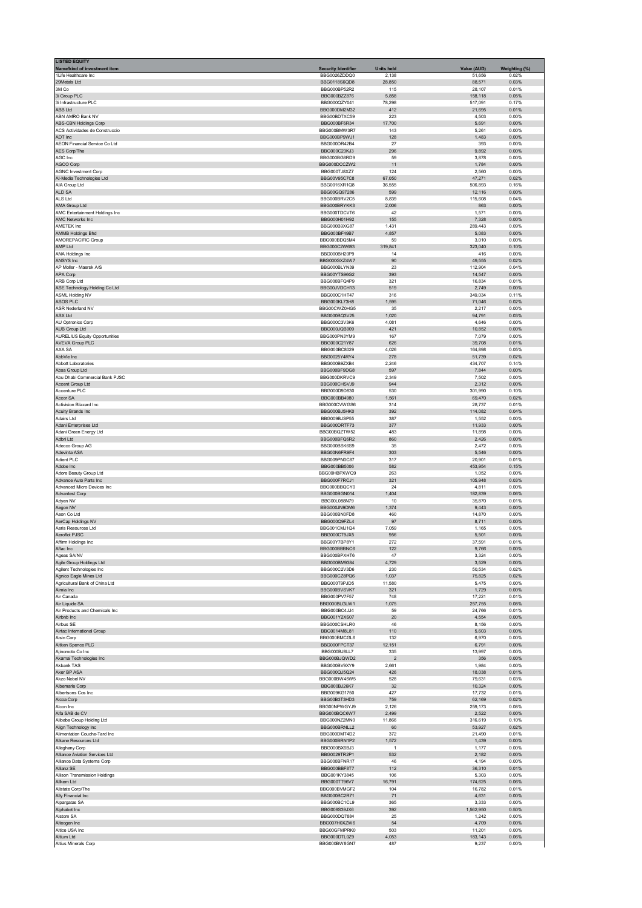**LISTED EQUITY**

| Name/kind of investment item | Security Identifier | Units held | Value (AUD) | Weighting (%) |
|---|---|---|---|---|
| 1Life Healthcare Inc | BBG0026ZDQQ0 | 2,138 | 51,656 | 0.02% |
| 29Metals Ltd | BBG0118S6QD8 | 28,850 | 88,571 | 0.03% |
| 3M Co | BBG000BP52R2 | 115 | 28,107 | 0.01% |
| 3i Group PLC | BBG000BZZ876 | 5,858 | 158,118 | 0.05% |
| 3i Infrastructure PLC | BBG000QZY041 | 78,298 | 517,091 | 0.17% |
| ABB Ltd | BBG000DM2M32 | 412 | 21,695 | 0.01% |
| ABN AMRO Bank NV | BBG00B0TXC59 | 223 | 4,503 | 0.00% |
| ABS-CBN Holdings Corp | BBG000BF6R34 | 17,700 | 5,691 | 0.00% |
| ACS Actividades de Construccio | BBG000BMW3R7 | 143 | 5,261 | 0.00% |
| ADT Inc | BBG000BP9WJ1 | 128 | 1,483 | 0.00% |
| AEON Financial Service Co Ltd | BBG000DR42B4 | 27 | 393 | 0.00% |
| AES Corp/The | BBG000C23KJ3 | 296 | 9,892 | 0.00% |
| AGC Inc | BBG000BG8RD9 | 59 | 3,878 | 0.00% |
| AGCO Corp | BBG000DCCZW2 | 11 | 1,784 | 0.00% |
| AGNC Investment Corp | BBG000TJ8XZ7 | 124 | 2,560 | 0.00% |
| AI-Media Technologies Ltd | BBG00V95C7C8 | 67,050 | 47,271 | 0.02% |
| AIA Group Ltd | BBG0016XR1Q8 | 36,555 | 506,893 | 0.16% |
| ALD SA | BBG00GQ97286 | 599 | 12,116 | 0.00% |
| ALS Ltd | BBG000BRV2C5 | 8,839 | 115,608 | 0.04% |
| AMA Group Ltd | BBG000BRYKK3 | 2,006 | 863 | 0.00% |
| AMC Entertainment Holdings Inc | BBG000TDCVT6 | 42 | 1,571 | 0.00% |
| AMC Networks Inc | BBG000H01H92 | 155 | 7,328 | 0.00% |
| AMETEK Inc | BBG000B9XG87 | 1,431 | 289,443 | 0.09% |
| AMMB Holdings Bhd | BBG000BF49B7 | 4,857 | 5,083 | 0.00% |
| AMOREPACIFIC Group | BBG000BDQ5M4 | 59 | 3,010 | 0.00% |
| AMP Ltd | BBG000C2W693 | 319,841 | 323,040 | 0.10% |
| ANA Holdings Inc | BBG000BH20P9 | 14 | 416 | 0.00% |
| ANSYS Inc | BBG000GXZ4W7 | 90 | 49,555 | 0.02% |
| AP Moller - Maersk A/S | BBG000BLYN39 | 23 | 112,904 | 0.04% |
| APA Corp | BBG00YTS96G2 | 393 | 14,547 | 0.00% |
| ARB Corp Ltd | BBG000BFQ4P9 | 321 | 16,834 | 0.01% |
| ASE Technology Holding Co Ltd | BBG00JVDCH13 | 519 | 2,749 | 0.00% |
| ASML Holding NV | BBG000C1HT47 | 316 | 349,034 | 0.11% |
| ASOS PLC | BBG000KL73H8 | 1,595 | 71,046 | 0.02% |
| ASR Nederland NV | BBG00CWZ0HG5 | 35 | 2,217 | 0.00% |
| ASX Ltd | BBG000BQ3V25 | 1,020 | 94,791 | 0.03% |
| AU Optronics Corp | BBG000C3V3K6 | 4,081 | 4,646 | 0.00% |
| AUB Group Ltd | BBG000JQB909 | 421 | 10,852 | 0.00% |
| AURELIUS Equity Opportunities | BBG000PN3YM9 | 167 | 7,079 | 0.00% |
| AVEVA Group PLC | BBG000C21Y87 | 626 | 39,708 | 0.01% |
| AXA SA | BBG000BC8029 | 4,026 | 164,898 | 0.05% |
| AbbVie Inc | BBG0025Y4RY4 | 278 | 51,739 | 0.02% |
| Abbott Laboratories | BBG000B9ZXB4 | 2,246 | 434,707 | 0.14% |
| Absa Group Ltd | BBG000BF9DG8 | 597 | 7,844 | 0.00% |
| Abu Dhabi Commercial Bank PJSC | BBG000DKRVC9 | 2,349 | 7,502 | 0.00% |
| Accent Group Ltd | BBG000CHSVJ9 | 944 | 2,312 | 0.00% |
| Accenture PLC | BBG000D9D830 | 530 | 301,990 | 0.10% |
| Accor SA | BBG000BB4980 | 1,561 | 69,470 | 0.02% |
| Activision Blizzard Inc | BBG000CVWGS6 | 314 | 28,737 | 0.01% |
| Acuity Brands Inc | BBG000BJ5HK0 | 392 | 114,082 | 0.04% |
| Adairs Ltd | BBG009BJSP55 | 387 | 1,552 | 0.00% |
| Adani Enterprises Ltd | BBG000DRTF73 | 377 | 11,933 | 0.00% |
| Adani Green Energy Ltd | BBG00BQZTW52 | 483 | 11,898 | 0.00% |
| Adbri Ltd | BBG000BFQ6R2 | 860 | 2,426 | 0.00% |
| Adecco Group AG | BBG000BSK6S9 | 35 | 2,472 | 0.00% |
| Adevinta ASA | BBG00N6FR9F4 | 303 | 5,546 | 0.00% |
| Adient PLC | BBG009PN0C87 | 317 | 20,901 | 0.01% |
| Adobe Inc | BBG000BB5006 | 582 | 453,954 | 0.15% |
| Adore Beauty Group Ltd | BBG00HBPXWQ9 | 263 | 1,052 | 0.00% |
| Advance Auto Parts Inc | BBG000F7RCJ1 | 321 | 105,948 | 0.03% |
| Advanced Micro Devices Inc | BBG000BBQCY0 | 24 | 4,811 | 0.00% |
| Advantest Corp | BBG000BGN014 | 1,404 | 182,839 | 0.06% |
| Adyen NV | BBG00L088N79 | 10 | 35,870 | 0.01% |
| Aegon NV | BBG000JN9DM6 | 1,374 | 9,443 | 0.00% |
| Aeon Co Ltd | BBG000BN0FD8 | 460 | 14,870 | 0.00% |
| AerCap Holdings NV | BBG000Q9FZL4 | 97 | 8,711 | 0.00% |
| Aeris Resources Ltd | BBG001CMJ1Q4 | 7,059 | 1,165 | 0.00% |
| Aeroflot PJSC | BBG000CT9JX5 | 956 | 5,501 | 0.00% |
| Affirm Holdings Inc | BBG00Y7BP8Y1 | 272 | 37,591 | 0.01% |
| Aflac Inc | BBG000BBBNC6 | 122 | 9,766 | 0.00% |
| Ageas SA/NV | BBG000BPXHT6 | 47 | 3,324 | 0.00% |
| Agile Group Holdings Ltd | BBG000BM9384 | 4,729 | 3,529 | 0.00% |
| Agilent Technologies Inc | BBG000C2V3D6 | 230 | 50,534 | 0.02% |
| Agnico Eagle Mines Ltd | BBG000CZ8PQ6 | 1,037 | 75,825 | 0.02% |
| Agricultural Bank of China Ltd | BBG000T9PJD5 | 11,580 | 5,475 | 0.00% |
| Aimia Inc | BBG000BVSVK7 | 321 | 1,729 | 0.00% |
| Air Canada | BBG000PV7F57 | 748 | 17,221 | 0.01% |
| Air Liquide SA | BBG000BLGLW1 | 1,075 | 257,755 | 0.08% |
| Air Products and Chemicals Inc | BBG000BC4JJ4 | 59 | 24,766 | 0.01% |
| Airbnb Inc | BBG001Y2XS07 | 20 | 4,554 | 0.00% |
| Airbus SE | BBG000CSHLR0 | 46 | 8,156 | 0.00% |
| Airtac International Group | BBG0014M8L81 | 110 | 5,603 | 0.00% |
| Aisin Corp | BBG000BMCGL6 | 132 | 6,970 | 0.00% |
| Aitken Spence PLC | BBG000FPCT37 | 12,151 | 6,791 | 0.00% |
| Ajinomoto Co Inc | BBG000BJ8LL7 | 335 | 13,997 | 0.00% |
| Akamai Technologies Inc | BBG000BJQWD2 | 2 | 356 | 0.00% |
| Akbank TAS | BBG000BV9XY9 | 2,661 | 1,984 | 0.00% |
| Aker BP ASA | BBG000QJ5Q24 | 426 | 18,038 | 0.01% |
| Akzo Nobel NV | BBG000BW45W5 | 528 | 79,631 | 0.03% |
| Albemarle Corp | BBG000BJ26K7 | 32 | 10,324 | 0.00% |
| Albertsons Cos Inc | BBG009KG1750 | 427 | 17,732 | 0.01% |
| Alcoa Corp | BBG00B3T3HD3 | 759 | 62,169 | 0.02% |
| Alcon Inc | BBG00NPWGYJ9 | 2,126 | 259,173 | 0.08% |
| Alfa SAB de CV | BBG000BQC6W7 | 2,499 | 2,522 | 0.00% |
| Alibaba Group Holding Ltd | BBG000NZ2MN0 | 11,866 | 316,619 | 0.10% |
| Align Technology Inc | BBG000BRNLL2 | 60 | 53,927 | 0.02% |
| Alimentation Couche-Tard Inc | BBG000DMT4D2 | 372 | 21,490 | 0.01% |
| Alkane Resources Ltd | BBG000BRN1P2 | 1,572 | 1,439 | 0.00% |
| Alleghany Corp | BBG000BX6BJ3 | 1 | 1,177 | 0.00% |
| Alliance Aviation Services Ltd | BBG0029TR2P1 | 532 | 2,182 | 0.00% |
| Alliance Data Systems Corp | BBG000BFNR17 | 46 | 4,194 | 0.00% |
| Allianz SE | BBG000BBF8T7 | 112 | 36,310 | 0.01% |
| Allison Transmission Holdings | BBG001KY3845 | 106 | 5,303 | 0.00% |
| Allkem Ltd | BBG000TT96V7 | 16,791 | 174,625 | 0.06% |
| Allstate Corp/The | BBG000BVMGF2 | 104 | 16,782 | 0.01% |
| Ally Financial Inc | BBG000BC2R71 | 71 | 4,631 | 0.00% |
| Alpargatas SA | BBG000BC1CL9 | 365 | 3,333 | 0.00% |
| Alphabet Inc | BBG009S39JX6 | 392 | 1,562,950 | 0.50% |
| Alstom SA | BBG000DQ7884 | 25 | 1,242 | 0.00% |
| Alteogen Inc | BBG007H0XZW6 | 54 | 4,709 | 0.00% |
| Altice USA Inc | BBG00GFMPRK0 | 503 | 11,201 | 0.00% |
| Altium Ltd | BBG000DTL0Z9 | 4,053 | 183,143 | 0.06% |
| Altius Minerals Corp | BBG000BW8GN7 | 487 | 9,237 | 0.00% |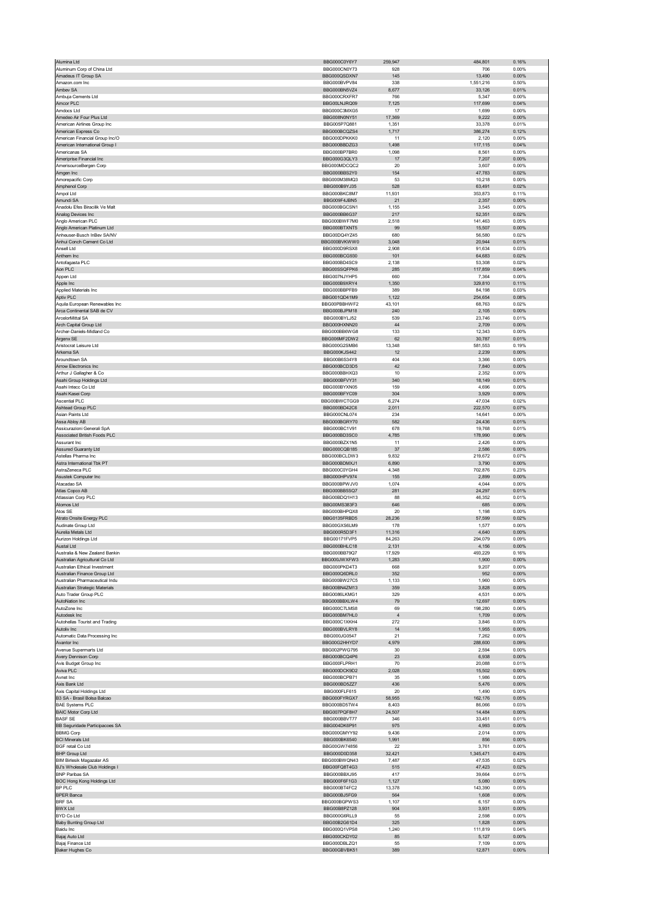| | | | | |
|---|---|---|---|---|
| Alumina Ltd | BBG000C0Y6Y7 | 259,947 | 484,801 | 0.16% |
| Aluminum Corp of China Ltd | BBG000CN0Y73 | 928 | 706 | 0.00% |
| Amadeus IT Group SA | BBG000QSDXN7 | 145 | 13,490 | 0.00% |
| Amazon.com Inc | BBG000BVPV84 | 338 | 1,551,216 | 0.50% |
| Ambev SA | BBG000BN5VZ4 | 8,677 | 33,126 | 0.01% |
| Ambuja Cements Ltd | BBG000CRXFR7 | 766 | 5,347 | 0.00% |
| Amcor PLC | BBG00LNJRQ09 | 7,125 | 117,699 | 0.04% |
| Amdocs Ltd | BBG000C3MXG5 | 17 | 1,699 | 0.00% |
| Amedeo Air Four Plus Ltd | BBG008N0NY51 | 17,369 | 9,222 | 0.00% |
| American Airlines Group Inc | BBG005P7Q881 | 1,351 | 33,378 | 0.01% |
| American Express Co | BBG000BCQZS4 | 1,717 | 386,274 | 0.12% |
| American Financial Group Inc/O | BBG000DPKKK0 | 11 | 2,120 | 0.00% |
| American International Group I | BBG000BBDZG3 | 1,498 | 117,115 | 0.04% |
| Americanas SA | BBG000BP7BR0 | 1,098 | 8,561 | 0.00% |
| Ameriprise Financial Inc | BBG000G3QLY3 | 17 | 7,207 | 0.00% |
| AmerisourceBergen Corp | BBG000MDCQC2 | 20 | 3,607 | 0.00% |
| Amgen Inc | BBG000BBS2Y0 | 154 | 47,783 | 0.02% |
| Amorepacific Corp | BBG000M38MQ3 | 53 | 10,218 | 0.00% |
| Amphenol Corp | BBG000B9YJ35 | 528 | 63,491 | 0.02% |
| Ampol Ltd | BBG000BKC8M7 | 11,931 | 353,873 | 0.11% |
| Amundi SA | BBG009F4JBN5 | 21 | 2,357 | 0.00% |
| Anadolu Efes Biracilik Ve Malt | BBG000BGCSN1 | 1,155 | 3,545 | 0.00% |
| Analog Devices Inc | BBG000BB6G37 | 217 | 52,351 | 0.02% |
| Anglo American PLC | BBG000BWF7M0 | 2,518 | 141,463 | 0.05% |
| Anglo American Platinum Ltd | BBG000BTXNT5 | 99 | 15,507 | 0.00% |
| Anheuser-Busch InBev SA/NV | BBG00DQ4YZ45 | 680 | 56,580 | 0.02% |
| Anhui Conch Cement Co Ltd | BBG000BVKWW0 | 3,048 | 20,944 | 0.01% |
| Ansell Ltd | BBG000D9RSX8 | 2,908 | 91,634 | 0.03% |
| Anthem Inc | BBG000BCG930 | 101 | 64,683 | 0.02% |
| Antofagasta PLC | BBG000BD4SC9 | 2,138 | 53,308 | 0.02% |
| Aon PLC | BBG00SSQFPK6 | 285 | 117,859 | 0.04% |
| Appen Ltd | BBG007NJYHP5 | 660 | 7,364 | 0.00% |
| Apple Inc | BBG000B9XRY4 | 1,350 | 329,810 | 0.11% |
| Applied Materials Inc | BBG000BBPFB9 | 389 | 84,198 | 0.03% |
| Aptiv PLC | BBG001QD41M9 | 1,122 | 254,654 | 0.08% |
| Aquila European Renewables Inc | BBG00PBBHWF2 | 43,101 | 68,763 | 0.02% |
| Arca Continental SAB de CV | BBG000BJPM18 | 240 | 2,105 | 0.00% |
| ArcelorMittal SA | BBG000BYLJ52 | 539 | 23,746 | 0.01% |
| Arch Capital Group Ltd | BBG000HXNN20 | 44 | 2,709 | 0.00% |
| Archer-Daniels-Midland Co | BBG000BB6WG8 | 133 | 12,343 | 0.00% |
| Argenx SE | BBG006MF2DW2 | 62 | 30,787 | 0.01% |
| Aristocrat Leisure Ltd | BBG000G2SMB6 | 13,348 | 581,553 | 0.19% |
| Arkema SA | BBG000KJS442 | 12 | 2,239 | 0.00% |
| Aroundtown SA | BBG00B6S34Y8 | 404 | 3,366 | 0.00% |
| Arrow Electronics Inc | BBG000BCD3D5 | 42 | 7,840 | 0.00% |
| Arthur J Gallagher & Co | BBG000BBHXQ3 | 10 | 2,352 | 0.00% |
| Asahi Group Holdings Ltd | BBG000BFVY31 | 340 | 18,149 | 0.01% |
| Asahi Intecc Co Ltd | BBG000BYXN05 | 159 | 4,696 | 0.00% |
| Asahi Kasei Corp | BBG000BFYC09 | 304 | 3,929 | 0.00% |
| Ascential PLC | BBG00BWCTGG9 | 6,274 | 47,034 | 0.02% |
| Ashtead Group PLC | BBG000BD42C6 | 2,011 | 222,570 | 0.07% |
| Asian Paints Ltd | BBG000CNL074 | 234 | 14,641 | 0.00% |
| Assa Abloy AB | BBG000BGRY70 | 582 | 24,436 | 0.01% |
| Assicurazioni Generali SpA | BBG000BC1V91 | 678 | 19,768 | 0.01% |
| Associated British Foods PLC | BBG000BD3SC0 | 4,785 | 178,990 | 0.06% |
| Assurant Inc | BBG000BZX1N5 | 11 | 2,426 | 0.00% |
| Assured Guaranty Ltd | BBG000CQB185 | 37 | 2,586 | 0.00% |
| Astellas Pharma Inc | BBG000BCLDW3 | 9,832 | 219,672 | 0.07% |
| Astra International Tbk PT | BBG000BDMXJ1 | 6,890 | 3,790 | 0.00% |
| AstraZeneca PLC | BBG000C0YGH4 | 4,348 | 702,876 | 0.23% |
| Asustek Computer Inc | BBG000HPV974 | 155 | 2,899 | 0.00% |
| Atacadao SA | BBG000BPWJV0 | 1,074 | 4,044 | 0.00% |
| Atlas Copco AB | BBG000BB5SQ7 | 281 | 24,297 | 0.01% |
| Atlassian Corp PLC | BBG00BDQ1H13 | 88 | 46,352 | 0.01% |
| Atomos Ltd | BBG00MS383F3 | 646 | 685 | 0.00% |
| Atos SE | BBG000BHPQX8 | 20 | 1,198 | 0.00% |
| Atrato Onsite Energy PLC | BBG0135FRBD5 | 28,236 | 57,599 | 0.02% |
| Audinate Group Ltd | BBG00GXS6LM9 | 178 | 1,577 | 0.00% |
| Aurelia Metals Ltd | BBG000R5D3F1 | 11,316 | 4,640 | 0.00% |
| Aurizon Holdings Ltd | BBG00171FVP5 | 84,263 | 294,079 | 0.09% |
| Austal Ltd | BBG000BHLC18 | 2,131 | 4,156 | 0.00% |
| Australia & New Zealand Bankin | BBG000BB79Q7 | 17,929 | 493,229 | 0.16% |
| Australian Agricultural Co Ltd | BBG000JWXFW3 | 1,283 | 1,900 | 0.00% |
| Australian Ethical Investment | BBG000PKD4T3 | 668 | 9,207 | 0.00% |
| Australian Finance Group Ltd | BBG000Q8DRL0 | 352 | 952 | 0.00% |
| Australian Pharmaceutical Indu | BBG000BW27C5 | 1,133 | 1,960 | 0.00% |
| Australian Strategic Materials | BBG00BN4ZM13 | 359 | 3,828 | 0.00% |
| Auto Trader Group PLC | BBG0086LKMG1 | 329 | 4,531 | 0.00% |
| AutoNation Inc | BBG000BBXLW4 | 79 | 12,697 | 0.00% |
| AutoZone Inc | BBG000C7LMS8 | 69 | 198,280 | 0.06% |
| Autodesk Inc | BBG000BM7HL0 | 4 | 1,709 | 0.00% |
| Autohellas Tourist and Trading | BBG000C1XKH4 | 272 | 3,846 | 0.00% |
| Autoliv Inc | BBG000BVLRY8 | 14 | 1,955 | 0.00% |
| Automatic Data Processing Inc | BBG000JG0547 | 21 | 7,262 | 0.00% |
| Avantor Inc | BBG00G2HHYD7 | 4,979 | 288,600 | 0.09% |
| Avenue Supermarts Ltd | BBG002PWG795 | 30 | 2,594 | 0.00% |
| Avery Dennison Corp | BBG000BCQ4P6 | 23 | 6,938 | 0.00% |
| Avis Budget Group Inc | BBG000FLPRH1 | 70 | 20,088 | 0.01% |
| Aviva PLC | BBG000DCK9D2 | 2,028 | 15,502 | 0.00% |
| Avnet Inc | BBG000BCPB71 | 35 | 1,986 | 0.00% |
| Axis Bank Ltd | BBG000BD5ZZ7 | 436 | 5,476 | 0.00% |
| Axis Capital Holdings Ltd | BBG000FLF615 | 20 | 1,490 | 0.00% |
| B3 SA - Brasil Bolsa Balcao | BBG000FYRGX7 | 58,955 | 162,176 | 0.05% |
| BAE Systems PLC | BBG000BD5TW4 | 8,403 | 86,066 | 0.03% |
| BAIC Motor Corp Ltd | BBG007PQF8H7 | 24,507 | 14,484 | 0.00% |
| BASF SE | BBG000BBVT77 | 346 | 33,451 | 0.01% |
| BB Seguridade Participacoes SA | BBG004DK6P91 | 975 | 4,993 | 0.00% |
| BBMG Corp | BBG000GMYY92 | 9,436 | 2,014 | 0.00% |
| BCI Minerals Ltd | BBG000BK6540 | 1,991 | 856 | 0.00% |
| BGF retail Co Ltd | BBG00GW74856 | 22 | 3,761 | 0.00% |
| BHP Group Ltd | BBG000D0D358 | 32,421 | 1,345,471 | 0.43% |
| BIM Birlesik Magazalar AS | BBG000BWQN43 | 7,487 | 47,535 | 0.02% |
| BJ's Wholesale Club Holdings I | BBG00FQ8T4G3 | 515 | 47,423 | 0.02% |
| BNP Paribas SA | BBG000BBXJ95 | 417 | 39,664 | 0.01% |
| BOC Hong Kong Holdings Ltd | BBG000F6F1G3 | 1,127 | 5,080 | 0.00% |
| BP PLC | BBG000BT4FC2 | 13,378 | 143,390 | 0.05% |
| BPER Banca | BBG000BJ5FG9 | 564 | 1,608 | 0.00% |
| BRF SA | BBG000BGPWS3 | 1,107 | 6,157 | 0.00% |
| BWX Ltd | BBG00B8PZ128 | 904 | 3,931 | 0.00% |
| BYD Co Ltd | BBG000G6RLL9 | 55 | 2,598 | 0.00% |
| Baby Bunting Group Ltd | BBG00B2G61D4 | 325 | 1,828 | 0.00% |
| Baidu Inc | BBG000Q1VPS8 | 1,240 | 111,819 | 0.04% |
| Bajaj Auto Ltd | BBG000CKDY02 | 85 | 5,127 | 0.00% |
| Bajaj Finance Ltd | BBG000DBLZQ1 | 55 | 7,109 | 0.00% |
| Baker Hughes Co | BBG00GBVBK51 | 389 | 12,871 | 0.00% |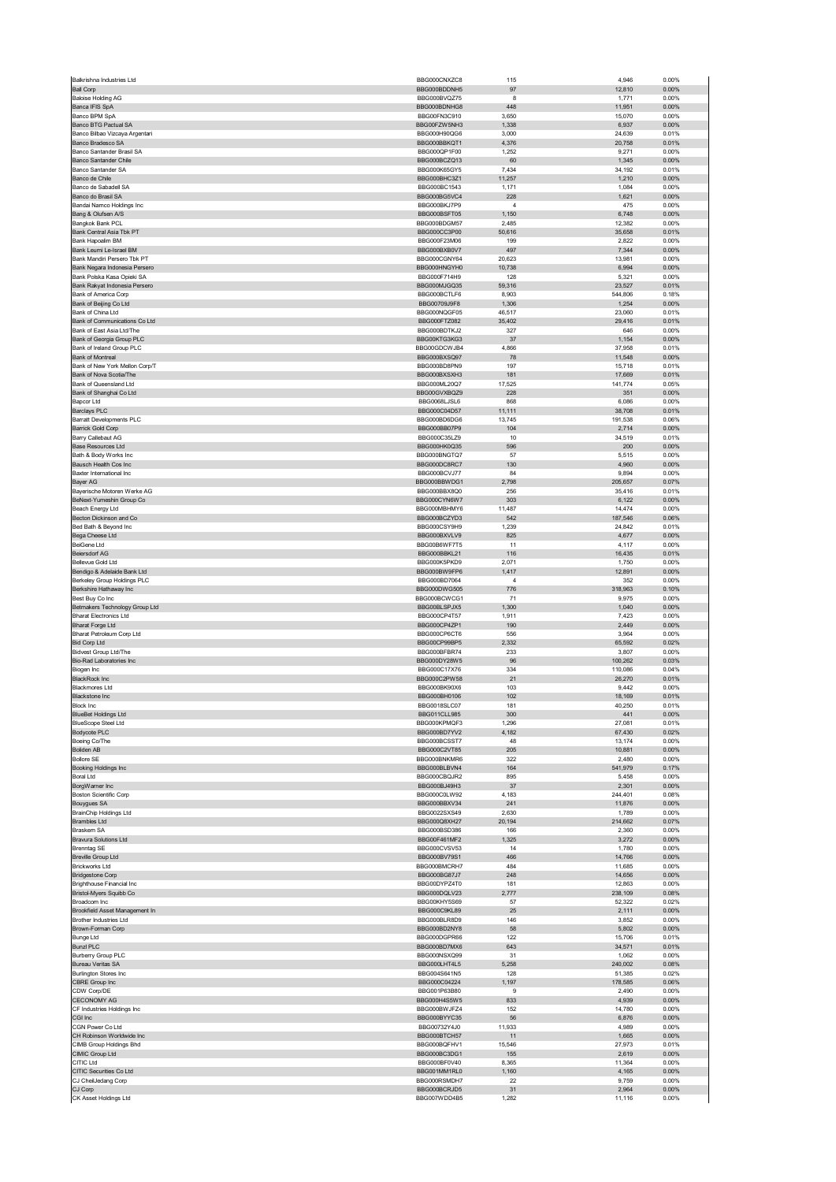| | | | | |
|---|---|---|---|---|
| Balkrishna Industries Ltd | BBG000CNXZC8 | 115 | 4,946 | 0.00% |
| Ball Corp | BBG000BDDNH5 | 97 | 12,810 | 0.00% |
| Baloise Holding AG | BBG000BVQZ75 | 8 | 1,771 | 0.00% |
| Banca IFIS SpA | BBG000BDNHG8 | 448 | 11,951 | 0.00% |
| Banco BPM SpA | BBG00FN3C910 | 3,650 | 15,070 | 0.00% |
| Banco BTG Pactual SA | BBG00FZW5NH3 | 1,338 | 6,937 | 0.00% |
| Banco Bilbao Vizcaya Argentari | BBG000H90QG6 | 3,000 | 24,639 | 0.01% |
| Banco Bradesco SA | BBG000BBKQT1 | 4,376 | 20,758 | 0.01% |
| Banco Santander Brasil SA | BBG000QP1F00 | 1,252 | 9,271 | 0.00% |
| Banco Santander Chile | BBG000BCZQ13 | 60 | 1,345 | 0.00% |
| Banco Santander SA | BBG000K65GY5 | 7,434 | 34,192 | 0.01% |
| Banco de Chile | BBG000BHC3Z1 | 11,257 | 1,210 | 0.00% |
| Banco de Sabadell SA | BBG000BC1543 | 1,171 | 1,084 | 0.00% |
| Banco do Brasil SA | BBG000BG5VC4 | 228 | 1,621 | 0.00% |
| Bandai Namco Holdings Inc | BBG000BKJ7P9 | 4 | 475 | 0.00% |
| Bang & Olufsen A/S | BBG000BSFT05 | 1,150 | 6,748 | 0.00% |
| Bangkok Bank PCL | BBG000BDGM57 | 2,485 | 12,382 | 0.00% |
| Bank Central Asia Tbk PT | BBG000CC3P00 | 50,616 | 35,658 | 0.01% |
| Bank Hapoalim BM | BBG000F23M06 | 199 | 2,822 | 0.00% |
| Bank Leumi Le-Israel BM | BBG000BXB0V7 | 497 | 7,344 | 0.00% |
| Bank Mandiri Persero Tbk PT | BBG000CGNY64 | 20,623 | 13,981 | 0.00% |
| Bank Negara Indonesia Persero | BBG000HNGYH0 | 10,738 | 6,994 | 0.00% |
| Bank Polska Kasa Opieki SA | BBG000F714H9 | 128 | 5,321 | 0.00% |
| Bank Rakyat Indonesia Persero | BBG000MJGQ35 | 59,316 | 23,527 | 0.01% |
| Bank of America Corp | BBG000BCTLF6 | 8,903 | 544,806 | 0.18% |
| Bank of Beijing Co Ltd | BBG00709J9F8 | 1,306 | 1,254 | 0.00% |
| Bank of China Ltd | BBG000NQGF05 | 46,517 | 23,060 | 0.01% |
| Bank of Communications Co Ltd | BBG000FTZ082 | 35,402 | 29,416 | 0.01% |
| Bank of East Asia Ltd/The | BBG000BDTKJ2 | 327 | 646 | 0.00% |
| Bank of Georgia Group PLC | BBG00KTG3KG3 | 37 | 1,154 | 0.00% |
| Bank of Ireland Group PLC | BBG00GDCWJB4 | 4,866 | 37,958 | 0.01% |
| Bank of Montreal | BBG000BXSQ97 | 78 | 11,548 | 0.00% |
| Bank of New York Mellon Corp/T | BBG000BD8PN9 | 197 | 15,718 | 0.01% |
| Bank of Nova Scotia/The | BBG000BXSXH3 | 181 | 17,669 | 0.01% |
| Bank of Queensland Ltd | BBG000ML20Q7 | 17,525 | 141,774 | 0.05% |
| Bank of Shanghai Co Ltd | BBG00GVXBQZ9 | 228 | 351 | 0.00% |
| Bapcor Ltd | BBG0068LJSL6 | 868 | 6,086 | 0.00% |
| Barclays PLC | BBG000C04D57 | 11,111 | 38,708 | 0.01% |
| Barratt Developments PLC | BBG000BD6DG6 | 13,745 | 191,538 | 0.06% |
| Barrick Gold Corp | BBG000BB07P9 | 104 | 2,714 | 0.00% |
| Barry Callebaut AG | BBG000C35LZ9 | 10 | 34,519 | 0.01% |
| Base Resources Ltd | BBG000HK0Q35 | 596 | 200 | 0.00% |
| Bath & Body Works Inc | BBG000BNGTQ7 | 57 | 5,515 | 0.00% |
| Bausch Health Cos Inc | BBG000DC8RC7 | 130 | 4,960 | 0.00% |
| Baxter International Inc | BBG000BCVJ77 | 84 | 9,894 | 0.00% |
| Bayer AG | BBG000BBWDG1 | 2,798 | 205,657 | 0.07% |
| Bayerische Motoren Werke AG | BBG000BBX8Q0 | 256 | 35,416 | 0.01% |
| BeNext-Yumeshin Group Co | BBG000CYN6W7 | 303 | 6,122 | 0.00% |
| Beach Energy Ltd | BBG000MBHMY6 | 11,487 | 14,474 | 0.00% |
| Becton Dickinson and Co | BBG000BCZYD3 | 542 | 187,546 | 0.06% |
| Bed Bath & Beyond Inc | BBG000CSY9H9 | 1,239 | 24,842 | 0.01% |
| Bega Cheese Ltd | BBG000BXVLV9 | 825 | 4,677 | 0.00% |
| BeiGene Ltd | BBG00B6WF7T5 | 11 | 4,117 | 0.00% |
| Beiersdorf AG | BBG000BBKL21 | 116 | 16,435 | 0.01% |
| Bellevue Gold Ltd | BBG000K5FKD9 | 2,071 | 1,750 | 0.00% |
| Bendigo & Adelaide Bank Ltd | BBG000BW9FP6 | 1,417 | 12,891 | 0.00% |
| Berkeley Group Holdings PLC | BBG000BD7064 | 4 | 352 | 0.00% |
| Berkshire Hathaway Inc | BBG000DWG505 | 776 | 318,963 | 0.10% |
| Best Buy Co Inc | BBG000BCWCG1 | 71 | 9,975 | 0.00% |
| Betmakers Technology Group Ltd | BBG00BLSPJX5 | 1,300 | 1,040 | 0.00% |
| Bharat Electronics Ltd | BBG000CP4T57 | 1,911 | 7,423 | 0.00% |
| Bharat Forge Ltd | BBG000CP4ZP1 | 190 | 2,449 | 0.00% |
| Bharat Petroleum Corp Ltd | BBG000CP6CT6 | 556 | 3,964 | 0.00% |
| Bid Corp Ltd | BBG00CP99BP5 | 2,332 | 65,592 | 0.02% |
| Bidvest Group Ltd/The | BBG000BFBR74 | 233 | 3,807 | 0.00% |
| Bio-Rad Laboratories Inc | BBG000DY28W5 | 96 | 100,262 | 0.03% |
| Biogen Inc | BBG000C17X76 | 334 | 110,086 | 0.04% |
| BlackRock Inc | BBG000C2PW58 | 21 | 26,270 | 0.01% |
| Blackmores Ltd | BBG000BK90X6 | 103 | 9,442 | 0.00% |
| Blackstone Inc | BBG000BH0106 | 102 | 18,169 | 0.01% |
| Block Inc | BBG0018SLC07 | 181 | 40,250 | 0.01% |
| BlueBet Holdings Ltd | BBG011CLL985 | 300 | 441 | 0.00% |
| BlueScope Steel Ltd | BBG000KPMQF3 | 1,296 | 27,081 | 0.01% |
| Bodycote PLC | BBG000BD7YV2 | 4,182 | 67,430 | 0.02% |
| Boeing Co/The | BBG000BCSST7 | 48 | 13,174 | 0.00% |
| Boliden AB | BBG000C2VT85 | 205 | 10,881 | 0.00% |
| Bollore SE | BBG000BNKMR6 | 322 | 2,480 | 0.00% |
| Booking Holdings Inc | BBG000BLBVN4 | 164 | 541,979 | 0.17% |
| Boral Ltd | BBG000CBQJR2 | 895 | 5,458 | 0.00% |
| BorgWarner Inc | BBG000BJ49H3 | 37 | 2,301 | 0.00% |
| Boston Scientific Corp | BBG000C0LW92 | 4,183 | 244,401 | 0.08% |
| Bouygues SA | BBG000BBXV34 | 241 | 11,876 | 0.00% |
| BrainChip Holdings Ltd | BBG0022SXS49 | 2,630 | 1,789 | 0.00% |
| Brambles Ltd | BBG000Q8XH27 | 20,194 | 214,662 | 0.07% |
| Braskem SA | BBG000BSD386 | 166 | 2,360 | 0.00% |
| Bravura Solutions Ltd | BBG00F461MF2 | 1,325 | 3,272 | 0.00% |
| Brenntag SE | BBG000CVSV53 | 14 | 1,780 | 0.00% |
| Breville Group Ltd | BBG000BV79S1 | 466 | 14,766 | 0.00% |
| Brickworks Ltd | BBG000BMCRH7 | 484 | 11,685 | 0.00% |
| Bridgestone Corp | BBG000BG87J7 | 248 | 14,656 | 0.00% |
| Brighthouse Financial Inc | BBG00DYPZ4T0 | 181 | 12,863 | 0.00% |
| Bristol-Myers Squibb Co | BBG000DQLV23 | 2,777 | 238,109 | 0.08% |
| Broadcom Inc | BBG00KHY5S69 | 57 | 52,322 | 0.02% |
| Brookfield Asset Management In | BBG000C9KL89 | 25 | 2,111 | 0.00% |
| Brother Industries Ltd | BBG000BLR8D9 | 146 | 3,852 | 0.00% |
| Brown-Forman Corp | BBG000BD2NY8 | 58 | 5,802 | 0.00% |
| Bunge Ltd | BBG000DGPR66 | 122 | 15,706 | 0.01% |
| Bunzl PLC | BBG000BD7MX6 | 643 | 34,571 | 0.01% |
| Burberry Group PLC | BBG000NSXQ99 | 31 | 1,062 | 0.00% |
| Bureau Veritas SA | BBG000LHT4L5 | 5,258 | 240,002 | 0.08% |
| Burlington Stores Inc | BBG004S641N5 | 128 | 51,385 | 0.02% |
| CBRE Group Inc | BBG000C04224 | 1,197 | 178,585 | 0.06% |
| CDW Corp/DE | BBG001P63B80 | 9 | 2,490 | 0.00% |
| CECONOMY AG | BBG000H4S5W5 | 833 | 4,939 | 0.00% |
| CF Industries Holdings Inc | BBG000BWJFZ4 | 152 | 14,780 | 0.00% |
| CGI Inc | BBG000BYYC35 | 56 | 6,876 | 0.00% |
| CGN Power Co Ltd | BBG00732Y4J0 | 11,933 | 4,989 | 0.00% |
| CH Robinson Worldwide Inc | BBG000BTCH57 | 11 | 1,665 | 0.00% |
| CIMB Group Holdings Bhd | BBG000BQFHV1 | 15,546 | 27,973 | 0.01% |
| CIMIC Group Ltd | BBG000BC3DG1 | 155 | 2,619 | 0.00% |
| CITIC Ltd | BBG000BF0V40 | 8,365 | 11,364 | 0.00% |
| CITIC Securities Co Ltd | BBG001MM1RL0 | 1,160 | 4,165 | 0.00% |
| CJ CheilJedang Corp | BBG000RSMDH7 | 22 | 9,759 | 0.00% |
| CJ Corp | BBG000BCRJD5 | 31 | 2,964 | 0.00% |
| CK Asset Holdings Ltd | BBG007WDD4B5 | 1,282 | 11,116 | 0.00% |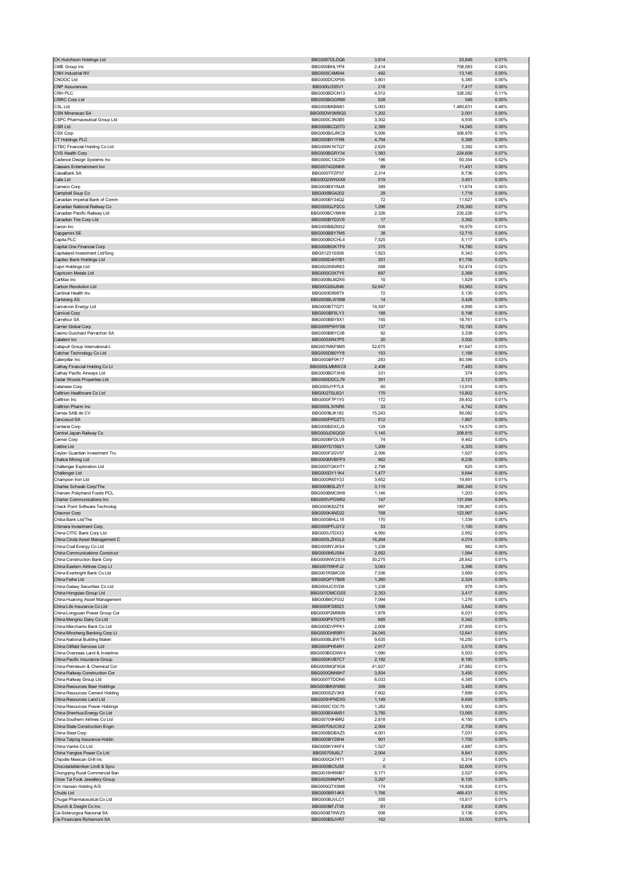| CK Hutchison Holdings Ltd | BBG0087DLDQ6 | 3,814 | 33,849 | 0.01% |
|---|---|---|---|---|
| CME Group Inc | BBG000BHLYP4 | 2,414 | 758,583 | 0.24% |
| CNH Industrial NV | BBG005C4M644 | 492 | 13,145 | 0.00% |
| CNOOC Ltd | BBG000DCXP06 | 3,801 | 5,385 | 0.00% |
| CNP Assurances | BBG000J355V1 | 218 | 7,417 | 0.00% |
| CRH PLC | BBG000BDCN13 | 4,512 | 328,282 | 0.11% |
| CRRC Corp Ltd | BBG000BGGR86 | 928 | 549 | 0.00% |
| CSL Ltd | BBG000BKBN81 | 5,093 | 1,480,631 | 0.48% |
| CSN Mineracao SA | BBG00DW0M9Q3 | 1,202 | 2,001 | 0.00% |
| CSPC Pharmaceutical Group Ltd | BBG000C3N3B5 | 3,302 | 4,935 | 0.00% |
| CSR Ltd | BBG000BCQ0T0 | 2,389 | 14,045 | 0.00% |
| CSX Corp | BBG000BGJRC8 | 5,936 | 306,976 | 0.10% |
| CT Holdings PLC | BBG000BY1FR8 | 4,754 | 5,368 | 0.00% |
| CTBC Financial Holding Co Ltd | BBG000N1KTQ7 | 2,629 | 3,392 | 0.00% |
| CVS Health Corp | BBG000BGRY34 | 1,583 | 224,609 | 0.07% |
| Cadence Design Systems Inc | BBG000C13CD9 | 196 | 50,354 | 0.02% |
| Caesars Entertainment Inc | BBG0074Q3NK6 | 89 | 11,451 | 0.00% |
| CaixaBank SA | BBG000TFZP37 | 2,314 | 8,736 | 0.00% |
| Calix Ltd | BBG0032WNXX6 | 519 | 3,451 | 0.00% |
| Cameco Corp | BBG000BXYMJ8 | 389 | 11,674 | 0.00% |
| Campbell Soup Co | BBG000BG4202 | 29 | 1,719 | 0.00% |
| Canadian Imperial Bank of Comm | BBG000BY34Q2 | 72 | 11,627 | 0.00% |
| Canadian National Railway Co | BBG000GLP2C0 | 1,296 | 219,300 | 0.07% |
| Canadian Pacific Railway Ltd | BBG000BCVMH9 | 2,326 | 230,226 | 0.07% |
| Canadian Tire Corp Ltd | BBG000BYD2V9 | 17 | 3,392 | 0.00% |
| Canon Inc | BBG000BBZM32 | 508 | 16,979 | 0.01% |
| Capgemini SE | BBG000BBY7M5 | 38 | 12,715 | 0.00% |
| Capita PLC | BBG000BDCHL4 | 7,525 | 5,117 | 0.00% |
| Capital One Financial Corp | BBG000BGKTF9 | 375 | 74,780 | 0.02% |
| Capitaland Investment Ltd/Sing | BBG01231SS06 | 1,823 | 6,343 | 0.00% |
| Capitec Bank Holdings Ltd | BBG000D4HYB1 | 351 | 61,756 | 0.02% |
| Capri Holdings Ltd | BBG0029SNR63 | 588 | 52,474 | 0.02% |
| Capricorn Metals Ltd | BBG000C0X7Y6 | 697 | 2,369 | 0.00% |
| CarMax Inc | BBG000BLMZK6 | 10 | 1,829 | 0.00% |
| Carbon Revolution Ltd | BBG00QS6J846 | 52,647 | 53,963 | 0.02% |
| Cardinal Health Inc | BBG000D898T9 | 72 | 5,130 | 0.00% |
| Carlsberg AS | BBG000BLW5N8 | 14 | 3,428 | 0.00% |
| Carnarvon Energy Ltd | BBG000BT7Q71 | 14,397 | 4,895 | 0.00% |
| Carnival Corp | BBG000BF6LY3 | 188 | 5,198 | 0.00% |
| Carrefour SA | BBG000BBY8X1 | 745 | 18,761 | 0.01% |
| Carrier Global Corp | BBG00RP5HYS8 | 137 | 10,193 | 0.00% |
| Casino Guichard Perrachon SA | BBG000BBYC08 | 92 | 3,338 | 0.00% |
| Catalent Inc | BBG005XR47P5 | 20 | 3,502 | 0.00% |
| Catapult Group International L | BBG007MKF9M5 | 52,675 | 81,647 | 0.03% |
| Catcher Technology Co Ltd | BBG000DB0YY8 | 153 | 1,189 | 0.00% |
| Caterpillar Inc | BBG000BF0K17 | 283 | 80,396 | 0.03% |
| Cathay Financial Holding Co Lt | BBG000LMMWC9 | 2,408 | 7,483 | 0.00% |
| Cathay Pacific Airways Ltd | BBG000BDTXH6 | 331 | 374 | 0.00% |
| Cedar Woods Properties Ltd | BBG000DDCL79 | 391 | 2,121 | 0.00% |
| Celanese Corp | BBG000JYP7L8 | 60 | 13,914 | 0.00% |
| Celltrion Healthcare Co Ltd | BBG0027SL6Q1 | 170 | 15,802 | 0.01% |
| Celltrion Inc | BBG000F7P1Y0 | 172 | 39,402 | 0.01% |
| Celltrion Pharm Inc | BBG000L3VNR5 | 33 | 4,742 | 0.00% |
| Cemex SAB de CV | BBG000BJK182 | 15,243 | 56,082 | 0.02% |
| Cencosud SA | BBG000PPDZT3 | 812 | 1,867 | 0.00% |
| Centene Corp | BBG000BDXCJ5 | 129 | 14,579 | 0.00% |
| Central Japan Railway Co | BBG000JD6QG9 | 1,145 | 209,915 | 0.07% |
| Cerner Corp | BBG000BFDLV8 | 74 | 9,462 | 0.00% |
| Cettire Ltd | BBG00YD15921 | 1,209 | 4,303 | 0.00% |
| Ceylon Guardian Investment Tru | BBG000F2GV57 | 2,306 | 1,627 | 0.00% |
| Chalice Mining Ltd | BBG000MVBFP3 | 962 | 9,236 | 0.00% |
| Challenger Exploration Ltd | BBG000TGKHT1 | 2,798 | 825 | 0.00% |
| Challenger Ltd | BBG000DY11K4 | 1,477 | 9,644 | 0.00% |
| Champion Iron Ltd | BBG000R65Y33 | 3,652 | 19,891 | 0.01% |
| Charles Schwab Corp/The | BBG000BSLZY7 | 3,115 | 360,349 | 0.12% |
| Charoen Pokphand Foods PCL | BBG000BMC8H9 | 1,146 | 1,203 | 0.00% |
| Charter Communications Inc | BBG000VPGNR2 | 147 | 131,694 | 0.04% |
| Check Point Software Technolog | BBG000K82ZT8 | 997 | 159,867 | 0.05% |
| Chevron Corp | BBG000K4ND22 | 768 | 123,967 | 0.04% |
| Chiba Bank Ltd/The | BBG000BHLL18 | 170 | 1,339 | 0.00% |
| Chimera Investment Corp | BBG000PFLGY2 | 53 | 1,100 | 0.00% |
| China CITIC Bank Corp Ltd | BBG000J7DX33 | 4,950 | 2,952 | 0.00% |
| China Cinda Asset Management C | BBG005LZHGL0 | 16,264 | 4,074 | 0.00% |
| China Coal Energy Co Ltd | BBG000NYJKS4 | 1,238 | 982 | 0.00% |
| China Communications Construct | BBG000M0JS84 | 2,652 | 1,984 | 0.00% |
| China Construction Bank Corp | BBG000NW2S18 | 30,275 | 28,842 | 0.01% |
| China Eastern Airlines Corp Lt | BBG00709HFJ2 | 3,043 | 3,396 | 0.00% |
| China Everbright Bank Co Ltd | BBG001R0MC06 | 7,536 | 3,669 | 0.00% |
| China Feihe Ltd | BBG00QPY7B08 | 1,260 | 2,324 | 0.00% |
| China Galaxy Securities Co Ltd | BBG004JC5VD6 | 1,238 | 978 | 0.00% |
| China Hongqiao Group Ltd | BBG001DMCGS5 | 2,353 | 3,417 | 0.00% |
| China Huarong Asset Management | BBG00B6CF032 | 7,094 | 1,276 | 0.00% |
| China Life Insurance Co Ltd | BBG000FD8023 | 1,598 | 3,642 | 0.00% |
| China Longyuan Power Group Cor | BBG000P2MRM9 | 1,878 | 6,031 | 0.00% |
| China Mengniu Dairy Co Ltd | BBG000PXTGY5 | 685 | 5,342 | 0.00% |
| China Merchants Bank Co Ltd | BBG000DVPPK1 | 2,608 | 27,855 | 0.01% |
| China Minsheng Banking Corp Lt | BBG000DHR8R1 | 24,045 | 12,641 | 0.00% |
| China National Building Materi | BBG000BLBWT6 | 9,635 | 16,250 | 0.01% |
| China Oilfield Services Ltd | BBG000PH54R1 | 2,917 | 3,515 | 0.00% |
| China Overseas Land & Investme | BBG000BGD8W4 | 1,690 | 5,503 | 0.00% |
| China Pacific Insurance Group | BBG000KVB7C7 | 2,192 | 8,180 | 0.00% |
| China Petroleum & Chemical Cor | BBG000MQF8G6 | 41,927 | 27,882 | 0.01% |
| China Railway Construction Cor | BBG000QNN9H7 | 3,834 | 3,450 | 0.00% |
| China Railway Group Ltd | BBG000TTDDN6 | 6,033 | 4,385 | 0.00% |
| China Resources Beer Holdings | BBG000BKWM80 | 309 | 3,485 | 0.00% |
| China Resources Cement Holding | BBG000SZV3K8 | 7,602 | 7,899 | 0.00% |
| China Resources Land Ltd | BBG000HPNDX5 | 1,149 | 6,649 | 0.00% |
| China Resources Power Holdings | BBG000C1DC75 | 1,282 | 5,902 | 0.00% |
| China Shenhua Energy Co Ltd | BBG000BX4MS1 | 3,750 | 13,065 | 0.00% |
| China Southern Airlines Co Ltd | BBG00709HBR2 | 2,818 | 4,150 | 0.00% |
| China State Construction Engin | BBG00709JCW2 | 2,504 | 2,708 | 0.00% |
| China Steel Corp | BBG000BDBXZ5 | 4,001 | 7,031 | 0.00% |
| China Taiping Insurance Holdin | BBG000BY28H4 | 901 | 1,700 | 0.00% |
| China Vanke Co Ltd | BBG006KY4KF4 | 1,527 | 4,887 | 0.00% |
| China Yangtze Power Co Ltd | BBG00709J6L7 | 2,004 | 9,841 | 0.00% |
| Chipotle Mexican Grill Inc | BBG000QX74T1 | 2 | 5,314 | 0.00% |
| Chocoladefabriken Lindt & Spru | BBG000BC5J58 | 0 | 32,608 | 0.01% |
| Chongqing Rural Commercial Ban | BBG0018HRM67 | 5,171 | 2,527 | 0.00% |
| Chow Tai Fook Jewellery Group | BBG00299NPM1 | 3,297 | 8,155 | 0.00% |
| Chr Hansen Holding A/S | BBG000QTX0M6 | 174 | 18,826 | 0.01% |
| Chubb Ltd | BBG000BR14K5 | 1,766 | 469,431 | 0.15% |
| Chugai Pharmaceutical Co Ltd | BBG000BJVLC1 | 355 | 15,817 | 0.01% |
| Church & Dwight Co Inc | BBG000BFJT36 | 61 | 8,630 | 0.00% |
| Cia Siderurgica Nacional SA | BBG000BT9WZ5 | 508 | 3,136 | 0.00% |
| Cie Financiere Richemont SA | BBG000BSJVR7 | 162 | 33,505 | 0.01% |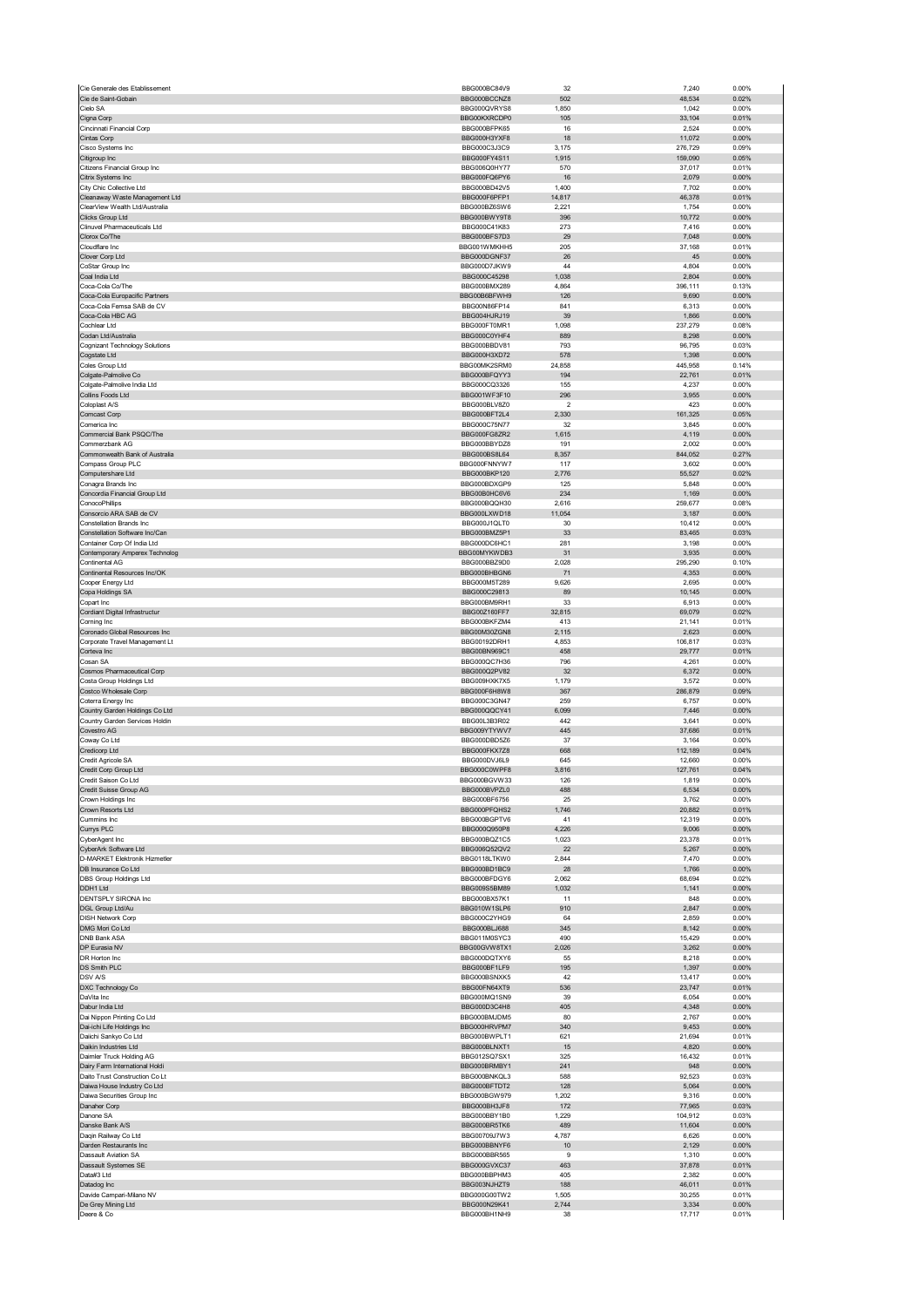| | | | | |
|---|---|---|---|---|
| Cie Generale des Etablissement | BBG000BC84V9 | 32 | 7,240 | 0.00% |
| Cie de Saint-Gobain | BBG000BCCNZ8 | 502 | 48,534 | 0.02% |
| Cielo SA | BBG000QVRYS8 | 1,850 | 1,042 | 0.00% |
| Cigna Corp | BBG00KXRCDP0 | 105 | 33,104 | 0.01% |
| Cincinnati Financial Corp | BBG000BFPK65 | 16 | 2,524 | 0.00% |
| Cintas Corp | BBG000H3YXF8 | 18 | 11,072 | 0.00% |
| Cisco Systems Inc | BBG000C3J3C9 | 3,175 | 276,729 | 0.09% |
| Citigroup Inc | BBG000FY4S11 | 1,915 | 159,090 | 0.05% |
| Citizens Financial Group Inc | BBG006Q0HY77 | 570 | 37,017 | 0.01% |
| Citrix Systems Inc | BBG000FQ6PY6 | 16 | 2,079 | 0.00% |
| City Chic Collective Ltd | BBG000BD42V5 | 1,400 | 7,702 | 0.00% |
| Cleanaway Waste Management Ltd | BBG000F6PFP1 | 14,817 | 46,378 | 0.01% |
| ClearView Wealth Ltd/Australia | BBG000BZ6SW6 | 2,221 | 1,754 | 0.00% |
| Clicks Group Ltd | BBG000BWY9T8 | 396 | 10,772 | 0.00% |
| Clinuvel Pharmaceuticals Ltd | BBG000C41K83 | 273 | 7,416 | 0.00% |
| Clorox Co/The | BBG000BFS7D3 | 29 | 7,048 | 0.00% |
| Cloudflare Inc | BBG001WMKHH5 | 205 | 37,168 | 0.01% |
| Clover Corp Ltd | BBG000DGNF37 | 26 | 45 | 0.00% |
| CoStar Group Inc | BBG000D7JKW9 | 44 | 4,804 | 0.00% |
| Coal India Ltd | BBG000C45298 | 1,038 | 2,804 | 0.00% |
| Coca-Cola Co/The | BBG000BMX289 | 4,864 | 396,111 | 0.13% |
| Coca-Cola Europacific Partners | BBG00B6BFWH9 | 126 | 9,690 | 0.00% |
| Coca-Cola Femsa SAB de CV | BBG00N86FP14 | 841 | 6,313 | 0.00% |
| Coca-Cola HBC AG | BBG004HJRJ19 | 39 | 1,866 | 0.00% |
| Cochlear Ltd | BBG000FT0MR1 | 1,098 | 237,279 | 0.08% |
| Codan Ltd/Australia | BBG000C0YHF4 | 889 | 8,298 | 0.00% |
| Cognizant Technology Solutions | BBG000BBDV81 | 793 | 96,795 | 0.03% |
| Cogstate Ltd | BBG000H3XD72 | 578 | 1,398 | 0.00% |
| Coles Group Ltd | BBG00MK2SRM0 | 24,858 | 445,958 | 0.14% |
| Colgate-Palmolive Co | BBG000BFQYY3 | 194 | 22,761 | 0.01% |
| Colgate-Palmolive India Ltd | BBG000CQ3326 | 155 | 4,237 | 0.00% |
| Collins Foods Ltd | BBG001WF3F10 | 296 | 3,955 | 0.00% |
| Coloplast A/S | BBG000BLV8Z0 | 2 | 423 | 0.00% |
| Comcast Corp | BBG000BFT2L4 | 2,330 | 161,325 | 0.05% |
| Comerica Inc | BBG000C75N77 | 32 | 3,845 | 0.00% |
| Commercial Bank PSQC/The | BBG000FG8ZR2 | 1,615 | 4,119 | 0.00% |
| Commerzbank AG | BBG000BBYDZ8 | 191 | 2,002 | 0.00% |
| Commonwealth Bank of Australia | BBG000BS8L64 | 8,357 | 844,052 | 0.27% |
| Compass Group PLC | BBG000FNNYW7 | 117 | 3,602 | 0.00% |
| Computershare Ltd | BBG000BKP120 | 2,776 | 55,527 | 0.02% |
| Conagra Brands Inc | BBG000BDXGP9 | 125 | 5,848 | 0.00% |
| Concordia Financial Group Ltd | BBG00B0HC6V6 | 234 | 1,169 | 0.00% |
| ConocoPhillips | BBG000BQQH30 | 2,616 | 259,677 | 0.08% |
| Consorcio ARA SAB de CV | BBG000LXWD18 | 11,054 | 3,187 | 0.00% |
| Constellation Brands Inc | BBG000J1QLT0 | 30 | 10,412 | 0.00% |
| Constellation Software Inc/Can | BBG000BMZ5P1 | 33 | 83,465 | 0.03% |
| Container Corp Of India Ltd | BBG000DC6HC1 | 281 | 3,198 | 0.00% |
| Contemporary Amperex Technolog | BBG00MYKWDB3 | 31 | 3,935 | 0.00% |
| Continental AG | BBG000BBZ9D0 | 2,028 | 295,290 | 0.10% |
| Continental Resources Inc/OK | BBG000BHBGN6 | 71 | 4,353 | 0.00% |
| Cooper Energy Ltd | BBG000M5T289 | 9,626 | 2,695 | 0.00% |
| Copa Holdings SA | BBG000C29813 | 89 | 10,145 | 0.00% |
| Copart Inc | BBG000BM9RH1 | 33 | 6,913 | 0.00% |
| Cordiant Digital Infrastructur | BBG00Z160FF7 | 32,815 | 69,079 | 0.02% |
| Corning Inc | BBG000BKFZM4 | 413 | 21,141 | 0.01% |
| Coronado Global Resources Inc | BBG00M30ZGN8 | 2,115 | 2,623 | 0.00% |
| Corporate Travel Management Lt | BBG00192DRH1 | 4,853 | 106,817 | 0.03% |
| Corteva Inc | BBG00BN969C1 | 458 | 29,777 | 0.01% |
| Cosan SA | BBG000QC7H36 | 796 | 4,261 | 0.00% |
| Cosmos Pharmaceutical Corp | BBG000Q2PV82 | 32 | 6,372 | 0.00% |
| Costa Group Holdings Ltd | BBG009HXK7X5 | 1,179 | 3,572 | 0.00% |
| Costco Wholesale Corp | BBG000F6H8W8 | 367 | 286,879 | 0.09% |
| Coterra Energy Inc | BBG000C3GN47 | 259 | 6,757 | 0.00% |
| Country Garden Holdings Co Ltd | BBG000QQCY41 | 6,099 | 7,446 | 0.00% |
| Country Garden Services Holdin | BBG00L3B3R02 | 442 | 3,641 | 0.00% |
| Covestro AG | BBG009YTYWV7 | 445 | 37,686 | 0.01% |
| Coway Co Ltd | BBG000DBD5Z6 | 37 | 3,164 | 0.00% |
| Credicorp Ltd | BBG000FKX7Z8 | 668 | 112,189 | 0.04% |
| Credit Agricole SA | BBG000DVJ8L9 | 645 | 12,660 | 0.00% |
| Credit Corp Group Ltd | BBG000C0WPF8 | 3,816 | 127,761 | 0.04% |
| Credit Saison Co Ltd | BBG000BGVW33 | 126 | 1,819 | 0.00% |
| Credit Suisse Group AG | BBG000BVPZL0 | 488 | 6,534 | 0.00% |
| Crown Holdings Inc | BBG000BF6756 | 25 | 3,762 | 0.00% |
| Crown Resorts Ltd | BBG000PFQHS2 | 1,746 | 20,882 | 0.01% |
| Cummins Inc | BBG000BGPTV6 | 41 | 12,319 | 0.00% |
| Currys PLC | BBG000Q950P8 | 4,226 | 9,006 | 0.00% |
| CyberAgent Inc | BBG000BQ21C5 | 1,023 | 23,378 | 0.01% |
| CyberArk Software Ltd | BBG006Q52QV2 | 22 | 5,267 | 0.00% |
| D-MARKET Elektronik Hizmetler | BBG0118LTKW0 | 2,844 | 7,470 | 0.00% |
| DB Insurance Co Ltd | BBG000BD1BC9 | 28 | 1,766 | 0.00% |
| DBS Group Holdings Ltd | BBG000BFDGY6 | 2,062 | 68,694 | 0.02% |
| DDH1 Ltd | BBG009S5BM89 | 1,032 | 1,141 | 0.00% |
| DENTSPLY SIRONA Inc | BBG000BX57K1 | 11 | 848 | 0.00% |
| DGL Group Ltd/Au | BBG010W1SLP6 | 910 | 2,847 | 0.00% |
| DISH Network Corp | BBG000C2YHG9 | 64 | 2,859 | 0.00% |
| DMG Mori Co Ltd | BBG000BLJ688 | 345 | 8,142 | 0.00% |
| DNB Bank ASA | BBG01M05YC3 | 490 | 15,429 | 0.00% |
| DP Eurasia NV | BBG00GVW8TX1 | 2,026 | 3,262 | 0.00% |
| DR Horton Inc | BBG000DQTXY6 | 55 | 8,218 | 0.00% |
| DS Smith PLC | BBG000BF1LF9 | 195 | 1,397 | 0.00% |
| DSV A/S | BBG000BSNXK5 | 42 | 13,417 | 0.00% |
| DXC Technology Co | BBG00FN64XT9 | 536 | 23,747 | 0.01% |
| DaVita Inc | BBG000MQ1SN9 | 39 | 6,054 | 0.00% |
| Dabur India Ltd | BBG000D3C4H8 | 405 | 4,348 | 0.00% |
| Dai Nippon Printing Co Ltd | BBG000BMJDM5 | 80 | 2,767 | 0.00% |
| Dai-ichi Life Holdings Inc | BBG000HRVPM7 | 340 | 9,453 | 0.00% |
| Daiichi Sankyo Co Ltd | BBG000BWPLT1 | 621 | 21,694 | 0.01% |
| Daikin Industries Ltd | BBG000BLNXT1 | 15 | 4,820 | 0.00% |
| Daimler Truck Holding AG | BBG012SQ7SX1 | 325 | 16,432 | 0.01% |
| Dairy Farm International Holdi | BBG000BRMBY1 | 241 | 948 | 0.00% |
| Daito Trust Construction Co Lt | BBG000BNKQL3 | 588 | 92,523 | 0.03% |
| Daiwa House Industry Co Ltd | BBG000BFTDT2 | 128 | 5,064 | 0.00% |
| Daiwa Securities Group Inc | BBG000BGW979 | 1,202 | 9,316 | 0.00% |
| Danaher Corp | BBG000BH3JF8 | 172 | 77,965 | 0.03% |
| Danone SA | BBG000BBY1B0 | 1,229 | 104,912 | 0.03% |
| Danske Bank A/S | BBG000BR5TK6 | 489 | 11,604 | 0.00% |
| Daqin Railway Co Ltd | BBG00709J7W3 | 4,787 | 6,626 | 0.00% |
| Darden Restaurants Inc | BBG000BBNYF6 | 10 | 2,129 | 0.00% |
| Dassault Aviation SA | BBG000BBR565 | 9 | 1,310 | 0.00% |
| Dassault Systemes SE | BBG000GVXC37 | 463 | 37,878 | 0.01% |
| Data#3 Ltd | BBG000BBPHM3 | 405 | 2,382 | 0.00% |
| Datadog Inc | BBG003NJHZT9 | 188 | 46,011 | 0.01% |
| Davide Campari-Milano NV | BBG000G00TW2 | 1,505 | 30,255 | 0.01% |
| De Grey Mining Ltd | BBG000N29K41 | 2,744 | 3,334 | 0.00% |
| Deere & Co | BBG000BH1NH9 | 38 | 17,717 | 0.01% |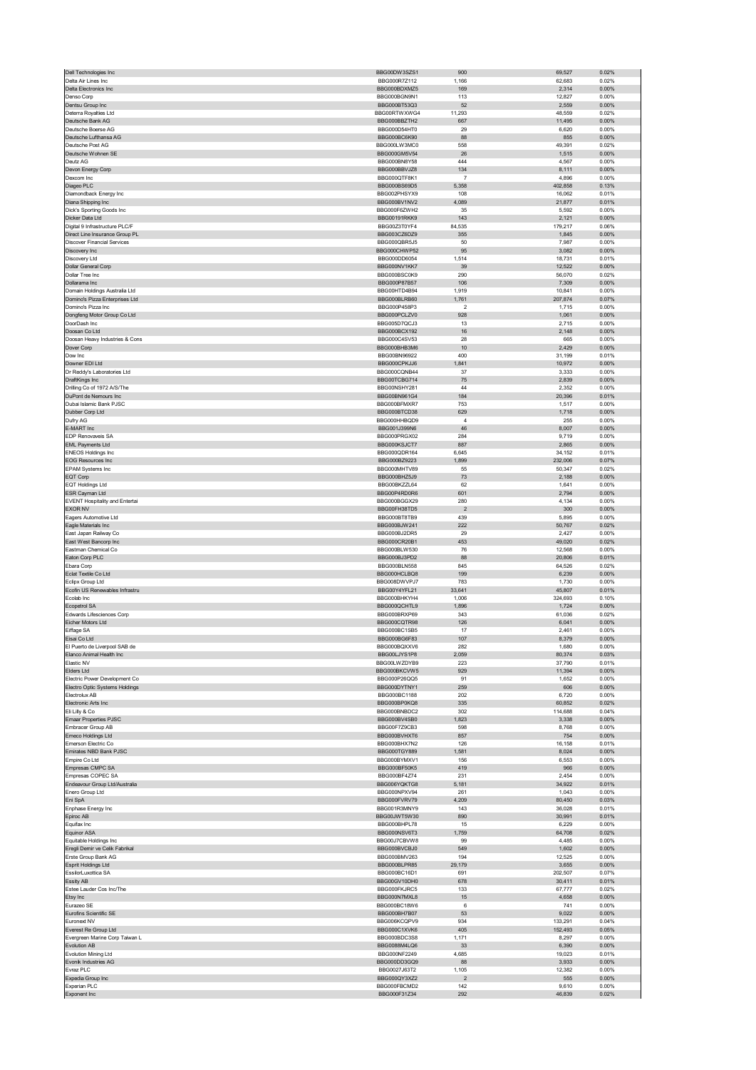| | | | | |
|---|---|---|---|---|
| Dell Technologies Inc | BBG00DW3SZS1 | 900 | 69,527 | 0.02% |
| Delta Air Lines Inc | BBG000R7Z112 | 1,166 | 62,683 | 0.02% |
| Delta Electronics Inc | BBG000BDXMZ5 | 169 | 2,314 | 0.00% |
| Denso Corp | BBG000BGN9N1 | 113 | 12,827 | 0.00% |
| Dentsu Group Inc | BBG000BT53Q3 | 52 | 2,559 | 0.00% |
| Deterra Royalties Ltd | BBG00RTWXWG4 | 11,293 | 48,559 | 0.02% |
| Deutsche Bank AG | BBG000BBZTH2 | 667 | 11,495 | 0.00% |
| Deutsche Boerse AG | BBG000D54HT0 | 29 | 6,620 | 0.00% |
| Deutsche Lufthansa AG | BBG000BC6K90 | 88 | 855 | 0.00% |
| Deutsche Post AG | BBG000LW3MC0 | 558 | 49,391 | 0.02% |
| Deutsche Wohnen SE | BBG000GM5V54 | 26 | 1,515 | 0.00% |
| Deutz AG | BBG000BN8Y58 | 444 | 4,567 | 0.00% |
| Devon Energy Corp | BBG000BBVJZ8 | 134 | 8,111 | 0.00% |
| Dexcom Inc | BBG000QTF8K1 | 7 | 4,896 | 0.00% |
| Diageo PLC | BBG000BS69D5 | 5,358 | 402,858 | 0.13% |
| Diamondback Energy Inc | BBG002PHSYX9 | 108 | 16,062 | 0.01% |
| Diana Shipping Inc | BBG000BV1NV2 | 4,089 | 21,877 | 0.01% |
| Dick's Sporting Goods Inc | BBG000F6ZWH2 | 35 | 5,592 | 0.00% |
| Dicker Data Ltd | BBG00191RKK9 | 143 | 2,121 | 0.00% |
| Digital 9 Infrastructure PLC/F | BBG00Z3T0YF4 | 84,535 | 179,217 | 0.06% |
| Direct Line Insurance Group PL | BBG003CZ6DZ9 | 355 | 1,845 | 0.00% |
| Discover Financial Services | BBG000QBR5J5 | 50 | 7,987 | 0.00% |
| Discovery Inc | BBG000CHWP52 | 95 | 3,082 | 0.00% |
| Discovery Ltd | BBG000DD6054 | 1,514 | 18,731 | 0.01% |
| Dollar General Corp | BBG000NV1KK7 | 39 | 12,522 | 0.00% |
| Dollar Tree Inc | BBG000BSC0K9 | 290 | 56,070 | 0.02% |
| Dollarama Inc | BBG000P87B57 | 106 | 7,309 | 0.00% |
| Domain Holdings Australia Ltd | BBG00HTD4B94 | 1,919 | 10,841 | 0.00% |
| Domino's Pizza Enterprises Ltd | BBG000BLRB60 | 1,761 | 207,874 | 0.07% |
| Domino's Pizza Inc | BBG000P458P3 | 2 | 1,715 | 0.00% |
| Dongfeng Motor Group Co Ltd | BBG000PCLZV0 | 928 | 1,061 | 0.00% |
| DoorDash Inc | BBG005D7QCJ3 | 13 | 2,715 | 0.00% |
| Doosan Co Ltd | BBG000BCX192 | 16 | 2,148 | 0.00% |
| Doosan Heavy Industries & Cons | BBG000C4SV53 | 28 | 665 | 0.00% |
| Dover Corp | BBG000BHB3M6 | 10 | 2,429 | 0.00% |
| Dow Inc | BBG00BN96922 | 400 | 31,199 | 0.01% |
| Downer EDI Ltd | BBG000CPKJJ6 | 1,841 | 10,972 | 0.00% |
| Dr Reddy's Laboratories Ltd | BBG000CQNB44 | 37 | 3,333 | 0.00% |
| DraftKings Inc | BBG00TCBG714 | 75 | 2,839 | 0.00% |
| Drilling Co of 1972 A/S/The | BBG00NSHY281 | 44 | 2,352 | 0.00% |
| DuPont de Nemours Inc | BBG00BN961G4 | 184 | 20,396 | 0.01% |
| Dubai Islamic Bank PJSC | BBG000BFMXR7 | 753 | 1,517 | 0.00% |
| Dubber Corp Ltd | BBG000BTCD38 | 629 | 1,718 | 0.00% |
| Dufry AG | BBG000HHBQD9 | 4 | 255 | 0.00% |
| E-MART Inc | BBG001J399N6 | 46 | 8,007 | 0.00% |
| EDP Renovaveis SA | BBG000PRGX02 | 284 | 9,719 | 0.00% |
| EML Payments Ltd | BBG000KSJCT7 | 887 | 2,865 | 0.00% |
| ENEOS Holdings Inc | BBG000QDR164 | 6,645 | 34,152 | 0.01% |
| EOG Resources Inc | BBG000BZ9223 | 1,899 | 232,006 | 0.07% |
| EPAM Systems Inc | BBG000MHTV89 | 55 | 50,347 | 0.02% |
| EQT Corp | BBG000BHZ5J9 | 73 | 2,188 | 0.00% |
| EQT Holdings Ltd | BBG00BKZZL64 | 62 | 1,641 | 0.00% |
| ESR Cayman Ltd | BBG00P4RD0R6 | 601 | 2,794 | 0.00% |
| EVENT Hospitality and Entertai | BBG000BGGX29 | 280 | 4,134 | 0.00% |
| EXOR NV | BBG00FH38TD5 | 2 | 300 | 0.00% |
| Eagers Automotive Ltd | BBG000BT8TB9 | 439 | 5,895 | 0.00% |
| Eagle Materials Inc | BBG000BJW241 | 222 | 50,767 | 0.02% |
| East Japan Railway Co | BBG000BJ2DR5 | 29 | 2,427 | 0.00% |
| East West Bancorp Inc | BBG000CR20B1 | 453 | 49,020 | 0.02% |
| Eastman Chemical Co | BBG000BLW530 | 76 | 12,568 | 0.00% |
| Eaton Corp PLC | BBG000BJ3PD2 | 88 | 20,806 | 0.01% |
| Ebara Corp | BBG000BLN558 | 845 | 64,526 | 0.02% |
| Eclat Textile Co Ltd | BBG000HCLBQ8 | 199 | 6,239 | 0.00% |
| Eclipx Group Ltd | BBG008DWVPJ7 | 783 | 1,730 | 0.00% |
| Ecofin US Renewables Infrastru | BBG00Y4YFL21 | 33,641 | 45,807 | 0.01% |
| Ecolab Inc | BBG000BHKYH4 | 1,006 | 324,693 | 0.10% |
| Ecopetrol SA | BBG000QCHTL9 | 1,896 | 1,724 | 0.00% |
| Edwards Lifesciences Corp | BBG000BRXP69 | 343 | 61,036 | 0.02% |
| Eicher Motors Ltd | BBG000CQTR98 | 126 | 6,041 | 0.00% |
| Eiffage SA | BBG000BC1SB5 | 17 | 2,461 | 0.00% |
| Eisai Co Ltd | BBG000BG6F83 | 107 | 8,379 | 0.00% |
| El Puerto de Liverpool SAB de | BBG000BQXXV6 | 282 | 1,680 | 0.00% |
| Elanco Animal Health Inc | BBG00LJYS1P8 | 2,059 | 80,374 | 0.03% |
| Elastic NV | BBG00LWZDYB9 | 223 | 37,790 | 0.01% |
| Elders Ltd | BBG000BKCVW5 | 929 | 11,394 | 0.00% |
| Electric Power Development Co | BBG000P26QQ5 | 91 | 1,652 | 0.00% |
| Electro Optic Systems Holdings | BBG000DYTNY1 | 259 | 606 | 0.00% |
| Electrolux AB | BBG000BC1188 | 202 | 6,720 | 0.00% |
| Electronic Arts Inc | BBG000BP0KQ8 | 335 | 60,852 | 0.02% |
| Eli Lilly & Co | BBG000BNBDC2 | 302 | 114,688 | 0.04% |
| Emaar Properties PJSC | BBG000BV4SB0 | 1,823 | 3,338 | 0.00% |
| Embracer Group AB | BBG00F7Z9CB3 | 598 | 8,768 | 0.00% |
| Emeco Holdings Ltd | BBG000BVHXT6 | 857 | 754 | 0.00% |
| Emerson Electric Co | BBG000BHX7N2 | 126 | 16,158 | 0.01% |
| Emirates NBD Bank PJSC | BBG000TGY889 | 1,581 | 8,024 | 0.00% |
| Empire Co Ltd | BBG000BYMXV1 | 156 | 6,553 | 0.00% |
| Empresas CMPC SA | BBG000BF50K5 | 419 | 966 | 0.00% |
| Empresas COPEC SA | BBG000BF4Z74 | 231 | 2,454 | 0.00% |
| Endeavour Group Ltd/Australia | BBG006YQKTG8 | 5,181 | 34,922 | 0.01% |
| Enero Group Ltd | BBG000NPXV94 | 261 | 1,043 | 0.00% |
| Eni SpA | BBG000FVRV79 | 4,209 | 80,450 | 0.03% |
| Enphase Energy Inc | BBG001R3MNY9 | 143 | 36,028 | 0.01% |
| Epiroc AB | BBG00JWT5W30 | 890 | 30,991 | 0.01% |
| Equifax Inc | BBG000BHPL78 | 15 | 6,229 | 0.00% |
| Equinor ASA | BBG000NSV6T3 | 1,759 | 64,708 | 0.02% |
| Equitable Holdings Inc | BBG00J7CBVW8 | 99 | 4,485 | 0.00% |
| Eregli Demir ve Celik Fabrikal | BBG000BVCBJ0 | 549 | 1,602 | 0.00% |
| Erste Group Bank AG | BBG000BMV263 | 194 | 12,525 | 0.00% |
| Esprit Holdings Ltd | BBG000BLPR85 | 29,179 | 3,655 | 0.00% |
| EssilorLuxottica SA | BBG000BC16D1 | 691 | 202,507 | 0.07% |
| Essity AB | BBG00GV10DH0 | 678 | 30,411 | 0.01% |
| Estee Lauder Cos Inc/The | BBG000FKJRC5 | 133 | 67,777 | 0.02% |
| Etsy Inc | BBG000N7MXL8 | 15 | 4,658 | 0.00% |
| Eurazeo SE | BBG000BC18W6 | 6 | 741 | 0.00% |
| Eurofins Scientific SE | BBG000BH7B07 | 53 | 9,022 | 0.00% |
| Euronext NV | BBG006KCQPV9 | 934 | 133,291 | 0.04% |
| Everest Re Group Ltd | BBG000C1XVK6 | 405 | 152,493 | 0.05% |
| Evergreen Marine Corp Taiwan L | BBG000BDC3S8 | 1,171 | 8,297 | 0.00% |
| Evolution AB | BBG0088M4LQ6 | 33 | 6,390 | 0.00% |
| Evolution Mining Ltd | BBG000NF2249 | 4,685 | 19,023 | 0.01% |
| Evonik Industries AG | BBG000DD3GQ9 | 88 | 3,933 | 0.00% |
| Evraz PLC | BBG0027J63T2 | 1,105 | 12,382 | 0.00% |
| Expedia Group Inc | BBG000QY3XZ2 | 2 | 555 | 0.00% |
| Experian PLC | BBG000FBCMD2 | 142 | 9,610 | 0.00% |
| Exponent Inc | BBG000F31Z34 | 292 | 46,839 | 0.02% |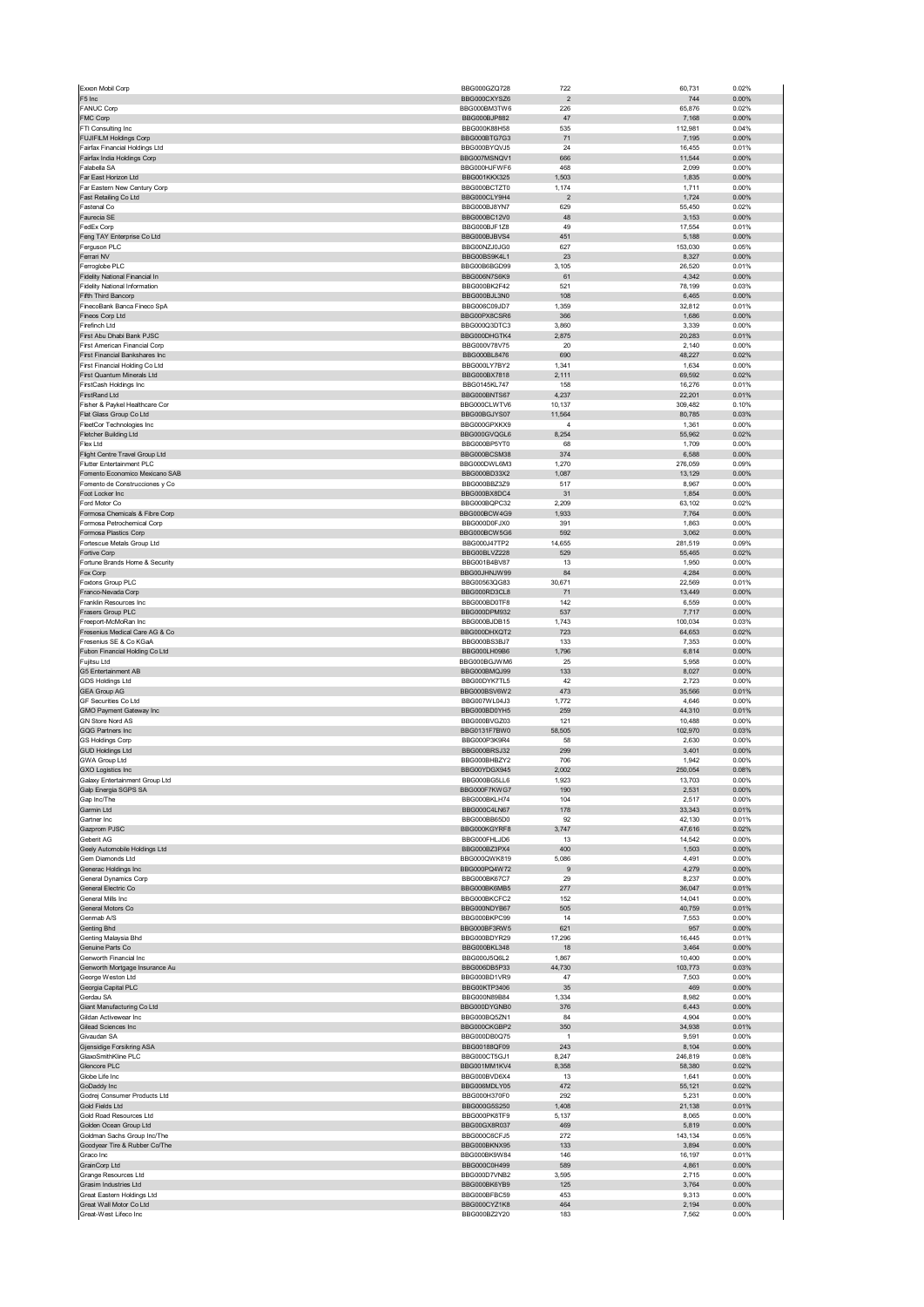| | | | | |
|---|---|---|---|---|
| Exxon Mobil Corp | BBG000GZQ728 | 722 | 60,731 | 0.02% |
| F5 Inc | BBG000CXYSZ6 | 2 | 744 | 0.00% |
| FANUC Corp | BBG000BM3TW6 | 226 | 65,876 | 0.02% |
| FMC Corp | BBG000BJP882 | 47 | 7,168 | 0.00% |
| FTI Consulting Inc | BBG000K88H58 | 535 | 112,981 | 0.04% |
| FUJIFILM Holdings Corp | BBG000BTG7G3 | 71 | 7,195 | 0.00% |
| Fairfax Financial Holdings Ltd | BBG000BYQVJ5 | 24 | 16,455 | 0.01% |
| Fairfax India Holdings Corp | BBG007MSNQV1 | 666 | 11,544 | 0.00% |
| Falabella SA | BBG000HJFWF6 | 468 | 2,099 | 0.00% |
| Far East Horizon Ltd | BBG001KKX325 | 1,503 | 1,835 | 0.00% |
| Far Eastern New Century Corp | BBG000BCTZT0 | 1,174 | 1,711 | 0.00% |
| Fast Retailing Co Ltd | BBG000CLY9H4 | 2 | 1,724 | 0.00% |
| Fastenal Co | BBG000BJ8YN7 | 629 | 55,450 | 0.02% |
| Faurecia SE | BBG000BC12V0 | 48 | 3,153 | 0.00% |
| FedEx Corp | BBG000BJF1Z8 | 49 | 17,554 | 0.01% |
| Feng TAY Enterprise Co Ltd | BBG000BJBVS4 | 451 | 5,188 | 0.00% |
| Ferguson PLC | BBG00NZJ0JG0 | 627 | 153,030 | 0.05% |
| Ferrari NV | BBG00BS9K4L1 | 23 | 8,327 | 0.00% |
| Ferroglobe PLC | BBG00B6BGD99 | 3,105 | 26,520 | 0.01% |
| Fidelity National Financial In | BBG006N7S6K9 | 61 | 4,342 | 0.00% |
| Fidelity National Information | BBG000BK2F42 | 521 | 78,199 | 0.03% |
| Fifth Third Bancorp | BBG000BJL3N0 | 108 | 6,465 | 0.00% |
| FinecoBank Banca Fineco SpA | BBG006C09JD7 | 1,359 | 32,812 | 0.01% |
| Fineos Corp Ltd | BBG00PX8CSR6 | 366 | 1,686 | 0.00% |
| Firefinch Ltd | BBG000Q3DTC3 | 3,860 | 3,339 | 0.00% |
| First Abu Dhabi Bank PJSC | BBG000DHGTK4 | 2,875 | 20,283 | 0.01% |
| First American Financial Corp | BBG000V78V75 | 20 | 2,140 | 0.00% |
| First Financial Bankshares Inc | BBG000BL8476 | 690 | 48,227 | 0.02% |
| First Financial Holding Co Ltd | BBG000LY7BY2 | 1,341 | 1,634 | 0.00% |
| First Quantum Minerals Ltd | BBG000BX7818 | 2,111 | 69,592 | 0.02% |
| FirstCash Holdings Inc | BBG0145KL747 | 158 | 16,276 | 0.01% |
| FirstRand Ltd | BBG000BNTS67 | 4,237 | 22,201 | 0.01% |
| Fisher & Paykel Healthcare Cor | BBG000CLWTV6 | 10,137 | 309,482 | 0.10% |
| Flat Glass Group Co Ltd | BBG00BGJYS07 | 11,564 | 80,785 | 0.03% |
| FleetCor Technologies Inc | BBG000GPXKX9 | 4 | 1,361 | 0.00% |
| Fletcher Building Ltd | BBG000GVQGL6 | 8,254 | 55,962 | 0.02% |
| Flex Ltd | BBG000BP5YT0 | 68 | 1,709 | 0.00% |
| Flight Centre Travel Group Ltd | BBG000BCSM38 | 374 | 6,588 | 0.00% |
| Flutter Entertainment PLC | BBG000DWL6M3 | 1,270 | 276,059 | 0.09% |
| Fomento Economico Mexicano SAB | BBG000BD33X2 | 1,087 | 13,129 | 0.00% |
| Fomento de Construcciones y Co | BBG000BBZ3Z9 | 517 | 8,967 | 0.00% |
| Foot Locker Inc | BBG000BX8DC4 | 31 | 1,854 | 0.00% |
| Ford Motor Co | BBG000BQPC32 | 2,209 | 63,102 | 0.02% |
| Formosa Chemicals & Fibre Corp | BBG000BCW4G9 | 1,933 | 7,764 | 0.00% |
| Formosa Petrochemical Corp | BBG000D0FJX0 | 391 | 1,863 | 0.00% |
| Formosa Plastics Corp | BBG000BCW5G6 | 592 | 3,062 | 0.00% |
| Fortescue Metals Group Ltd | BBG000J47TP2 | 14,655 | 281,519 | 0.09% |
| Fortive Corp | BBG00BLVZ228 | 529 | 55,465 | 0.02% |
| Fortune Brands Home & Security | BBG001B4BV87 | 13 | 1,950 | 0.00% |
| Fox Corp | BBG00JHNJW99 | 84 | 4,284 | 0.00% |
| Foxtons Group PLC | BBG00563QG83 | 30,671 | 22,569 | 0.01% |
| Franco-Nevada Corp | BBG000RD3CL8 | 71 | 13,449 | 0.00% |
| Franklin Resources Inc | BBG000BD0TF8 | 142 | 6,559 | 0.00% |
| Frasers Group PLC | BBG000DPM932 | 537 | 7,717 | 0.00% |
| Freeport-McMoRan Inc | BBG000BJDB15 | 1,743 | 100,034 | 0.03% |
| Fresenius Medical Care AG & Co | BBG000DHXQT2 | 723 | 64,653 | 0.02% |
| Fresenius SE & Co KGaA | BBG000BS3BJ7 | 133 | 7,353 | 0.00% |
| Fubon Financial Holding Co Ltd | BBG000LH09B6 | 1,796 | 6,814 | 0.00% |
| Fujitsu Ltd | BBG000BGJWM6 | 25 | 5,958 | 0.00% |
| G5 Entertainment AB | BBG000BMQJ99 | 133 | 8,027 | 0.00% |
| GDS Holdings Ltd | BBG00DYK7TL5 | 42 | 2,723 | 0.00% |
| GEA Group AG | BBG000BSV6W2 | 473 | 35,566 | 0.01% |
| GF Securities Co Ltd | BBG007WL04J3 | 1,772 | 4,646 | 0.00% |
| GMO Payment Gateway Inc | BBG000BD0YH5 | 259 | 44,310 | 0.01% |
| GN Store Nord AS | BBG000BVGZ03 | 121 | 10,488 | 0.00% |
| GQG Partners Inc | BBG0131F7BW0 | 58,505 | 102,970 | 0.03% |
| GS Holdings Corp | BBG000P3K9R4 | 58 | 2,630 | 0.00% |
| GUD Holdings Ltd | BBG000BRSJ32 | 299 | 3,401 | 0.00% |
| GWA Group Ltd | BBG000BHBZY2 | 706 | 1,942 | 0.00% |
| GXO Logistics Inc | BBG00YDGX945 | 2,002 | 250,054 | 0.08% |
| Galaxy Entertainment Group Ltd | BBG000BG5LL6 | 1,923 | 13,703 | 0.00% |
| Galp Energia SGPS SA | BBG000F7KWG7 | 190 | 2,531 | 0.00% |
| Gap Inc/The | BBG000BKLH74 | 104 | 2,517 | 0.00% |
| Garmin Ltd | BBG000C4LN67 | 178 | 33,343 | 0.01% |
| Gartner Inc | BBG000BB65D0 | 92 | 42,130 | 0.01% |
| Gazprom PJSC | BBG000KGYRF8 | 3,747 | 47,616 | 0.02% |
| Geberit AG | BBG000FHLJD6 | 13 | 14,542 | 0.00% |
| Geely Automobile Holdings Ltd | BBG000BZ3PX4 | 400 | 1,503 | 0.00% |
| Gem Diamonds Ltd | BBG000QWK819 | 5,086 | 4,491 | 0.00% |
| Generac Holdings Inc | BBG000PQ4W72 | 9 | 4,279 | 0.00% |
| General Dynamics Corp | BBG000BK67C7 | 29 | 8,237 | 0.00% |
| General Electric Co | BBG000BK6MB5 | 277 | 36,047 | 0.01% |
| General Mills Inc | BBG000BKCFC2 | 152 | 14,041 | 0.00% |
| General Motors Co | BBG000NDYB67 | 505 | 40,759 | 0.01% |
| Genmab A/S | BBG000BKPC99 | 14 | 7,553 | 0.00% |
| Genting Bhd | BBG000BF3RW5 | 621 | 957 | 0.00% |
| Genting Malaysia Bhd | BBG000BDYR29 | 17,296 | 16,445 | 0.01% |
| Genuine Parts Co | BBG000BKL348 | 18 | 3,464 | 0.00% |
| Genworth Financial Inc | BBG000J5Q6L2 | 1,867 | 10,400 | 0.00% |
| Genworth Mortgage Insurance Au | BBG006DB5P33 | 44,730 | 103,773 | 0.03% |
| George Weston Ltd | BBG000BD1VR9 | 47 | 7,503 | 0.00% |
| Georgia Capital PLC | BBG00KTP3406 | 35 | 469 | 0.00% |
| Gerdau SA | BBG000N89B84 | 1,334 | 8,982 | 0.00% |
| Giant Manufacturing Co Ltd | BBG000DYGNB0 | 376 | 6,443 | 0.00% |
| Gildan Activewear Inc | BBG000BQ5ZN1 | 84 | 4,904 | 0.00% |
| Gilead Sciences Inc | BBG000CKGBP2 | 350 | 34,938 | 0.01% |
| Givaudan SA | BBG000DB0Q75 | 1 | 9,591 | 0.00% |
| Gjensidige Forsikring ASA | BBG00188QF09 | 243 | 8,104 | 0.00% |
| GlaxoSmithKline PLC | BBG000CT5GJ1 | 8,247 | 246,819 | 0.08% |
| Glencore PLC | BBG001MM1KV4 | 8,358 | 58,380 | 0.02% |
| Globe Life Inc | BBG000BVD6X4 | 13 | 1,641 | 0.00% |
| GoDaddy Inc | BBG006MDLY05 | 472 | 55,121 | 0.02% |
| Godrej Consumer Products Ltd | BBG000H370F0 | 292 | 5,231 | 0.00% |
| Gold Fields Ltd | BBG000G5S250 | 1,408 | 21,138 | 0.01% |
| Gold Road Resources Ltd | BBG000PK8TF9 | 5,137 | 8,065 | 0.00% |
| Golden Ocean Group Ltd | BBG00GX8R037 | 469 | 5,819 | 0.00% |
| Goldman Sachs Group Inc/The | BBG000C6CFJ5 | 272 | 143,134 | 0.05% |
| Goodyear Tire & Rubber Co/The | BBG000BKNX95 | 133 | 3,894 | 0.00% |
| Graco Inc | BBG000BK9W84 | 146 | 16,197 | 0.01% |
| GrainCorp Ltd | BBG000C0H499 | 589 | 4,861 | 0.00% |
| Grange Resources Ltd | BBG000D7VNB2 | 3,595 | 2,715 | 0.00% |
| Grasim Industries Ltd | BBG000BK6YB9 | 125 | 3,764 | 0.00% |
| Great Eastern Holdings Ltd | BBG000BFBC59 | 453 | 9,313 | 0.00% |
| Great Wall Motor Co Ltd | BBG000CYZ1K8 | 464 | 2,194 | 0.00% |
| Great-West Lifeco Inc | BBG000BZ2Y20 | 183 | 7,562 | 0.00% |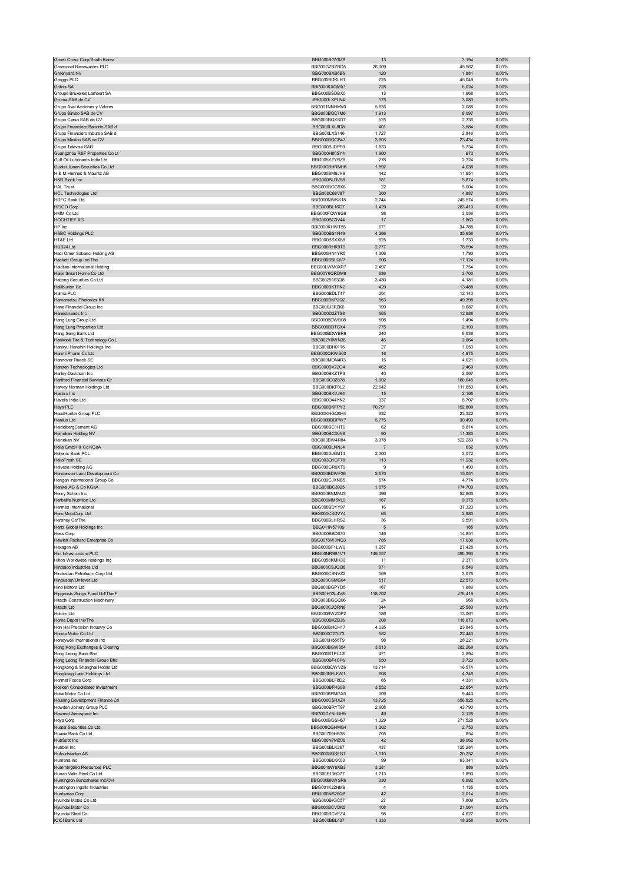| | | | | |
|---|---|---|---|---|
| Green Cross Corp/South Korea | BBG000BGY8Z8 | 13 | 3,194 | 0.00% |
| Greencoat Renewables PLC | BBG00GZRZBQ5 | 26,009 | 45,562 | 0.01% |
| Greenyard NV | BBG000BXB6B6 | 120 | 1,881 | 0.00% |
| Greggs PLC | BBG000BDKLH1 | 725 | 45,049 | 0.01% |
| Grifols SA | BBG000KXQMX1 | 228 | 6,024 | 0.00% |
| Groupe Bruxelles Lambert SA | BBG000BSDBX0 | 13 | 1,968 | 0.00% |
| Gruma SAB de CV | BBG000LXPLN4 | 175 | 3,080 | 0.00% |
| Grupo Aval Acciones y Valores | BBG001NNHMV0 | 5,835 | 2,088 | 0.00% |
| Grupo Bimbo SAB de CV | BBG000BQC7M6 | 1,913 | 8,097 | 0.00% |
| Grupo Carso SAB de CV | BBG000BQXSD7 | 525 | 2,336 | 0.00% |
| Grupo Financiero Banorte SAB d | BBG000LXL8D8 | 401 | 3,584 | 0.00% |
| Grupo Financiero Inbursa SAB d | BBG000LXS146 | 1,727 | 2,846 | 0.00% |
| Grupo Mexico SAB de CV | BBG000BQCB47 | 3,905 | 23,434 | 0.01% |
| Grupo Televisa SAB | BBG000BJDPF9 | 1,833 | 5,734 | 0.00% |
| Guangzhou R&F Properties Co Lt | BBG000H80SY4 | 1,900 | 972 | 0.00% |
| Gulf Oil Lubricants India Ltd | BBG005YZYRZ8 | 278 | 2,324 | 0.00% |
| Guotai Junan Securities Co Ltd | BBG00GBHRNH6 | 1,892 | 4,038 | 0.00% |
| H & M Hennes & Mauritz AB | BBG000BM9JH9 | 442 | 11,951 | 0.00% |
| H&R Block Inc | BBG000BLDV98 | 181 | 5,874 | 0.00% |
| HAL Trust | BBG000BGG9X8 | 22 | 5,004 | 0.00% |
| HCL Technologies Ltd | BBG000C68V87 | 200 | 4,887 | 0.00% |
| HDFC Bank Ltd | BBG000NWKS18 | 2,744 | 245,574 | 0.08% |
| HEICO Corp | BBG000BL16Q7 | 1,429 | 283,410 | 0.09% |
| HMM Co Ltd | BBG000FQW6G9 | 98 | 3,036 | 0.00% |
| HOCHTIEF AG | BBG000BC3V44 | 17 | 1,863 | 0.00% |
| HP Inc | BBG000KHWT55 | 671 | 34,788 | 0.01% |
| HSBC Holdings PLC | BBG000BS1N49 | 4,266 | 35,658 | 0.01% |
| HT&E Ltd | BBG000BSXX88 | 825 | 1,733 | 0.00% |
| HUB24 Ltd | BBG000RHK9T9 | 2,777 | 78,594 | 0.03% |
| Haci Omer Sabanci Holding AS | BBG000HN1YR5 | 1,306 | 1,790 | 0.00% |
| Hackett Group Inc/The | BBG000BBLQV7 | 606 | 17,124 | 0.01% |
| Haidilao International Holding | BBG00LWM0XR7 | 2,497 | 7,754 | 0.00% |
| Haier Smart Home Co Ltd | BBG00Y6QRDM9 | 636 | 3,700 | 0.00% |
| Haitong Securities Co Ltd | BBG0029103Q8 | 3,430 | 4,181 | 0.00% |
| Halliburton Co | BBG000BKTFN2 | 429 | 13,488 | 0.00% |
| Halma PLC | BBG000BDLT47 | 204 | 12,140 | 0.00% |
| Hamamatsu Photonics KK | BBG000BKP2Q2 | 563 | 49,398 | 0.02% |
| Hana Financial Group Inc | BBG000J3FZK6 | 199 | 9,687 | 0.00% |
| Hanesbrands Inc | BBG000D2ZTS8 | 565 | 12,988 | 0.00% |
| Hang Lung Group Ltd | BBG000BDWB08 | 508 | 1,494 | 0.00% |
| Hang Lung Properties Ltd | BBG000BDTCX4 | 775 | 2,193 | 0.00% |
| Hang Seng Bank Ltd | BBG000BDWBR9 | 240 | 6,036 | 0.00% |
| Hankook Tire & Technology Co L | BBG002Y0WN38 | 45 | 2,064 | 0.00% |
| Hankyu Hanshin Holdings Inc | BBG000BH0115 | 27 | 1,050 | 0.00% |
| Hanmi Pharm Co Ltd | BBG000QKWS63 | 16 | 4,975 | 0.00% |
| Hannover Rueck SE | BBG000MDN4R3 | 15 | 4,021 | 0.00% |
| Hansen Technologies Ltd | BBG000BV22G4 | 462 | 2,469 | 0.00% |
| Harley-Davidson Inc | BBG000BKZTP3 | 40 | 2,067 | 0.00% |
| Hartford Financial Services Gr | BBG000G0Z878 | 1,902 | 180,645 | 0.06% |
| Harvey Norman Holdings Ltd | BBG000BKF0L2 | 22,642 | 111,850 | 0.04% |
| Hasbro Inc | BBG000BKVJK4 | 15 | 2,165 | 0.00% |
| Havells India Ltd | BBG000D44YN2 | 337 | 8,707 | 0.00% |
| Hays PLC | BBG000BKFPY3 | 70,791 | 192,809 | 0.06% |
| HeadHunter Group PLC | BBG00KHGQ0H4 | 332 | 23,322 | 0.01% |
| Healius Ltd | BBG000BBDPW7 | 5,775 | 30,493 | 0.01% |
| HeidelbergCement AG | BBG000BC1HT0 | 62 | 5,814 | 0.00% |
| Heineken Holding NV | BBG000BC36N8 | 90 | 11,380 | 0.00% |
| Heineken NV | BBG000BW4R84 | 3,378 | 522,283 | 0.17% |
| Hella GmbH & Co KGaA | BBG000BLNNJ4 | 7 | 632 | 0.00% |
| Hellenic Bank PCL | BBG000GJ6MT4 | 2,300 | 3,072 | 0.00% |
| HelloFresh SE | BBG003Q1CF78 | 113 | 11,932 | 0.00% |
| Helvetia Holding AG | BBG000GR9XT9 | 9 | 1,490 | 0.00% |
| Henderson Land Development Co | BBG000BDWF36 | 2,570 | 15,051 | 0.00% |
| Hengan International Group Co | BBG000CJXNB5 | 674 | 4,774 | 0.00% |
| Henkel AG & Co KGaA | BBG000BC3925 | 1,575 | 174,703 | 0.06% |
| Henry Schein Inc | BBG000BNMMJ3 | 496 | 52,863 | 0.02% |
| Herbalife Nutrition Ltd | BBG000MM5VL9 | 167 | 9,375 | 0.00% |
| Hermes International | BBG000BDYY97 | 16 | 37,320 | 0.01% |
| Hero MotoCorp Ltd | BBG000CSDVY4 | 65 | 2,980 | 0.00% |
| Hershey Co/The | BBG000BLHRS2 | 36 | 9,591 | 0.00% |
| Hertz Global Holdings Inc | BBG011N57109 | 5 | 185 | 0.00% |
| Hess Corp | BBG000BBD070 | 146 | 14,851 | 0.00% |
| Hewlett Packard Enterprise Co | BBG0078W3NQ3 | 785 | 17,038 | 0.01% |
| Hexagon AB | BBG000BF1LW0 | 1,257 | 27,428 | 0.01% |
| Hicl Infrastructure PLC | BBG00NR9B1V1 | 149,057 | 490,390 | 0.16% |
| Hilton Worldwide Holdings Inc | BBG0058KMH30 | 11 | 2,371 | 0.00% |
| Hindalco Industries Ltd | BBG000CSJQQ8 | 971 | 8,546 | 0.00% |
| Hindustan Petroleum Corp Ltd | BBG000CSNVZ2 | 569 | 3,078 | 0.00% |
| Hindustan Unilever Ltd | BBG000CSMG04 | 517 | 22,570 | 0.01% |
| Hino Motors Ltd | BBG000BGPYD5 | 167 | 1,886 | 0.00% |
| Hipgnosis Songs Fund Ltd/The F | BBG00H13L4V8 | 118,702 | 276,419 | 0.09% |
| Hitachi Construction Machinery | BBG000BGGQ06 | 24 | 965 | 0.00% |
| Hitachi Ltd | BBG000C2QRN8 | 344 | 25,583 | 0.01% |
| Holcim Ltd | BBG000BWZDP2 | 186 | 13,061 | 0.00% |
| Home Depot Inc/The | BBG000BKZB36 | 208 | 118,870 | 0.04% |
| Hon Hai Precision Industry Co | BBG000BHCH17 | 4,035 | 23,845 | 0.01% |
| Honda Motor Co Ltd | BBG000C27673 | 582 | 22,440 | 0.01% |
| Honeywell International Inc | BBG000H556T9 | 98 | 28,221 | 0.01% |
| Hong Kong Exchanges & Clearing | BBG000BGW354 | 3,513 | 282,269 | 0.09% |
| Hong Leong Bank Bhd | BBG000BTPCC6 | 471 | 2,894 | 0.00% |
| Hong Leong Financial Group Bhd | BBG000BF4CF6 | 650 | 3,723 | 0.00% |
| Hongkong & Shanghai Hotels Ltd | BBG000BDWVZ6 | 13,714 | 16,574 | 0.01% |
| Hongkong Land Holdings Ltd | BBG000BFLFW1 | 608 | 4,346 | 0.00% |
| Hormel Foods Corp | BBG000BLF8D2 | 65 | 4,331 | 0.00% |
| Hosken Consolidated Investment | BBG000BFH308 | 3,552 | 22,654 | 0.01% |
| Hotai Motor Co Ltd | BBG000BPMGX5 | 309 | 9,443 | 0.00% |
| Housing Development Finance Co | BBG000CSRXZ4 | 13,725 | 656,825 | 0.21% |
| Howden Joinery Group PLC | BBG000BRYT97 | 2,608 | 43,790 | 0.01% |
| Howmet Aerospace Inc | BBG00DYNJGH9 | 49 | 2,128 | 0.00% |
| Hoya Corp | BBG000BGSH67 | 1,329 | 271,528 | 0.09% |
| Huatai Securities Co Ltd | BBG008QGHMG4 | 1,202 | 2,753 | 0.00% |
| Huaxia Bank Co Ltd | BBG00709HB38 | 705 | 854 | 0.00% |
| HubSpot Inc | BBG000N7MZ06 | 42 | 38,062 | 0.01% |
| Hubbell Inc | BBG000BLK267 | 437 | 125,284 | 0.04% |
| Hufvudstaden AB | BBG000BDSFG7 | 1,010 | 20,752 | 0.01% |
| Humana Inc | BBG000BLKK03 | 99 | 63,341 | 0.02% |
| Hummingbird Resources PLC | BBG0019W9XB3 | 3,281 | 886 | 0.00% |
| Hunan Valin Steel Co Ltd | BBG00F136Q77 | 1,713 | 1,893 | 0.00% |
| Huntington Bancshares Inc/OH | BBG000BKWSR6 | 330 | 6,992 | 0.00% |
| Huntington Ingalls Industries | BBG001KJ2HM9 | 4 | 1,135 | 0.00% |
| Huntsman Corp | BBG000NS26Q8 | 42 | 2,014 | 0.00% |
| Hyundai Mobis Co Ltd | BBG000BK3C57 | 27 | 7,809 | 0.00% |
| Hyundai Motor Co | BBG000BCVDK5 | 108 | 21,064 | 0.01% |
| Hyundai Steel Co | BBG000BCVFZ4 | 98 | 4,627 | 0.00% |
| ICICI Bank Ltd | BBG000BBL437 | 1,333 | 18,258 | 0.01% |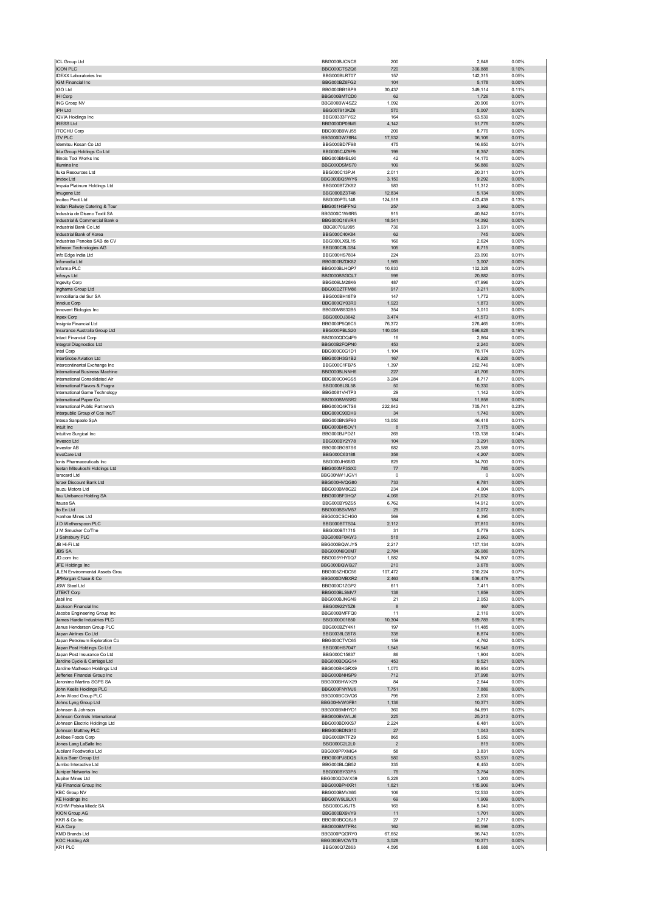| | | | | |
|---|---|---|---|---|
| ICL Group Ltd | BBG000BJCNC8 | 200 | 2,648 | 0.00% |
| ICON PLC | BBG000CTSZQ6 | 720 | 306,888 | 0.10% |
| IDEXX Laboratories Inc | BBG000BLRT07 | 157 | 142,315 | 0.05% |
| IGM Financial Inc | BBG000BZ6FG2 | 104 | 5,178 | 0.00% |
| IGO Ltd | BBG000BB1BP9 | 30,437 | 349,114 | 0.11% |
| IHI Corp | BBG000BM7CD0 | 62 | 1,726 | 0.00% |
| ING Groep NV | BBG000BW4SZ2 | 1,092 | 20,906 | 0.01% |
| IPH Ltd | BBG007913KZ6 | 570 | 5,007 | 0.00% |
| IQVIA Holdings Inc | BBG00333FYS2 | 164 | 63,539 | 0.02% |
| IRESS Ltd | BBG000DP09M5 | 4,142 | 51,776 | 0.02% |
| ITOCHU Corp | BBG000B9WJ55 | 209 | 8,776 | 0.00% |
| ITV PLC | BBG000DW76R4 | 17,532 | 36,106 | 0.01% |
| Idemitsu Kosan Co Ltd | BBG000BD7F98 | 475 | 16,650 | 0.01% |
| Iida Group Holdings Co Ltd | BBG005CJZ9F9 | 199 | 6,357 | 0.00% |
| Illinois Tool Works Inc | BBG000BMBL90 | 42 | 14,170 | 0.00% |
| Illumina Inc | BBG000DSMS70 | 109 | 56,886 | 0.02% |
| Iluka Resources Ltd | BBG000C13PJ4 | 2,011 | 20,311 | 0.01% |
| Imdex Ltd | BBG000BQ5WY6 | 3,150 | 9,292 | 0.00% |
| Impala Platinum Holdings Ltd | BBG000BTZK82 | 583 | 11,312 | 0.00% |
| Imugene Ltd | BBG000BZ3T48 | 12,834 | 5,134 | 0.00% |
| Incitec Pivot Ltd | BBG000PTL148 | 124,518 | 403,439 | 0.13% |
| Indian Railway Catering & Tour | BBG001HSFFN2 | 257 | 3,962 | 0.00% |
| Industria de Diseno Textil SA | BBG000C1W6R5 | 915 | 40,842 | 0.01% |
| Industrial & Commercial Bank o | BBG000Q16VR4 | 18,541 | 14,392 | 0.00% |
| Industrial Bank Co Ltd | BBG00709J995 | 736 | 3,031 | 0.00% |
| Industrial Bank of Korea | BBG000C40K84 | 62 | 745 | 0.00% |
| Industrias Penoles SAB de CV | BBG000LXSL15 | 166 | 2,624 | 0.00% |
| Infineon Technologies AG | BBG000C8L0S4 | 105 | 8,715 | 0.00% |
| Info Edge India Ltd | BBG000HS7804 | 224 | 23,090 | 0.01% |
| Infomedia Ltd | BBG000BZDK82 | 1,965 | 3,007 | 0.00% |
| Informa PLC | BBG000BLHQP7 | 10,633 | 102,328 | 0.03% |
| Infosys Ltd | BBG000BSGQL7 | 598 | 20,882 | 0.01% |
| Ingevity Corp | BBG009LM28K6 | 487 | 47,996 | 0.02% |
| Inghams Group Ltd | BBG00DZTFM86 | 917 | 3,211 | 0.00% |
| Inmobiliaria del Sur SA | BBG000BH18T9 | 147 | 1,772 | 0.00% |
| Innolux Corp | BBG000QY03R0 | 1,923 | 1,873 | 0.00% |
| Innovent Biologics Inc | BBG00M8832B5 | 354 | 3,010 | 0.00% |
| Inpex Corp | BBG000DJ3642 | 3,474 | 41,573 | 0.01% |
| Insignia Financial Ltd | BBG000P5Q6C5 | 76,372 | 276,465 | 0.09% |
| Insurance Australia Group Ltd | BBG000PBLS20 | 140,054 | 596,628 | 0.19% |
| Intact Financial Corp | BBG000QDQ4F9 | 16 | 2,864 | 0.00% |
| Integral Diagnostics Ltd | BBG00B2FQPN0 | 453 | 2,240 | 0.00% |
| Intel Corp | BBG000C0G1D1 | 1,104 | 78,174 | 0.03% |
| InterGlobe Aviation Ltd | BBG000H3G1B2 | 167 | 6,226 | 0.00% |
| Intercontinental Exchange Inc | BBG000C1FB75 | 1,397 | 262,746 | 0.08% |
| International Business Machine | BBG000BLNNH6 | 227 | 41,706 | 0.01% |
| International Consolidated Air | BBG000C04GS5 | 3,284 | 8,717 | 0.00% |
| International Flavors & Fragra | BBG000BLSL58 | 50 | 10,330 | 0.00% |
| International Game Technology | BBG0081VHTP3 | 29 | 1,142 | 0.00% |
| International Paper Co | BBG000BM5SR2 | 184 | 11,858 | 0.00% |
| International Public Partnersh | BBG000Q4KTS6 | 222,842 | 705,741 | 0.23% |
| Interpublic Group of Cos Inc/T | BBG000C90DH9 | 34 | 1,740 | 0.00% |
| Intesa Sanpaolo SpA | BBG000BNSF93 | 13,050 | 46,418 | 0.01% |
| Intuit Inc | BBG000BH5DV1 | 8 | 7,175 | 0.00% |
| Intuitive Surgical Inc | BBG000BJPDZ1 | 269 | 133,138 | 0.04% |
| Invesco Ltd | BBG000BY2Y78 | 104 | 3,291 | 0.00% |
| Investor AB | BBG000BG97S6 | 682 | 23,588 | 0.01% |
| InvoCare Ltd | BBG000C63188 | 358 | 4,207 | 0.00% |
| Ionis Pharmaceuticals Inc | BBG000JH6683 | 829 | 34,703 | 0.01% |
| Isetan Mitsukoshi Holdings Ltd | BBG000MF3SX0 | 77 | 785 | 0.00% |
| Isracard Ltd | BBG00NW1JGV1 | 0 | 0 | 0.00% |
| Israel Discount Bank Ltd | BBG000HVQG80 | 733 | 6,781 | 0.00% |
| Isuzu Motors Ltd | BBG000BM8G22 | 234 | 4,004 | 0.00% |
| Itau Unibanco Holding SA | BBG000BF0HQ7 | 4,066 | 21,032 | 0.01% |
| Itausa SA | BBG000BY9ZS5 | 6,762 | 14,912 | 0.00% |
| Ito En Ltd | BBG000BSVM57 | 29 | 2,072 | 0.00% |
| Ivanhoe Mines Ltd | BBG003CSCHG0 | 569 | 6,395 | 0.00% |
| J D Wetherspoon PLC | BBG000BT7S04 | 2,112 | 37,810 | 0.01% |
| J M Smucker Co/The | BBG000BT1715 | 31 | 5,779 | 0.00% |
| J Sainsbury PLC | BBG000BF0KW3 | 518 | 2,663 | 0.00% |
| JB Hi-Fi Ltd | BBG000BQWJY5 | 2,217 | 107,134 | 0.03% |
| JBS SA | BBG000N6Q0M7 | 2,784 | 26,086 | 0.01% |
| JD.com Inc | BBG005YHY0Q7 | 1,882 | 94,807 | 0.03% |
| JFE Holdings Inc | BBG000BQWB27 | 210 | 3,678 | 0.00% |
| JLEN Environmental Assets Grou | BBG005ZHDC56 | 107,472 | 210,224 | 0.07% |
| JPMorgan Chase & Co | BBG000DMBXR2 | 2,463 | 536,479 | 0.17% |
| JSW Steel Ltd | BBG000C1ZGP2 | 611 | 7,411 | 0.00% |
| JTEKT Corp | BBG000BLSMV7 | 138 | 1,659 | 0.00% |
| Jabil Inc | BBG000BJNGN9 | 21 | 2,053 | 0.00% |
| Jackson Financial Inc | BBG00922Y5Z6 | 8 | 467 | 0.00% |
| Jacobs Engineering Group Inc | BBG000BMFFQ0 | 11 | 2,116 | 0.00% |
| James Hardie Industries PLC | BBG000D01850 | 10,304 | 569,789 | 0.18% |
| Janus Henderson Group PLC | BBG000BZY4K1 | 197 | 11,485 | 0.00% |
| Japan Airlines Co Ltd | BBG0038LG5T8 | 338 | 8,874 | 0.00% |
| Japan Petroleum Exploration Co | BBG000CTVC65 | 159 | 4,762 | 0.00% |
| Japan Post Holdings Co Ltd | BBG000HS7047 | 1,545 | 16,546 | 0.01% |
| Japan Post Insurance Co Ltd | BBG000C15837 | 86 | 1,904 | 0.00% |
| Jardine Cycle & Carriage Ltd | BBG000BDGG14 | 453 | 9,521 | 0.00% |
| Jardine Matheson Holdings Ltd | BBG000BKGRX9 | 1,070 | 80,954 | 0.03% |
| Jefferies Financial Group Inc | BBG000BNHSP9 | 712 | 37,998 | 0.01% |
| Jeronimo Martins SGPS SA | BBG000BHWX29 | 84 | 2,644 | 0.00% |
| John Keells Holdings PLC | BBG000FNYMJ6 | 7,751 | 7,886 | 0.00% |
| John Wood Group PLC | BBG000BCGVQ6 | 795 | 2,830 | 0.00% |
| Johns Lyng Group Ltd | BBG00HVW0FB1 | 1,136 | 10,371 | 0.00% |
| Johnson & Johnson | BBG000BMHYD1 | 360 | 84,691 | 0.03% |
| Johnson Controls International | BBG000BVWLJ6 | 225 | 25,213 | 0.01% |
| Johnson Electric Holdings Ltd | BBG000BDXKS7 | 2,224 | 6,481 | 0.00% |
| Johnson Matthey PLC | BBG000BDNS10 | 27 | 1,043 | 0.00% |
| Jollibee Foods Corp | BBG000BKTFZ9 | 865 | 5,050 | 0.00% |
| Jones Lang LaSalle Inc | BBG000C2L2L0 | 2 | 819 | 0.00% |
| Jubilant Foodworks Ltd | BBG000PPXMG4 | 58 | 3,831 | 0.00% |
| Julius Baer Group Ltd | BBG000PJ8DQ5 | 580 | 53,531 | 0.02% |
| Jumbo Interactive Ltd | BBG000BLQB52 | 335 | 6,453 | 0.00% |
| Juniper Networks Inc | BBG000BY33P5 | 76 | 3,754 | 0.00% |
| Jupiter Mines Ltd | BBG000QDWX59 | 5,228 | 1,203 | 0.00% |
| KB Financial Group Inc | BBG000BPHXR1 | 1,821 | 115,906 | 0.04% |
| KBC Group NV | BBG000BMVX65 | 106 | 12,533 | 0.00% |
| KE Holdings Inc | BBG00W9L9LX1 | 69 | 1,909 | 0.00% |
| KGHM Polska Miedz SA | BBG000CJ6JT5 | 169 | 8,040 | 0.00% |
| KION Group AG | BBG000BX9VY9 | 11 | 1,701 | 0.00% |
| KKR & Co Inc | BBG000BCQ6J8 | 27 | 2,717 | 0.00% |
| KLA Corp | BBG000BMTFR4 | 162 | 95,598 | 0.03% |
| KMD Brands Ltd | BBG000PQGRY0 | 87,652 | 96,743 | 0.03% |
| KOC Holding AS | BBG000BVCWT3 | 3,528 | 10,371 | 0.00% |
| KR1 PLC | BBG000Q7Z863 | 4,595 | 8,688 | 0.00% |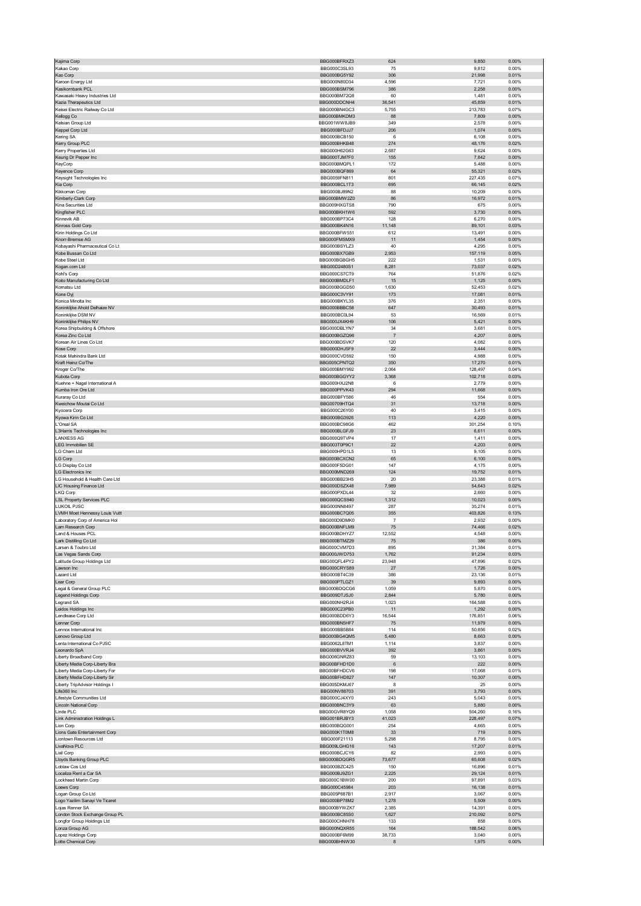| | | | | |
|---|---|---|---|---|
| Kajima Corp | BBG000BFRXZ3 | 624 | 9,850 | 0.00% |
| Kakao Corp | BBG000C3SL93 | 75 | 9,812 | 0.00% |
| Kao Corp | BBG000BG5Y92 | 306 | 21,998 | 0.01% |
| Karoon Energy Ltd | BBG000N80D34 | 4,596 | 7,721 | 0.00% |
| Kasikornbank PCL | BBG000BSM796 | 386 | 2,258 | 0.00% |
| Kawasaki Heavy Industries Ltd | BBG000BM72Q8 | 60 | 1,481 | 0.00% |
| Kazia Therapeutics Ltd | BBG000DDCNH4 | 36,541 | 45,859 | 0.01% |
| Keisei Electric Railway Co Ltd | BBG000BN4GC3 | 5,755 | 213,783 | 0.07% |
| Kellogg Co | BBG000BMKDM3 | 88 | 7,809 | 0.00% |
| Kelsian Group Ltd | BBG001WW8JB9 | 349 | 2,578 | 0.00% |
| Keppel Corp Ltd | BBG000BFDJJ7 | 206 | 1,074 | 0.00% |
| Kering SA | BBG000BCB150 | 6 | 6,108 | 0.00% |
| Kerry Group PLC | BBG000BHKB48 | 274 | 48,176 | 0.02% |
| Kerry Properties Ltd | BBG000H62G63 | 2,687 | 9,624 | 0.00% |
| Keurig Dr Pepper Inc | BBG000TJM7F0 | 155 | 7,842 | 0.00% |
| KeyCorp | BBG000BMQPL1 | 172 | 5,488 | 0.00% |
| Keyence Corp | BBG000BQF869 | 64 | 55,321 | 0.02% |
| Keysight Technologies Inc | BBG0059FN811 | 801 | 227,435 | 0.07% |
| Kia Corp | BBG000BCL1T3 | 695 | 66,145 | 0.02% |
| Kikkoman Corp | BBG000BJ89N2 | 88 | 10,209 | 0.00% |
| Kimberly-Clark Corp | BBG000BMW2Z0 | 86 | 16,972 | 0.01% |
| Kina Securities Ltd | BBG009HXGTS8 | 790 | 675 | 0.00% |
| Kingfisher PLC | BBG000BKH1W6 | 592 | 3,730 | 0.00% |
| Kinnevik AB | BBG000BP73C4 | 128 | 6,270 | 0.00% |
| Kinross Gold Corp | BBG000BK4N16 | 11,148 | 89,101 | 0.03% |
| Kirin Holdings Co Ltd | BBG000BFW551 | 612 | 13,491 | 0.00% |
| Knorr-Bremse AG | BBG000FMSMX9 | 11 | 1,454 | 0.00% |
| Kobayashi Pharmaceutical Co Lt | BBG000BSYLZ3 | 40 | 4,295 | 0.00% |
| Kobe Bussan Co Ltd | BBG000BX7GB9 | 2,953 | 157,119 | 0.05% |
| Kobe Steel Ltd | BBG000BGBGH5 | 222 | 1,531 | 0.00% |
| Kogan.com Ltd | BBG00D2480S1 | 8,281 | 73,037 | 0.02% |
| Kohl's Corp | BBG000CS7CT9 | 764 | 51,876 | 0.02% |
| Koito Manufacturing Co Ltd | BBG000BMDLF1 | 15 | 1,125 | 0.00% |
| Komatsu Ltd | BBG000BGGD50 | 1,630 | 52,453 | 0.02% |
| Kone Oyj | BBG000C3VY91 | 173 | 17,081 | 0.01% |
| Konica Minolta Inc | BBG000BKYL35 | 376 | 2,351 | 0.00% |
| Koninklijke Ahold Delhaize NV | BBG000BBBC58 | 647 | 30,493 | 0.01% |
| Koninklijke DSM NV | BBG000BC0L94 | 53 | 16,569 | 0.01% |
| Koninklijke Philips NV | BBG000JX4KH9 | 106 | 5,421 | 0.00% |
| Korea Shipbuilding & Offshore | BBG000DBLYN7 | 34 | 3,681 | 0.00% |
| Korea Zinc Co Ltd | BBG000BGZQ96 | 7 | 4,207 | 0.00% |
| Korean Air Lines Co Ltd | BBG000BDSVK7 | 120 | 4,082 | 0.00% |
| Kose Corp | BBG000DHJ5F9 | 22 | 3,444 | 0.00% |
| Kotak Mahindra Bank Ltd | BBG000CVD592 | 150 | 4,988 | 0.00% |
| Kraft Heinz Co/The | BBG005CPNTQ2 | 350 | 17,270 | 0.01% |
| Kroger Co/The | BBG000BMY992 | 2,064 | 128,497 | 0.04% |
| Kubota Corp | BBG000BGGYY2 | 3,368 | 102,718 | 0.03% |
| Kuehne + Nagel International A | BBG000HXJ2N8 | 6 | 2,779 | 0.00% |
| Kumba Iron Ore Ltd | BBG000PPVK43 | 294 | 11,668 | 0.00% |
| Kuraray Co Ltd | BBG000BFY586 | 46 | 554 | 0.00% |
| Kweichow Moutai Co Ltd | BBG00709HTQ4 | 31 | 13,718 | 0.00% |
| Kyocera Corp | BBG000C26Y00 | 40 | 3,415 | 0.00% |
| Kyowa Kirin Co Ltd | BBG000BG3926 | 113 | 4,220 | 0.00% |
| L'Oreal SA | BBG000BC98G6 | 462 | 301,254 | 0.10% |
| L3Harris Technologies Inc | BBG000BLGFJ9 | 23 | 6,611 | 0.00% |
| LANXESS AG | BBG000Q9TVP4 | 17 | 1,411 | 0.00% |
| LEG Immobilien SE | BBG003T0P9C1 | 22 | 4,203 | 0.00% |
| LG Chem Ltd | BBG000HPD1L5 | 13 | 9,105 | 0.00% |
| LG Corp | BBG000BCXCN2 | 65 | 6,100 | 0.00% |
| LG Display Co Ltd | BBG000F5DG01 | 147 | 4,175 | 0.00% |
| LG Electronics Inc | BBG000MND269 | 124 | 19,752 | 0.01% |
| LG Household & Health Care Ltd | BBG000BB23H5 | 20 | 23,388 | 0.01% |
| LIC Housing Finance Ltd | BBG000DSZX48 | 7,989 | 54,643 | 0.02% |
| LKQ Corp | BBG000PXDL44 | 32 | 2,660 | 0.00% |
| LSL Property Services PLC | BBG000QCS940 | 1,312 | 10,023 | 0.00% |
| LUKOIL PJSC | BBG000NN8497 | 287 | 35,274 | 0.01% |
| LVMH Moet Hennessy Louis Vuitt | BBG000BC7Q05 | 355 | 403,826 | 0.13% |
| Laboratory Corp of America Hol | BBG000D9DMK0 | 7 | 2,932 | 0.00% |
| Lam Research Corp | BBG000BNFLM9 | 75 | 74,466 | 0.02% |
| Land & Houses PCL | BBG000BDHYZ7 | 12,552 | 4,548 | 0.00% |
| Lark Distilling Co Ltd | BBG000BTMZ29 | 75 | 386 | 0.00% |
| Larsen & Toubro Ltd | BBG000CVM7D3 | 895 | 31,384 | 0.01% |
| Las Vegas Sands Corp | BBG000JWD753 | 1,762 | 91,234 | 0.03% |
| Latitude Group Holdings Ltd | BBG00QFL4PY2 | 23,948 | 47,896 | 0.02% |
| Lawson Inc | BBG000CRYS89 | 27 | 1,726 | 0.00% |
| Lazard Ltd | BBG000BT4C39 | 386 | 23,136 | 0.01% |
| Lear Corp | BBG000PTLGZ1 | 39 | 9,893 | 0.00% |
| Legal & General Group PLC | BBG000BDQCG6 | 1,059 | 5,870 | 0.00% |
| Legend Holdings Corp | BBG009DTJSJ0 | 2,844 | 5,780 | 0.00% |
| Legrand SA | BBG000NH2RJ4 | 1,023 | 164,588 | 0.05% |
| Leidos Holdings Inc | BBG000C23PB0 | 11 | 1,292 | 0.00% |
| Lendlease Corp Ltd | BBG000BDD0Y3 | 16,544 | 176,851 | 0.06% |
| Lennar Corp | BBG000BN5HF7 | 75 | 11,979 | 0.00% |
| Lennox International Inc | BBG000BB5B84 | 114 | 50,856 | 0.02% |
| Lenovo Group Ltd | BBG000BG4QM5 | 5,480 | 8,663 | 0.00% |
| Lenta International Co PJSC | BBG0062L8TM1 | 1,114 | 3,837 | 0.00% |
| Leonardo SpA | BBG000BVVRJ4 | 392 | 3,861 | 0.00% |
| Liberty Broadband Corp | BBG006GNRZ83 | 59 | 13,103 | 0.00% |
| Liberty Media Corp-Liberty Bra | BBG00BFHD1D0 | 6 | 222 | 0.00% |
| Liberty Media Corp-Liberty For | BBG00BFHDCV6 | 198 | 17,068 | 0.01% |
| Liberty Media Corp-Liberty Sir | BBG00BFHD827 | 147 | 10,307 | 0.00% |
| Liberty TripAdvisor Holdings I | BBG005DKMJ67 | 8 | 25 | 0.00% |
| Life360 Inc | BBG00NV88703 | 391 | 3,793 | 0.00% |
| Lifestyle Communities Ltd | BBG000CJ4XY0 | 243 | 5,043 | 0.00% |
| Lincoln National Corp | BBG000BNC3Y9 | 63 | 5,880 | 0.00% |
| Linde PLC | BBG00GVR8YQ9 | 1,058 | 504,260 | 0.16% |
| Link Administration Holdings L | BBG001BRJBY3 | 41,023 | 228,497 | 0.07% |
| Lion Corp | BBG000BQG001 | 254 | 4,665 | 0.00% |
| Lions Gate Entertainment Corp | BBG000K1T0M8 | 33 | 719 | 0.00% |
| Liontown Resources Ltd | BBG000F21113 | 5,298 | 8,795 | 0.00% |
| LivaNova PLC | BBG009LGHG16 | 143 | 17,207 | 0.01% |
| Lixil Corp | BBG000BCJCY6 | 82 | 2,993 | 0.00% |
| Lloyds Banking Group PLC | BBG000BDQGR5 | 73,677 | 65,608 | 0.02% |
| Loblaw Cos Ltd | BBG000BZC425 | 150 | 16,896 | 0.01% |
| Localiza Rent a Car SA | BBG000BJ5ZG1 | 2,225 | 29,124 | 0.01% |
| Lockheed Martin Corp | BBG000C1BW00 | 200 | 97,891 | 0.03% |
| Loews Corp | BBG000C45984 | 203 | 16,138 | 0.01% |
| Logan Group Co Ltd | BBG005P687B1 | 2,917 | 3,067 | 0.00% |
| Logo Yazilim Sanayi Ve Ticaret | BBG000BP78M2 | 1,278 | 5,509 | 0.00% |
| Lojas Renner SA | BBG000BYWZK7 | 2,385 | 14,391 | 0.00% |
| London Stock Exchange Group PL | BBG000BC85S0 | 1,627 | 210,092 | 0.07% |
| Longfor Group Holdings Ltd | BBG000CHNH78 | 133 | 858 | 0.00% |
| Lonza Group AG | BBG000NQXR55 | 164 | 188,542 | 0.06% |
| Lopez Holdings Corp | BBG000BH5M99 | 38,733 | 3,040 | 0.00% |
| Lotte Chemical Corp | BBG000BHNW30 | 8 | 1,975 | 0.00% |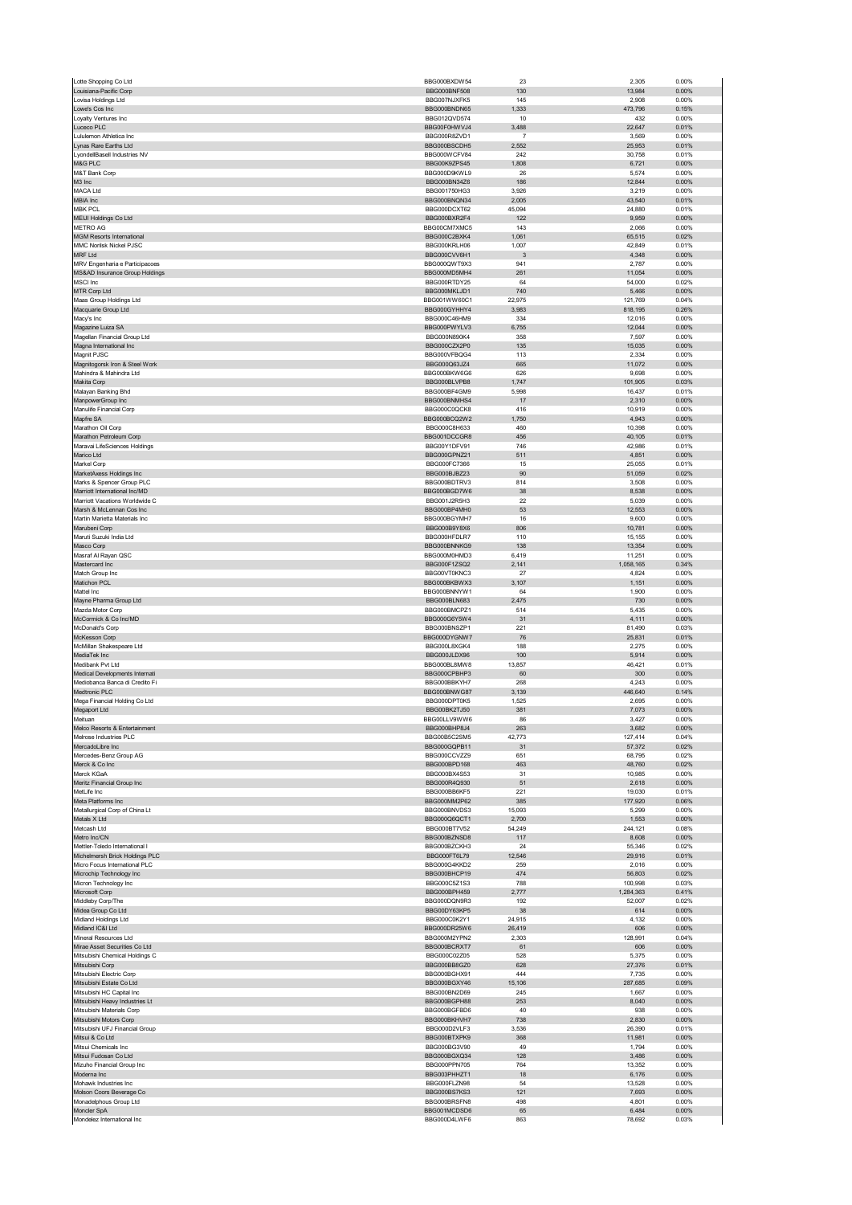| | | | | |
|---|---|---|---|---|
| Lotte Shopping Co Ltd | BBG000BXDW54 | 23 | 2,305 | 0.00% |
| Louisiana-Pacific Corp | BBG000BNF508 | 130 | 13,984 | 0.00% |
| Lovisa Holdings Ltd | BBG007NJXFK5 | 145 | 2,908 | 0.00% |
| Lowe's Cos Inc | BBG000BNDN65 | 1,333 | 473,796 | 0.15% |
| Loyalty Ventures Inc | BBG012QVD574 | 10 | 432 | 0.00% |
| Luceco PLC | BBG00F0HWVJ4 | 3,488 | 22,647 | 0.01% |
| Lululemon Athletica Inc | BBG000R8ZVD1 | 7 | 3,569 | 0.00% |
| Lynas Rare Earths Ltd | BBG000BSCDH5 | 2,552 | 25,953 | 0.01% |
| LyondellBasell Industries NV | BBG000WCFV84 | 242 | 30,758 | 0.01% |
| M&G PLC | BBG00K6ZPS45 | 1,808 | 6,721 | 0.00% |
| M&T Bank Corp | BBG000D9KWL9 | 26 | 5,574 | 0.00% |
| M3 Inc | BBG000BN34Z6 | 186 | 12,844 | 0.00% |
| MACA Ltd | BBG001750HG3 | 3,926 | 3,219 | 0.00% |
| MBIA Inc | BBG000BNQN34 | 2,005 | 43,540 | 0.01% |
| MBK PCL | BBG000DCXT62 | 45,094 | 24,880 | 0.01% |
| MEIJI Holdings Co Ltd | BBG000BXR2F4 | 122 | 9,959 | 0.00% |
| METRO AG | BBG00CM7XMC5 | 143 | 2,066 | 0.00% |
| MGM Resorts International | BBG000C2BXK4 | 1,061 | 65,515 | 0.02% |
| MMC Norilsk Nickel PJSC | BBG000KRLH06 | 1,007 | 42,849 | 0.01% |
| MRF Ltd | BBG000CVV6H1 | 3 | 4,348 | 0.00% |
| MRV Engenharia e Participacoes | BBG000QWT9X3 | 941 | 2,787 | 0.00% |
| MS&AD Insurance Group Holdings | BBG000MD5MH4 | 261 | 11,054 | 0.00% |
| MSCI Inc | BBG000RTDY25 | 64 | 54,000 | 0.02% |
| MTR Corp Ltd | BBG000MKLJD1 | 740 | 5,466 | 0.00% |
| Maas Group Holdings Ltd | BBG001WW60C1 | 22,975 | 121,769 | 0.04% |
| Macquarie Group Ltd | BBG000GYHHY4 | 3,983 | 818,195 | 0.26% |
| Macy's Inc | BBG000C46HM9 | 334 | 12,016 | 0.00% |
| Magazine Luiza SA | BBG000PWYLV3 | 6,755 | 12,044 | 0.00% |
| Magellan Financial Group Ltd | BBG000N89QK4 | 358 | 7,597 | 0.00% |
| Magna International Inc | BBG000CZX2P0 | 135 | 15,035 | 0.00% |
| Magnit PJSC | BBG000VFBQG4 | 113 | 2,334 | 0.00% |
| Magnitogorsk Iron & Steel Work | BBG000Q63JZ4 | 665 | 11,072 | 0.00% |
| Mahindra & Mahindra Ltd | BBG000BKW6G6 | 626 | 9,698 | 0.00% |
| Makita Corp | BBG000BLVPB8 | 1,747 | 101,905 | 0.03% |
| Malayan Banking Bhd | BBG000BF4GM9 | 5,998 | 16,437 | 0.01% |
| ManpowerGroup Inc | BBG000BNMHS4 | 17 | 2,310 | 0.00% |
| Manulife Financial Corp | BBG000C0QCK8 | 416 | 10,919 | 0.00% |
| Mapfre SA | BBG000BCQ2W2 | 1,750 | 4,943 | 0.00% |
| Marathon Oil Corp | BBG000C8H633 | 460 | 10,398 | 0.00% |
| Marathon Petroleum Corp | BBG001DCCGR8 | 456 | 40,105 | 0.01% |
| Maravai LifeSciences Holdings | BBG00Y1DFV91 | 746 | 42,986 | 0.01% |
| Marico Ltd | BBG000GPNZ21 | 511 | 4,851 | 0.00% |
| Markel Corp | BBG000FC7366 | 15 | 25,055 | 0.01% |
| MarketAxess Holdings Inc | BBG000BJBZ23 | 90 | 51,059 | 0.02% |
| Marks & Spencer Group PLC | BBG000BDTRV3 | 814 | 3,508 | 0.00% |
| Marriott International Inc/MD | BBG000BGD7W6 | 38 | 8,538 | 0.00% |
| Marriott Vacations Worldwide C | BBG001J2R5H3 | 22 | 5,039 | 0.00% |
| Marsh & McLennan Cos Inc | BBG000BP4MH0 | 53 | 12,553 | 0.00% |
| Martin Marietta Materials Inc | BBG000BGYMH7 | 16 | 9,600 | 0.00% |
| Marubeni Corp | BBG000B9Y8X6 | 806 | 10,781 | 0.00% |
| Maruti Suzuki India Ltd | BBG000HFDLR7 | 110 | 15,155 | 0.00% |
| Masco Corp | BBG000BNNKG9 | 138 | 13,354 | 0.00% |
| Masraf Al Rayan QSC | BBG000M0HMD3 | 6,419 | 11,251 | 0.00% |
| Mastercard Inc | BBG000F1ZSQ2 | 2,141 | 1,058,165 | 0.34% |
| Match Group Inc | BBG00VT0KNC3 | 27 | 4,824 | 0.00% |
| Matichon PCL | BBG000BKBWX3 | 3,107 | 1,151 | 0.00% |
| Mattel Inc | BBG000BNNYW1 | 64 | 1,900 | 0.00% |
| Mayne Pharma Group Ltd | BBG000BLN683 | 2,475 | 730 | 0.00% |
| Mazda Motor Corp | BBG000BMCPZ1 | 514 | 5,435 | 0.00% |
| McCormick & Co Inc/MD | BBG000G6Y5W4 | 31 | 4,111 | 0.00% |
| McDonald's Corp | BBG000BNSZP1 | 221 | 81,490 | 0.03% |
| McKesson Corp | BBG000DYGNW7 | 76 | 25,831 | 0.01% |
| McMillan Shakespeare Ltd | BBG000L8XGK4 | 188 | 2,275 | 0.00% |
| MediaTek Inc | BBG000JLDX96 | 100 | 5,914 | 0.00% |
| Medibank Pvt Ltd | BBG000BL8MW8 | 13,857 | 46,421 | 0.01% |
| Medical Developments Internati | BBG000CPBHP3 | 60 | 300 | 0.00% |
| Mediobanca Banca di Credito Fi | BBG000BBKYH7 | 268 | 4,243 | 0.00% |
| Medtronic PLC | BBG000BNWG87 | 3,139 | 446,640 | 0.14% |
| Mega Financial Holding Co Ltd | BBG000DPT0K5 | 1,525 | 2,695 | 0.00% |
| Megaport Ltd | BBG00BK2TJ50 | 381 | 7,073 | 0.00% |
| Meituan | BBG00LLV9WW6 | 86 | 3,427 | 0.00% |
| Melco Resorts & Entertainment | BBG000BHP8J4 | 263 | 3,682 | 0.00% |
| Melrose Industries PLC | BBG00B5C2SM5 | 42,773 | 127,414 | 0.04% |
| MercadoLibre Inc | BBG000GQPB11 | 31 | 57,372 | 0.02% |
| Mercedes-Benz Group AG | BBG000CCVZZ9 | 651 | 68,795 | 0.02% |
| Merck & Co Inc | BBG000BPD168 | 463 | 48,760 | 0.02% |
| Merck KGaA | BBG000BX4S53 | 31 | 10,985 | 0.00% |
| Meritz Financial Group Inc | BBG000R4Q930 | 51 | 2,618 | 0.00% |
| MetLife Inc | BBG000BB6KF5 | 221 | 19,030 | 0.01% |
| Meta Platforms Inc | BBG000MM2P62 | 385 | 177,920 | 0.06% |
| Metallurgical Corp of China Lt | BBG000BNVDS3 | 15,093 | 5,299 | 0.00% |
| Metals X Ltd | BBG000Q6QCT1 | 2,700 | 1,553 | 0.00% |
| Metcash Ltd | BBG000BT7V52 | 54,249 | 244,121 | 0.08% |
| Metro Inc/CN | BBG000BZNSD8 | 117 | 8,608 | 0.00% |
| Mettler-Toledo International I | BBG000BZCKH3 | 24 | 55,346 | 0.02% |
| Michelmersh Brick Holdings PLC | BBG000FT6L79 | 12,546 | 29,916 | 0.01% |
| Micro Focus International PLC | BBG000G4KKD2 | 259 | 2,016 | 0.00% |
| Microchip Technology Inc | BBG000BHCP19 | 474 | 56,803 | 0.02% |
| Micron Technology Inc | BBG000C5Z1S3 | 788 | 100,998 | 0.03% |
| Microsoft Corp | BBG000BPH459 | 2,777 | 1,284,363 | 0.41% |
| Middleby Corp/The | BBG000DQN9R3 | 192 | 52,007 | 0.02% |
| Midea Group Co Ltd | BBG00DY63KP5 | 38 | 614 | 0.00% |
| Midland Holdings Ltd | BBG000C0K2Y1 | 24,915 | 4,132 | 0.00% |
| Midland IC&I Ltd | BBG000DR25W6 | 26,419 | 606 | 0.00% |
| Mineral Resources Ltd | BBG000M2YPN2 | 2,303 | 128,991 | 0.04% |
| Mirae Asset Securities Co Ltd | BBG000BCRXT7 | 61 | 606 | 0.00% |
| Mitsubishi Chemical Holdings C | BBG000C0Z205 | 528 | 5,375 | 0.00% |
| Mitsubishi Corp | BBG000BB6GZ0 | 628 | 27,376 | 0.01% |
| Mitsubishi Electric Corp | BBG000BGHX91 | 444 | 7,735 | 0.00% |
| Mitsubishi Estate Co Ltd | BBG000BGXY46 | 15,106 | 287,685 | 0.09% |
| Mitsubishi HC Capital Inc | BBG000BN2D69 | 245 | 1,667 | 0.00% |
| Mitsubishi Heavy Industries Lt | BBG000BGPH88 | 253 | 8,040 | 0.00% |
| Mitsubishi Materials Corp | BBG000BGFBD6 | 40 | 938 | 0.00% |
| Mitsubishi Motors Corp | BBG000BKHVH7 | 738 | 2,830 | 0.00% |
| Mitsubishi UFJ Financial Group | BBG000D2VLF3 | 3,536 | 26,390 | 0.01% |
| Mitsui & Co Ltd | BBG000BTXPK9 | 368 | 11,981 | 0.00% |
| Mitsui Chemicals Inc | BBG000BG3V90 | 49 | 1,794 | 0.00% |
| Mitsui Fudosan Co Ltd | BBG000BGXQ34 | 128 | 3,486 | 0.00% |
| Mizuho Financial Group Inc | BBG000PPN705 | 764 | 13,352 | 0.00% |
| Moderna Inc | BBG003PHHZT1 | 18 | 6,176 | 0.00% |
| Mohawk Industries Inc | BBG000FLZN98 | 54 | 13,528 | 0.00% |
| Molson Coors Beverage Co | BBG000BS7KS3 | 121 | 7,693 | 0.00% |
| Monadelphous Group Ltd | BBG000BRSFN8 | 498 | 4,801 | 0.00% |
| Moncler SpA | BBG001MCDSD6 | 65 | 6,484 | 0.00% |
| Mondelez International Inc | BBG000D4LWF6 | 863 | 78,692 | 0.03% |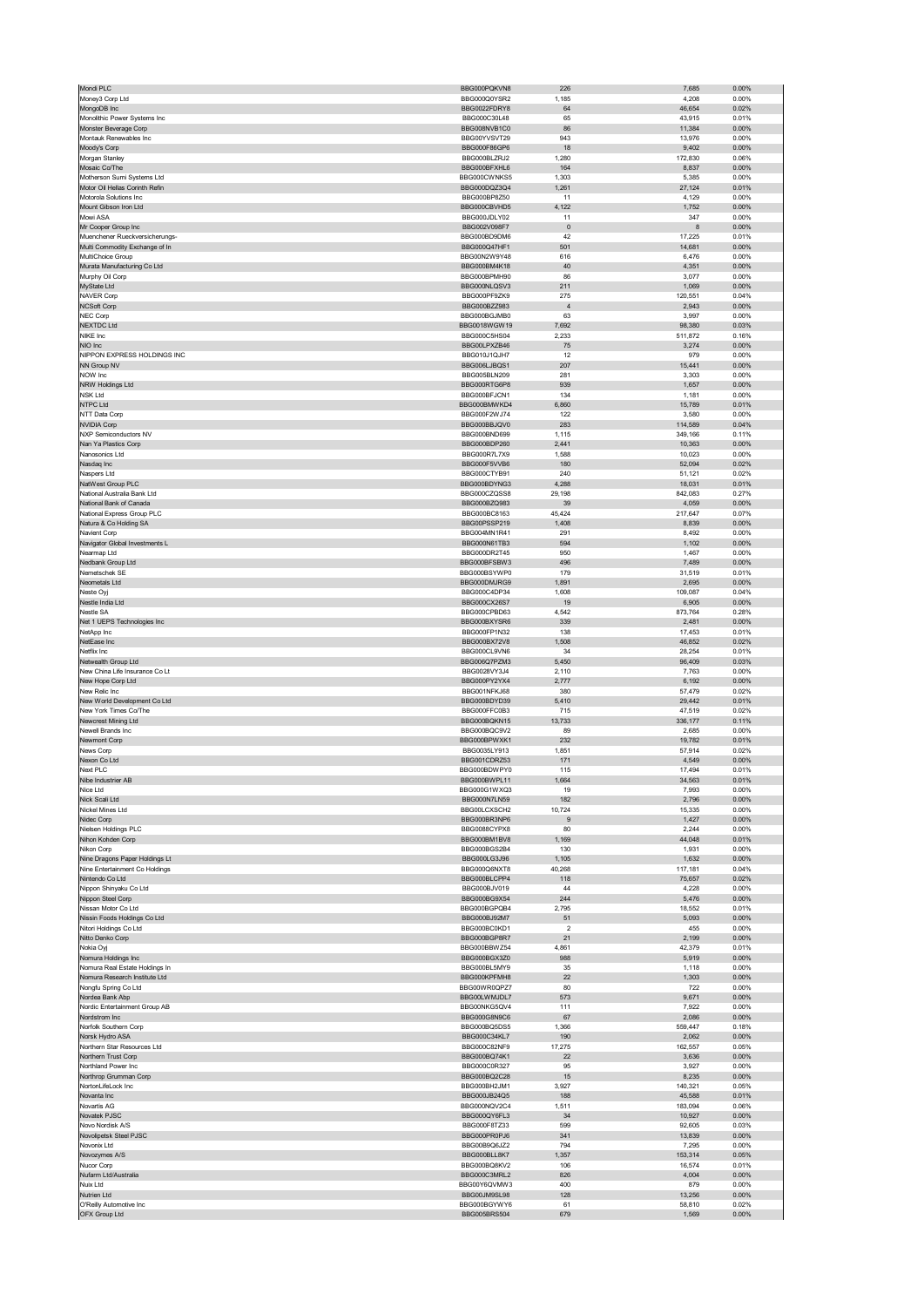| | | | | |
|---|---|---|---|---|
| Mondi PLC | BBG000PQKVN8 | 226 | 7,685 | 0.00% |
| Money3 Corp Ltd | BBG000Q0YSR2 | 1,185 | 4,208 | 0.00% |
| MongoDB Inc | BBG0022FDRY8 | 64 | 46,654 | 0.02% |
| Monolithic Power Systems Inc | BBG000C30L48 | 65 | 43,915 | 0.01% |
| Monster Beverage Corp | BBG008NVB1C0 | 86 | 11,384 | 0.00% |
| Montauk Renewables Inc | BBG00YVSVT29 | 943 | 13,976 | 0.00% |
| Moody's Corp | BBG000F86GP6 | 18 | 9,402 | 0.00% |
| Morgan Stanley | BBG000BLZRJ2 | 1,280 | 172,830 | 0.06% |
| Mosaic Co/The | BBG000BFXHL6 | 164 | 8,837 | 0.00% |
| Motherson Sumi Systems Ltd | BBG000CWNKS5 | 1,303 | 5,385 | 0.00% |
| Motor Oil Hellas Corinth Refin | BBG000DQZ3Q4 | 1,261 | 27,124 | 0.01% |
| Motorola Solutions Inc | BBG000BP8Z50 | 11 | 4,129 | 0.00% |
| Mount Gibson Iron Ltd | BBG000CBVHD5 | 4,122 | 1,752 | 0.00% |
| Mowi ASA | BBG000JDLY02 | 11 | 347 | 0.00% |
| Mr Cooper Group Inc | BBG002V098F7 | 0 | 8 | 0.00% |
| Muenchener Rueckversicherungs- | BBG000BD9DM6 | 42 | 17,225 | 0.01% |
| Multi Commodity Exchange of In | BBG000Q47HF1 | 501 | 14,681 | 0.00% |
| MultiChoice Group | BBG00N2W9Y48 | 616 | 6,476 | 0.00% |
| Murata Manufacturing Co Ltd | BBG000BM4K18 | 40 | 4,351 | 0.00% |
| Murphy Oil Corp | BBG000BPMH90 | 86 | 3,077 | 0.00% |
| MyState Ltd | BBG000NLQSV3 | 211 | 1,069 | 0.00% |
| NAVER Corp | BBG000PF9ZK9 | 275 | 120,551 | 0.04% |
| NCSoft Corp | BBG000BZZ983 | 4 | 2,943 | 0.00% |
| NEC Corp | BBG000BGJMB0 | 63 | 3,997 | 0.00% |
| NEXTDC Ltd | BBG0018WGW19 | 7,692 | 98,380 | 0.03% |
| NIKE Inc | BBG000C5HS04 | 2,233 | 511,872 | 0.16% |
| NIO Inc | BBG00LPXZB46 | 75 | 3,274 | 0.00% |
| NIPPON EXPRESS HOLDINGS INC | BBG010J1QJH7 | 12 | 979 | 0.00% |
| NN Group NV | BBG006LJBQS1 | 207 | 15,441 | 0.00% |
| NOW Inc | BBG005BLN209 | 281 | 3,303 | 0.00% |
| NRW Holdings Ltd | BBG000RTG6P8 | 939 | 1,657 | 0.00% |
| NSK Ltd | BBG000BFJCN1 | 134 | 1,181 | 0.00% |
| NTPC Ltd | BBG000BMWKD4 | 6,860 | 15,789 | 0.01% |
| NTT Data Corp | BBG000F2WJ74 | 122 | 3,580 | 0.00% |
| NVIDIA Corp | BBG000BBJQV0 | 283 | 114,589 | 0.04% |
| NXP Semiconductors NV | BBG000BND699 | 1,115 | 349,166 | 0.11% |
| Nan Ya Plastics Corp | BBG000BDP260 | 2,441 | 10,363 | 0.00% |
| Nanosonics Ltd | BBG000R7L7X9 | 1,588 | 10,023 | 0.00% |
| Nasdaq Inc | BBG000F5VVB6 | 180 | 52,094 | 0.02% |
| Naspers Ltd | BBG000CTYB91 | 240 | 51,121 | 0.02% |
| NatWest Group PLC | BBG000BDYNG3 | 4,288 | 18,031 | 0.01% |
| National Australia Bank Ltd | BBG000CZQSS8 | 29,198 | 842,083 | 0.27% |
| National Bank of Canada | BBG000BZQ983 | 39 | 4,059 | 0.00% |
| National Express Group PLC | BBG000BC8163 | 45,424 | 217,647 | 0.07% |
| Natura & Co Holding SA | BBG00PSSP219 | 1,408 | 8,839 | 0.00% |
| Navient Corp | BBG004MN1R41 | 291 | 8,492 | 0.00% |
| Navigator Global Investments L | BBG000N61TB3 | 594 | 1,102 | 0.00% |
| Nearmap Ltd | BBG000DR2T45 | 950 | 1,467 | 0.00% |
| Nedbank Group Ltd | BBG000BFSBW3 | 496 | 7,489 | 0.00% |
| Nemetschek SE | BBG000BSYWP0 | 179 | 31,519 | 0.01% |
| Neometals Ltd | BBG000DMJRG9 | 1,891 | 2,695 | 0.00% |
| Neste Oyj | BBG000C4DP34 | 1,608 | 109,087 | 0.04% |
| Nestle India Ltd | BBG000CX26S7 | 19 | 6,905 | 0.00% |
| Nestle SA | BBG000CPBD63 | 4,542 | 873,764 | 0.28% |
| Net 1 UEPS Technologies Inc | BBG000BXYSR6 | 339 | 2,481 | 0.00% |
| NetApp Inc | BBG000FP1N32 | 138 | 17,453 | 0.01% |
| NetEase Inc | BBG000BX72V8 | 1,508 | 46,852 | 0.02% |
| Netflix Inc | BBG000CL9VN6 | 34 | 28,254 | 0.01% |
| Netwealth Group Ltd | BBG006Q7PZM3 | 5,450 | 96,409 | 0.03% |
| New China Life Insurance Co Lt | BBG002BVY3J4 | 2,110 | 7,763 | 0.00% |
| New Hope Corp Ltd | BBG000PY2YX4 | 2,777 | 6,192 | 0.00% |
| New Relic Inc | BBG001NFKJ68 | 380 | 57,479 | 0.02% |
| New World Development Co Ltd | BBG000BDYD39 | 5,410 | 29,442 | 0.01% |
| New York Times Co/The | BBG000FFC0B3 | 715 | 47,519 | 0.02% |
| Newcrest Mining Ltd | BBG000BQKN15 | 13,733 | 336,177 | 0.11% |
| Newell Brands Inc | BBG000BQC9V2 | 89 | 2,685 | 0.00% |
| Newmont Corp | BBG000BPWXK1 | 232 | 19,782 | 0.01% |
| News Corp | BBG0035LY913 | 1,851 | 57,914 | 0.02% |
| Nexon Co Ltd | BBG001CDRZ53 | 171 | 4,549 | 0.00% |
| Next PLC | BBG000BDWPY0 | 115 | 17,494 | 0.01% |
| Nibe Industrier AB | BBG000BWPL11 | 1,664 | 34,563 | 0.01% |
| Nice Ltd | BBG000G1WXQ3 | 19 | 7,993 | 0.00% |
| Nick Scali Ltd | BBG000N7LN59 | 182 | 2,796 | 0.00% |
| Nickel Mines Ltd | BBG00LCXSCH2 | 10,724 | 15,335 | 0.00% |
| Nidec Corp | BBG000BR3NP6 | 9 | 1,427 | 0.00% |
| Nielsen Holdings PLC | BBG008CYPX8 | 80 | 2,244 | 0.00% |
| Nihon Kohden Corp | BBG000BM1BV8 | 1,169 | 44,048 | 0.01% |
| Nikon Corp | BBG000BGS2B4 | 130 | 1,931 | 0.00% |
| Nine Dragons Paper Holdings Lt | BBG000LG3J96 | 1,105 | 1,632 | 0.00% |
| Nine Entertainment Co Holdings | BBG000Q6NXT8 | 40,268 | 117,181 | 0.04% |
| Nintendo Co Ltd | BBG000BLCPP4 | 118 | 75,657 | 0.02% |
| Nippon Shinyaku Co Ltd | BBG000BJV019 | 44 | 4,228 | 0.00% |
| Nippon Steel Corp | BBG000BG9X54 | 244 | 5,476 | 0.00% |
| Nissan Motor Co Ltd | BBG000BGPQB4 | 2,795 | 18,552 | 0.01% |
| Nissin Foods Holdings Co Ltd | BBG000BJ92M7 | 51 | 5,093 | 0.00% |
| Nitori Holdings Co Ltd | BBG000BC0KD1 | 2 | 455 | 0.00% |
| Nitto Denko Corp | BBG000BGP8R7 | 21 | 2,199 | 0.00% |
| Nokia Oyj | BBG000BBWZ54 | 4,861 | 42,379 | 0.01% |
| Nomura Holdings Inc | BBG000BGX3Z0 | 988 | 5,919 | 0.00% |
| Nomura Real Estate Holdings In | BBG000BL5MY9 | 35 | 1,118 | 0.00% |
| Nomura Research Institute Ltd | BBG000KPFMH8 | 22 | 1,303 | 0.00% |
| Nongfu Spring Co Ltd | BBG00WR0QPZ7 | 80 | 722 | 0.00% |
| Nordea Bank Abp | BBG00LWMJDL7 | 573 | 9,671 | 0.00% |
| Nordic Entertainment Group AB | BBG00NKG5QV4 | 111 | 7,922 | 0.00% |
| Nordstrom Inc | BBG000G8N9C6 | 67 | 2,086 | 0.00% |
| Norfolk Southern Corp | BBG000BQ5DS5 | 1,366 | 559,447 | 0.18% |
| Norsk Hydro ASA | BBG000C34KL7 | 190 | 2,062 | 0.00% |
| Northern Star Resources Ltd | BBG000C82NF9 | 17,275 | 162,557 | 0.05% |
| Northern Trust Corp | BBG000BQ74K1 | 22 | 3,636 | 0.00% |
| Northland Power Inc | BBG000C0R327 | 95 | 3,927 | 0.00% |
| Northrop Grumman Corp | BBG000BQ2C28 | 15 | 8,235 | 0.00% |
| NortonLifeLock Inc | BBG000BH2JM1 | 3,927 | 140,321 | 0.05% |
| Novanta Inc | BBG000JB24Q5 | 188 | 45,588 | 0.01% |
| Novartis AG | BBG000NQV2C4 | 1,511 | 183,094 | 0.06% |
| Novatek PJSC | BBG000QY6FL3 | 34 | 10,927 | 0.00% |
| Novo Nordisk A/S | BBG000F8TZ33 | 599 | 92,605 | 0.03% |
| Novolipetsk Steel PJSC | BBG000PR0PJ6 | 341 | 13,839 | 0.00% |
| Novonix Ltd | BBG00B9Q6JZ2 | 794 | 7,295 | 0.00% |
| Novozymes A/S | BBG000BLL8K7 | 1,357 | 153,314 | 0.05% |
| Nucor Corp | BBG000BQ8KV2 | 106 | 16,574 | 0.01% |
| Nufarm Ltd/Australia | BBG000C3MRL2 | 826 | 4,004 | 0.00% |
| Nuix Ltd | BBG00Y6QVMW3 | 400 | 879 | 0.00% |
| Nutrien Ltd | BBG00JM9SL98 | 128 | 13,256 | 0.00% |
| O'Reilly Automotive Inc | BBG000BGYWY6 | 61 | 58,810 | 0.02% |
| OFX Group Ltd | BBG005BRS504 | 679 | 1,569 | 0.00% |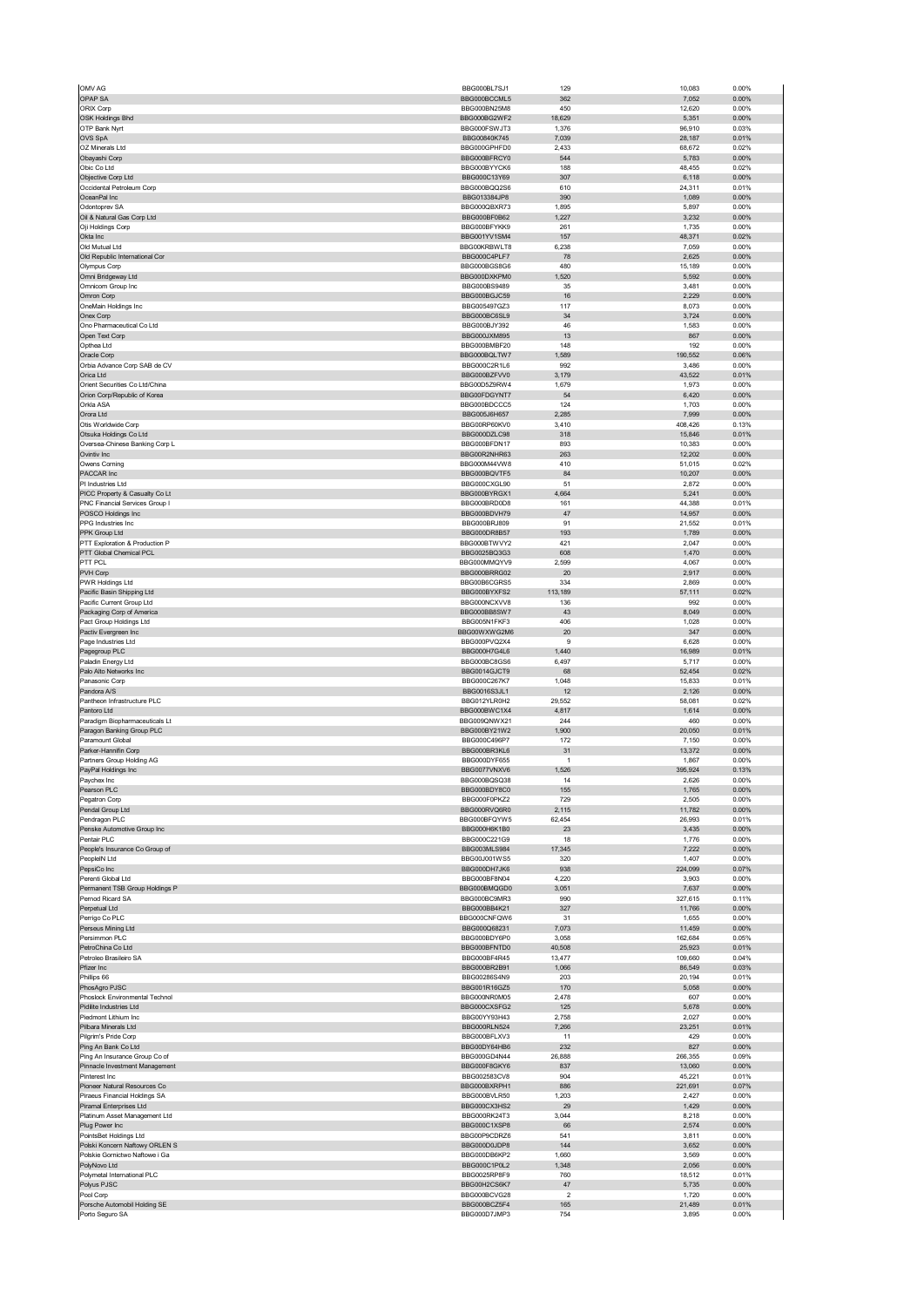| | | | | |
|---|---|---|---|---|
| OMV AG | BBG000BL7SJ1 | 129 | 10,083 | 0.00% |
| OPAP SA | BBG000BCCML5 | 362 | 7,052 | 0.00% |
| ORIX Corp | BBG000BN25M8 | 450 | 12,620 | 0.00% |
| OSK Holdings Bhd | BBG000BG2WF2 | 18,629 | 5,351 | 0.00% |
| OTP Bank Nyrt | BBG000FSWJT3 | 1,376 | 96,910 | 0.03% |
| OVS SpA | BBG00840K745 | 7,039 | 28,187 | 0.01% |
| OZ Minerals Ltd | BBG000GPHFD0 | 2,433 | 68,672 | 0.02% |
| Obayashi Corp | BBG000BFRCY0 | 544 | 5,783 | 0.00% |
| Obic Co Ltd | BBG000BYYCK6 | 188 | 48,455 | 0.02% |
| Objective Corp Ltd | BBG000C13Y69 | 307 | 6,118 | 0.00% |
| Occidental Petroleum Corp | BBG000BQQ2S6 | 610 | 24,311 | 0.01% |
| OceanPal Inc | BBG013384JP8 | 390 | 1,089 | 0.00% |
| Odontoprev SA | BBG000QBXR73 | 1,895 | 5,897 | 0.00% |
| Oil & Natural Gas Corp Ltd | BBG000BF0B62 | 1,227 | 3,232 | 0.00% |
| Oji Holdings Corp | BBG000BFYKK9 | 261 | 1,735 | 0.00% |
| Okta Inc | BBG001YV1SM4 | 157 | 48,371 | 0.02% |
| Old Mutual Ltd | BBG00KRBWLT8 | 6,238 | 7,059 | 0.00% |
| Old Republic International Cor | BBG000C4PLF7 | 78 | 2,625 | 0.00% |
| Olympus Corp | BBG000BGS8G6 | 480 | 15,189 | 0.00% |
| Omni Bridgeway Ltd | BBG000DXKPM0 | 1,520 | 5,592 | 0.00% |
| Omnicom Group Inc | BBG000BS9489 | 35 | 3,481 | 0.00% |
| Omron Corp | BBG000BGJC59 | 16 | 2,229 | 0.00% |
| OneMain Holdings Inc | BBG005497GZ3 | 117 | 8,073 | 0.00% |
| Onex Corp | BBG000BC6SL9 | 34 | 3,724 | 0.00% |
| Ono Pharmaceutical Co Ltd | BBG000BJY392 | 46 | 1,583 | 0.00% |
| Open Text Corp | BBG000JXM895 | 13 | 867 | 0.00% |
| Opthea Ltd | BBG000BMBF20 | 148 | 192 | 0.00% |
| Oracle Corp | BBG000BQLTW7 | 1,589 | 190,552 | 0.06% |
| Orbia Advance Corp SAB de CV | BBG000C2R1L6 | 992 | 3,486 | 0.00% |
| Orica Ltd | BBG000BZFVV0 | 3,179 | 43,522 | 0.01% |
| Orient Securities Co Ltd/China | BBG00D5Z9RW4 | 1,679 | 1,973 | 0.00% |
| Orion Corp/Republic of Korea | BBG00FDGYNT7 | 54 | 6,420 | 0.00% |
| Orkla ASA | BBG000BDCCC5 | 124 | 1,703 | 0.00% |
| Orora Ltd | BBG005J6H657 | 2,285 | 7,999 | 0.00% |
| Otis Worldwide Corp | BBG00RP60KV0 | 3,410 | 408,426 | 0.13% |
| Otsuka Holdings Co Ltd | BBG000DZLC98 | 318 | 15,846 | 0.01% |
| Oversea-Chinese Banking Corp L | BBG000BFDN17 | 893 | 10,383 | 0.00% |
| Ovintiv Inc | BBG00R2NHR63 | 263 | 12,202 | 0.00% |
| Owens Corning | BBG000M44VW8 | 410 | 51,015 | 0.02% |
| PACCAR Inc | BBG000BQVTF5 | 84 | 10,207 | 0.00% |
| PI Industries Ltd | BBG000CXGL90 | 51 | 2,872 | 0.00% |
| PICC Property & Casualty Co Lt | BBG000BYRGX1 | 4,664 | 5,241 | 0.00% |
| PNC Financial Services Group I | BBG000BRD0D8 | 161 | 44,388 | 0.01% |
| POSCO Holdings Inc | BBG000BDVH79 | 47 | 14,957 | 0.00% |
| PPG Industries Inc | BBG000BRJ809 | 91 | 21,552 | 0.01% |
| PPK Group Ltd | BBG000DR8B57 | 193 | 1,789 | 0.00% |
| PTT Exploration & Production P | BBG000BTWVY2 | 421 | 2,047 | 0.00% |
| PTT Global Chemical PCL | BBG0025BQ3G3 | 608 | 1,470 | 0.00% |
| PTT PCL | BBG000MMQYV9 | 2,599 | 4,067 | 0.00% |
| PVH Corp | BBG000BRRG02 | 20 | 2,917 | 0.00% |
| PWR Holdings Ltd | BBG00B6CGRS5 | 334 | 2,869 | 0.00% |
| Pacific Basin Shipping Ltd | BBG000BYXFS2 | 113,189 | 57,111 | 0.02% |
| Pacific Current Group Ltd | BBG000NCXVV8 | 136 | 992 | 0.00% |
| Packaging Corp of America | BBG000BB8SW7 | 43 | 8,049 | 0.00% |
| Pact Group Holdings Ltd | BBG005N1FKF3 | 406 | 1,028 | 0.00% |
| Pactiv Evergreen Inc | BBG00WXWG2M6 | 20 | 347 | 0.00% |
| Page Industries Ltd | BBG000PVQ2X4 | 9 | 6,628 | 0.00% |
| Pagegroup PLC | BBG000H7G4L6 | 1,440 | 16,989 | 0.01% |
| Paladin Energy Ltd | BBG000BC8GS6 | 6,497 | 5,717 | 0.00% |
| Palo Alto Networks Inc | BBG0014GJCT9 | 68 | 52,454 | 0.02% |
| Panasonic Corp | BBG000C267K7 | 1,048 | 15,833 | 0.01% |
| Pandora A/S | BBG0016S3JL1 | 12 | 2,126 | 0.00% |
| Pantheon Infrastructure PLC | BBG012YLR0H2 | 29,552 | 58,081 | 0.02% |
| Pantoro Ltd | BBG000BWC1X4 | 4,817 | 1,614 | 0.00% |
| Paradigm Biopharmaceuticals Lt | BBG009QNWX21 | 244 | 460 | 0.00% |
| Paragon Banking Group PLC | BBG000BY21W2 | 1,900 | 20,050 | 0.01% |
| Paramount Global | BBG000C496P7 | 172 | 7,150 | 0.00% |
| Parker-Hannifin Corp | BBG000BR3KL6 | 31 | 13,372 | 0.00% |
| Partners Group Holding AG | BBG000DYF655 | 1 | 1,867 | 0.00% |
| PayPal Holdings Inc | BBG0077VNXV6 | 1,526 | 395,924 | 0.13% |
| Paychex Inc | BBG000BQSQ38 | 14 | 2,626 | 0.00% |
| Pearson PLC | BBG000BDY8C0 | 155 | 1,765 | 0.00% |
| Pegatron Corp | BBG000F0PKZ2 | 729 | 2,505 | 0.00% |
| Pendal Group Ltd | BBG000RVQ6R0 | 2,115 | 11,782 | 0.00% |
| Pendragon PLC | BBG000BFQYW5 | 62,454 | 26,993 | 0.01% |
| Penske Automotive Group Inc | BBG000H6K1B0 | 23 | 3,435 | 0.00% |
| Pentair PLC | BBG000C221G9 | 18 | 1,776 | 0.00% |
| People's Insurance Co Group of | BBG003MLS984 | 17,345 | 7,222 | 0.00% |
| PeopleIN Ltd | BBG00J001WS5 | 320 | 1,407 | 0.00% |
| PepsiCo Inc | BBG000DH7JK6 | 938 | 224,099 | 0.07% |
| Perenti Global Ltd | BBG000BF8N04 | 4,220 | 3,903 | 0.00% |
| Permanent TSB Group Holdings P | BBG000BMQGD0 | 3,051 | 7,637 | 0.00% |
| Pernod Ricard SA | BBG000BC9MR3 | 990 | 327,615 | 0.11% |
| Perpetual Ltd | BBG000BB4K21 | 327 | 11,766 | 0.00% |
| Perrigo Co PLC | BBG000CNFQW6 | 31 | 1,655 | 0.00% |
| Perseus Mining Ltd | BBG000Q68231 | 7,073 | 11,459 | 0.00% |
| Persimmon PLC | BBG000BDY8P0 | 3,058 | 162,684 | 0.05% |
| PetroChina Co Ltd | BBG000BFNTD0 | 40,508 | 25,923 | 0.01% |
| Petroleo Brasileiro SA | BBG000BF4R45 | 13,477 | 109,660 | 0.04% |
| Pfizer Inc | BBG000BR2B91 | 1,066 | 86,549 | 0.03% |
| Phillips 66 | BBG00286S4N9 | 203 | 20,194 | 0.01% |
| PhosAgro PJSC | BBG001R16GZ5 | 170 | 5,058 | 0.00% |
| Phoslock Environmental Technol | BBG000NR0M05 | 2,478 | 607 | 0.00% |
| Pidilite Industries Ltd | BBG000CXSFG2 | 125 | 5,678 | 0.00% |
| Piedmont Lithium Inc | BBG00YY93H43 | 2,758 | 2,027 | 0.00% |
| Pilbara Minerals Ltd | BBG000RLN524 | 7,266 | 23,251 | 0.01% |
| Pilgrim's Pride Corp | BBG000BFLXV3 | 11 | 429 | 0.00% |
| Ping An Bank Co Ltd | BBG00DY64HB6 | 232 | 827 | 0.00% |
| Ping An Insurance Group Co of | BBG000GD4N44 | 26,888 | 266,355 | 0.09% |
| Pinnacle Investment Management | BBG000F8GKY6 | 837 | 13,060 | 0.00% |
| Pinterest Inc | BBG002583CV8 | 904 | 45,221 | 0.01% |
| Pioneer Natural Resources Co | BBG000BXRPH1 | 886 | 221,691 | 0.07% |
| Piraeus Financial Holdings SA | BBG000BVLR50 | 1,203 | 2,427 | 0.00% |
| Piramal Enterprises Ltd | BBG000CX3HS2 | 29 | 1,429 | 0.00% |
| Platinum Asset Management Ltd | BBG000RK24T3 | 3,044 | 8,218 | 0.00% |
| Plug Power Inc | BBG000C1XSP8 | 66 | 2,574 | 0.00% |
| PointsBet Holdings Ltd | BBG00P9CDRZ6 | 541 | 3,811 | 0.00% |
| Polski Koncern Naftowy ORLEN S | BBG000D0JDP8 | 144 | 3,652 | 0.00% |
| Polskie Gornictwo Naftowe i Ga | BBG000DB6KP2 | 1,660 | 3,569 | 0.00% |
| PolyNovo Ltd | BBG000C1P0L2 | 1,348 | 2,056 | 0.00% |
| Polymetal International PLC | BBG0025RP8F9 | 760 | 18,512 | 0.01% |
| Polyus PJSC | BBG00H2CS6K7 | 47 | 5,735 | 0.00% |
| Pool Corp | BBG000BCVG28 | 2 | 1,720 | 0.00% |
| Porsche Automobil Holding SE | BBG000BCZ5F4 | 165 | 21,489 | 0.01% |
| Porto Seguro SA | BBG000D7JMP3 | 754 | 3,895 | 0.00% |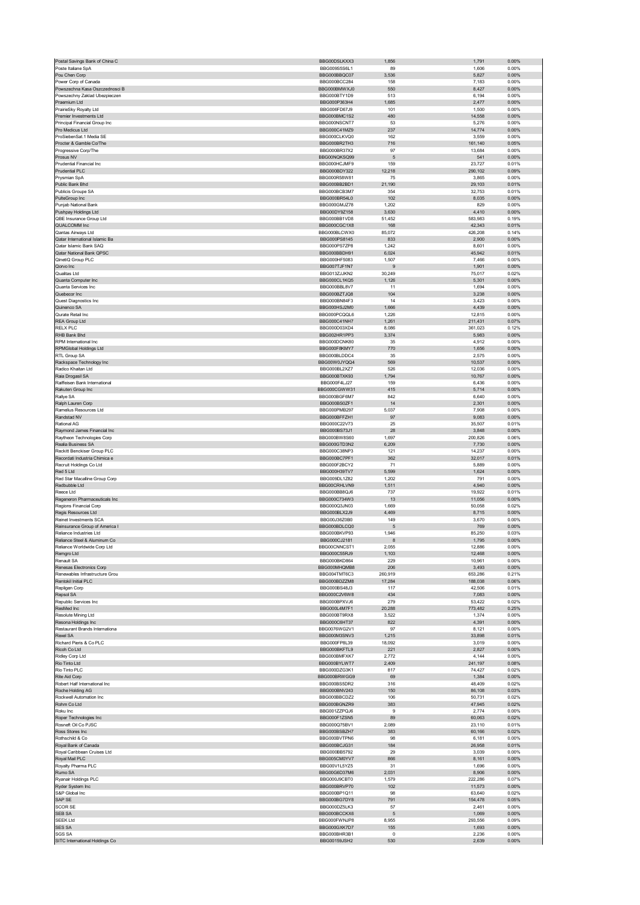| | | | | |
|---|---|---|---|---|
| Postal Savings Bank of China C | BBG00DSLKXX3 | 1,856 | 1,791 | 0.00% |
| Poste Italiane SpA | BBG009S5S6L1 | 89 | 1,606 | 0.00% |
| Pou Chen Corp | BBG000BBQC07 | 3,536 | 5,827 | 0.00% |
| Power Corp of Canada | BBG000BCC284 | 158 | 7,183 | 0.00% |
| Powszechna Kasa Oszczednosci B | BBG000BMWXJ0 | 550 | 8,427 | 0.00% |
| Powszechny Zaklad Ubezpieczen | BBG000BTY1D9 | 513 | 6,194 | 0.00% |
| Praemium Ltd | BBG000P363H4 | 1,685 | 2,477 | 0.00% |
| PrairieSky Royalty Ltd | BBG006FD67J9 | 101 | 1,500 | 0.00% |
| Premier Investments Ltd | BBG000BMC1S2 | 480 | 14,558 | 0.00% |
| Principal Financial Group Inc | BBG000NSCNT7 | 53 | 5,276 | 0.00% |
| Pro Medicus Ltd | BBG000C41MZ9 | 237 | 14,774 | 0.00% |
| ProSiebenSat.1 Media SE | BBG000CLKVQ0 | 162 | 3,559 | 0.00% |
| Procter & Gamble Co/The | BBG000BR2TH3 | 716 | 161,140 | 0.05% |
| Progressive Corp/The | BBG000BR37X2 | 97 | 13,684 | 0.00% |
| Prosus NV | BBG00NQKSQ99 | 5 | 541 | 0.00% |
| Prudential Financial Inc | BBG000HCJMF9 | 159 | 23,727 | 0.01% |
| Prudential PLC | BBG000BDY322 | 12,218 | 290,102 | 0.09% |
| Prysmian SpA | BBG000R58W81 | 75 | 3,865 | 0.00% |
| Public Bank Bhd | BBG000BB2BD1 | 21,190 | 29,103 | 0.01% |
| Publicis Groupe SA | BBG000BCB3M7 | 354 | 32,753 | 0.01% |
| PulteGroup Inc | BBG000BR54L0 | 102 | 8,035 | 0.00% |
| Punjab National Bank | BBG000GMJZ78 | 1,202 | 829 | 0.00% |
| Pushpay Holdings Ltd | BBG00DY9Z158 | 3,630 | 4,410 | 0.00% |
| QBE Insurance Group Ltd | BBG000BB1VD8 | 51,452 | 583,983 | 0.19% |
| QUALCOMM Inc | BBG000CGC1X8 | 168 | 42,343 | 0.01% |
| Qantas Airways Ltd | BBG000BLCWX0 | 85,072 | 426,208 | 0.14% |
| Qatar International Islamic Ba | BBG000PS8145 | 833 | 2,900 | 0.00% |
| Qatar Islamic Bank SAQ | BBG000PS7ZP8 | 1,242 | 8,601 | 0.00% |
| Qatar National Bank QPSC | BBG000BBDH91 | 6,024 | 45,942 | 0.01% |
| QinetiQ Group PLC | BBG000HF5083 | 1,507 | 7,466 | 0.00% |
| Qorvo Inc | BBG007TJF1N7 | 9 | 1,901 | 0.00% |
| Qualitas Ltd | BBG013ZJJKN2 | 30,249 | 75,017 | 0.02% |
| Quanta Computer Inc | BBG000CL1KQ5 | 1,126 | 5,301 | 0.00% |
| Quanta Services Inc | BBG000BBL8V7 | 11 | 1,694 | 0.00% |
| Quebecor Inc | BBG000BZTJQ8 | 104 | 3,238 | 0.00% |
| Quest Diagnostics Inc | BBG000BN84F3 | 14 | 3,423 | 0.00% |
| Quinenco SA | BBG000HSJ2M0 | 1,666 | 4,439 | 0.00% |
| Qurate Retail Inc | BBG000PCQQL6 | 1,226 | 12,815 | 0.00% |
| REA Group Ltd | BBG000C41NH7 | 1,261 | 211,431 | 0.07% |
| RELX PLC | BBG000D03XD4 | 8,086 | 361,023 | 0.12% |
| RHB Bank Bhd | BBG002HR1PP3 | 3,374 | 5,983 | 0.00% |
| RPM International Inc | BBG000DCNK80 | 35 | 4,912 | 0.00% |
| RPMGlobal Holdings Ltd | BBG000F8KMY7 | 770 | 1,656 | 0.00% |
| RTL Group SA | BBG000BLDDC4 | 35 | 2,575 | 0.00% |
| Rackspace Technology Inc | BBG00W0JYQQ4 | 569 | 10,537 | 0.00% |
| Radico Khaitan Ltd | BBG000BL2XZ7 | 526 | 12,036 | 0.00% |
| Raia Drogasil SA | BBG000BTXK93 | 1,794 | 10,767 | 0.00% |
| Raiffeisen Bank International | BBG000F4LJ27 | 159 | 6,436 | 0.00% |
| Rakuten Group Inc | BBG000CGWW31 | 415 | 5,714 | 0.00% |
| Rallye SA | BBG000BGF6M7 | 842 | 6,640 | 0.00% |
| Ralph Lauren Corp | BBG000BS0ZF1 | 14 | 2,301 | 0.00% |
| Ramelius Resources Ltd | BBG000PMB297 | 5,037 | 7,908 | 0.00% |
| Randstad NV | BBG000BFFZH1 | 97 | 9,083 | 0.00% |
| Rational AG | BBG000C22V73 | 25 | 35,507 | 0.01% |
| Raymond James Financial Inc | BBG000BS73J1 | 28 | 3,848 | 0.00% |
| Raytheon Technologies Corp | BBG000BW8S60 | 1,697 | 200,826 | 0.06% |
| Realia Business SA | BBG000GTD3N2 | 6,209 | 7,730 | 0.00% |
| Reckitt Benckiser Group PLC | BBG000C38NP3 | 121 | 14,237 | 0.00% |
| Recordati Industria Chimica e | BBG000BC7PF1 | 362 | 32,017 | 0.01% |
| Recruit Holdings Co Ltd | BBG000F2BCY2 | 71 | 5,889 | 0.00% |
| Red 5 Ltd | BBG000H39TV7 | 5,599 | 1,624 | 0.00% |
| Red Star Macalline Group Corp | BBG009DL1Z82 | 1,202 | 791 | 0.00% |
| Redbubble Ltd | BBG00CRHLVN9 | 1,511 | 4,940 | 0.00% |
| Reece Ltd | BBG000BB8QJ6 | 737 | 19,922 | 0.01% |
| Regeneron Pharmaceuticals Inc | BBG000C734W3 | 13 | 11,056 | 0.00% |
| Regions Financial Corp | BBG000Q3JN03 | 1,669 | 50,058 | 0.02% |
| Regis Resources Ltd | BBG000BLX2J9 | 4,469 | 8,715 | 0.00% |
| Reinet Investments SCA | BBG00J36Z0B0 | 149 | 3,670 | 0.00% |
| Reinsurance Group of America I | BBG000BDLCQ0 | 5 | 769 | 0.00% |
| Reliance Industries Ltd | BBG000BKVP93 | 1,946 | 85,250 | 0.03% |
| Reliance Steel & Aluminum Co | BBG000CJ2181 | 8 | 1,795 | 0.00% |
| Reliance Worldwide Corp Ltd | BBG00CNNCST1 | 2,055 | 12,886 | 0.00% |
| Remgro Ltd | BBG000C55RJ9 | 1,103 | 12,468 | 0.00% |
| Renault SA | BBG000BKD864 | 229 | 10,961 | 0.00% |
| Renesas Electronics Corp | BBG000MHQMB8 | 206 | 3,493 | 0.00% |
| Renewables Infrastructure Grou | BBG004TMT6C3 | 260,919 | 653,286 | 0.21% |
| Rentokil Initial PLC | BBG000BDZZM8 | 17,284 | 188,038 | 0.06% |
| Repligen Corp | BBG000BS48J3 | 117 | 42,506 | 0.01% |
| Repsol SA | BBG000C2V6W8 | 434 | 7,083 | 0.00% |
| Republic Services Inc | BBG000BPXVJ6 | 279 | 53,422 | 0.02% |
| ResMed Inc | BBG000L4M7F1 | 20,288 | 773,482 | 0.25% |
| Resolute Mining Ltd | BBG000BT9RX8 | 3,522 | 1,374 | 0.00% |
| Resona Holdings Inc | BBG000C6HT37 | 822 | 4,391 | 0.00% |
| Restaurant Brands Internationa | BBG0076WG2V1 | 97 | 8,121 | 0.00% |
| Rexel SA | BBG000M3SNV3 | 1,215 | 33,898 | 0.01% |
| Richard Pieris & Co PLC | BBG000FP8L39 | 18,092 | 3,019 | 0.00% |
| Ricoh Co Ltd | BBG000BKFTL9 | 221 | 2,827 | 0.00% |
| Ridley Corp Ltd | BBG000BMFXK7 | 2,772 | 4,144 | 0.00% |
| Rio Tinto Ltd | BBG000BYLWT7 | 2,409 | 241,197 | 0.08% |
| Rio Tinto PLC | BBG000DZG3K1 | 817 | 74,427 | 0.02% |
| Rite Aid Corp | BBG000BRWGG9 | 69 | 1,384 | 0.00% |
| Robert Half International Inc | BBG000BS5DR2 | 316 | 48,409 | 0.02% |
| Roche Holding AG | BBG000BNV243 | 150 | 86,108 | 0.03% |
| Rockwell Automation Inc | BBG000BBCDZ2 | 106 | 50,731 | 0.02% |
| Rohm Co Ltd | BBG000BGNZR9 | 383 | 47,945 | 0.02% |
| Roku Inc | BBG001ZZPQJ6 | 9 | 2,774 | 0.00% |
| Roper Technologies Inc | BBG000F1ZSN5 | 89 | 60,063 | 0.02% |
| Rosneft Oil Co PJSC | BBG000Q75BV1 | 2,089 | 23,110 | 0.01% |
| Ross Stores Inc | BBG000BSBZH7 | 383 | 60,166 | 0.02% |
| Rothschild & Co | BBG000BVTPN6 | 98 | 6,181 | 0.00% |
| Royal Bank of Canada | BBG000BCJG31 | 184 | 26,958 | 0.01% |
| Royal Caribbean Cruises Ltd | BBG000BB5792 | 29 | 3,039 | 0.00% |
| Royal Mail PLC | BBG005CM0YV7 | 866 | 8,161 | 0.00% |
| Royalty Pharma PLC | BBG00V1L5YZ5 | 31 | 1,696 | 0.00% |
| Rumo SA | BBG00G6D37M6 | 2,031 | 8,906 | 0.00% |
| Ryanair Holdings PLC | BBG000J9CBT0 | 1,579 | 222,286 | 0.07% |
| Ryder System Inc | BBG000BRVP70 | 102 | 11,573 | 0.00% |
| S&P Global Inc | BBG000BP1Q11 | 98 | 63,640 | 0.02% |
| SAP SE | BBG000BG7DY8 | 791 | 154,478 | 0.05% |
| SCOR SE | BBG000DZ5LK3 | 57 | 2,461 | 0.00% |
| SEB SA | BBG000BCCKX6 | 5 | 1,069 | 0.00% |
| SEEK Ltd | BBG000FWNJP8 | 8,955 | 293,556 | 0.09% |
| SES SA | BBG000GXK7D7 | 155 | 1,693 | 0.00% |
| SGS SA | BBG000BHR3B1 | 0 | 2,236 | 0.00% |
| SITC International Holdings Co | BBG00159JSH2 | 530 | 2,639 | 0.00% |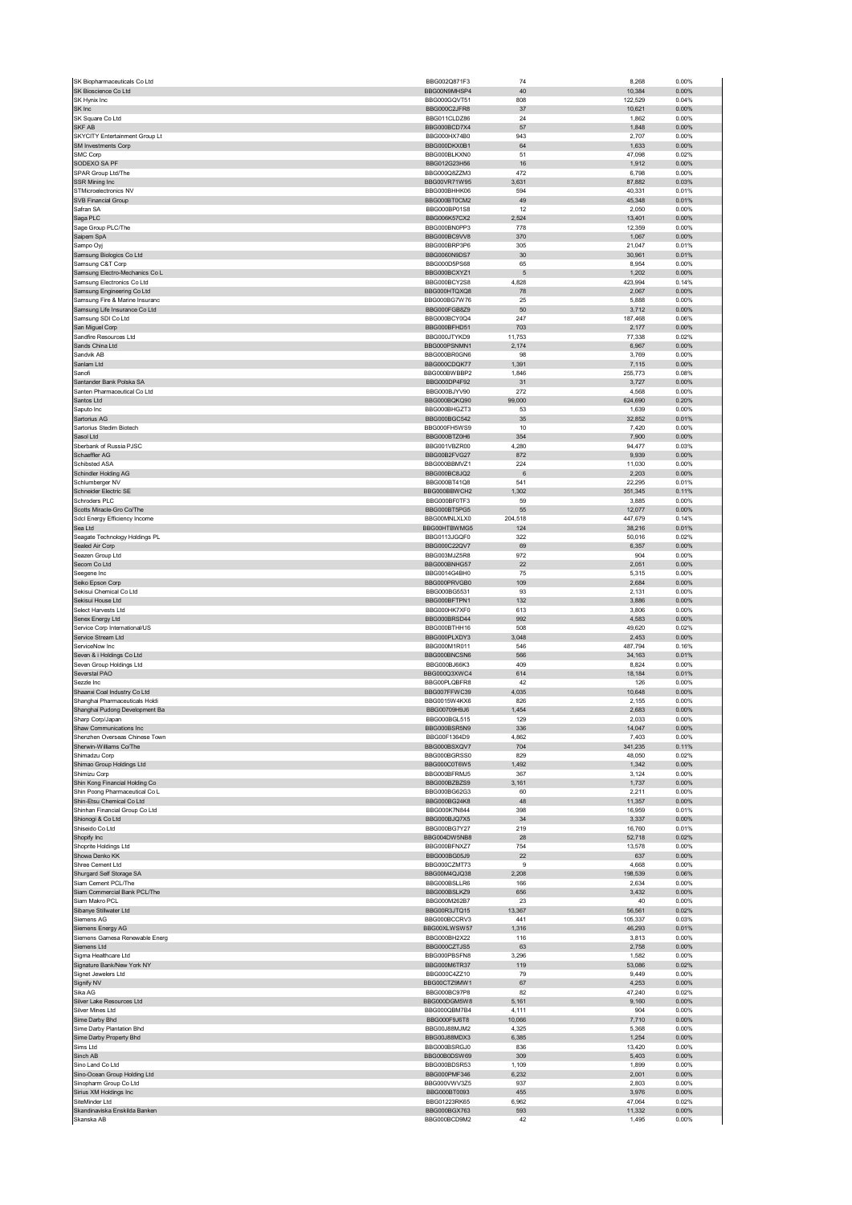| | | | | |
|---|---|---|---|---|
| SK Biopharmaceuticals Co Ltd | BBG002Q871F3 | 74 | 8,268 | 0.00% |
| SK Bioscience Co Ltd | BBG00N9MHSP4 | 40 | 10,384 | 0.00% |
| SK Hynix Inc | BBG000GQVT51 | 808 | 122,529 | 0.04% |
| SK Inc | BBG000C2JFR8 | 37 | 10,621 | 0.00% |
| SK Square Co Ltd | BBG011CLDZ86 | 24 | 1,862 | 0.00% |
| SKF AB | BBG000BCD7X4 | 57 | 1,848 | 0.00% |
| SKYCITY Entertainment Group Lt | BBG000HX74B0 | 943 | 2,707 | 0.00% |
| SM Investments Corp | BBG000DKX0B1 | 64 | 1,633 | 0.00% |
| SMC Corp | BBG000BLKXN0 | 51 | 47,098 | 0.02% |
| SODEXO SA PF | BBG012G23H56 | 16 | 1,912 | 0.00% |
| SPAR Group Ltd/The | BBG000Q8ZZM3 | 472 | 6,798 | 0.00% |
| SSR Mining Inc | BBG00VR71W95 | 3,631 | 87,882 | 0.03% |
| STMicroelectronics NV | BBG000BHHK06 | 594 | 40,331 | 0.01% |
| SVB Financial Group | BBG000BT0CM2 | 49 | 45,348 | 0.01% |
| Safran SA | BBG000BP01S8 | 12 | 2,050 | 0.00% |
| Saga PLC | BBG006K57CX2 | 2,524 | 13,401 | 0.00% |
| Sage Group PLC/The | BBG000BN0PP3 | 778 | 12,359 | 0.00% |
| Saipem SpA | BBG000BC9VV8 | 370 | 1,067 | 0.00% |
| Sampo Oyj | BBG000BRP3P6 | 305 | 21,047 | 0.01% |
| Samsung Biologics Co Ltd | BBG0060N9DS7 | 30 | 30,961 | 0.01% |
| Samsung C&T Corp | BBG000D5PS68 | 65 | 8,954 | 0.00% |
| Samsung Electro-Mechanics Co L | BBG000BCXYZ1 | 5 | 1,202 | 0.00% |
| Samsung Electronics Co Ltd | BBG000BCY2S8 | 4,828 | 423,994 | 0.14% |
| Samsung Engineering Co Ltd | BBG000HTQXQ8 | 78 | 2,067 | 0.00% |
| Samsung Fire & Marine Insuranc | BBG000BG7W76 | 25 | 5,888 | 0.00% |
| Samsung Life Insurance Co Ltd | BBG000FGB8Z9 | 50 | 3,712 | 0.00% |
| Samsung SDI Co Ltd | BBG000BCY0Q4 | 247 | 187,468 | 0.06% |
| San Miguel Corp | BBG000BFHD51 | 703 | 2,177 | 0.00% |
| Sandfire Resources Ltd | BBG000JTYKD9 | 11,753 | 77,338 | 0.02% |
| Sands China Ltd | BBG000PSNMN1 | 2,174 | 6,967 | 0.00% |
| Sandvik AB | BBG000BR0GN6 | 98 | 3,769 | 0.00% |
| Sanlam Ltd | BBG000CDQK77 | 1,391 | 7,115 | 0.00% |
| Sanofi | BBG000BWBBP2 | 1,846 | 255,773 | 0.08% |
| Santander Bank Polska SA | BBG000DP4F92 | 31 | 3,727 | 0.00% |
| Santen Pharmaceutical Co Ltd | BBG000BJYV90 | 272 | 4,568 | 0.00% |
| Santos Ltd | BBG000BQKQ90 | 99,000 | 624,690 | 0.20% |
| Saputo Inc | BBG000BHGZT3 | 53 | 1,639 | 0.00% |
| Sartorius AG | BBG000BGC542 | 35 | 32,852 | 0.01% |
| Sartorius Stedim Biotech | BBG000FH5WS9 | 10 | 7,420 | 0.00% |
| Sasol Ltd | BBG000BTZ0H6 | 354 | 7,900 | 0.00% |
| Sberbank of Russia PJSC | BBG001VBZR00 | 4,280 | 94,477 | 0.03% |
| Schaeffler AG | BBG00B2FVG27 | 872 | 9,939 | 0.00% |
| Schibsted ASA | BBG000BBMVZ1 | 224 | 11,030 | 0.00% |
| Schindler Holding AG | BBG000BC8JQ2 | 6 | 2,203 | 0.00% |
| Schlumberger NV | BBG000BT41Q8 | 541 | 22,295 | 0.01% |
| Schneider Electric SE | BBG000BBWCH2 | 1,302 | 351,345 | 0.11% |
| Schroders PLC | BBG000BF0TF3 | 59 | 3,885 | 0.00% |
| Scotts Miracle-Gro Co/The | BBG000BT5PG5 | 55 | 12,077 | 0.00% |
| Sdcl Energy Efficiency Income | BBG00MNLXLX0 | 204,518 | 447,679 | 0.14% |
| Sea Ltd | BBG00HTBWMG5 | 124 | 38,216 | 0.01% |
| Seagate Technology Holdings PL | BBG0113JGQF0 | 322 | 50,016 | 0.02% |
| Sealed Air Corp | BBG000C22QV7 | 69 | 6,357 | 0.00% |
| Seazen Group Ltd | BBG003MJZ5R8 | 972 | 904 | 0.00% |
| Secom Co Ltd | BBG000BNHG57 | 22 | 2,051 | 0.00% |
| Seegene Inc | BBG0014G4BH0 | 75 | 5,315 | 0.00% |
| Seiko Epson Corp | BBG000PRVGB0 | 109 | 2,684 | 0.00% |
| Sekisui Chemical Co Ltd | BBG000BG5531 | 93 | 2,131 | 0.00% |
| Sekisui House Ltd | BBG000BFTPN1 | 132 | 3,886 | 0.00% |
| Select Harvests Ltd | BBG000HK7XF0 | 613 | 3,806 | 0.00% |
| Senex Energy Ltd | BBG000BRSD44 | 992 | 4,583 | 0.00% |
| Service Corp International/US | BBG000BTHH16 | 508 | 49,620 | 0.02% |
| Service Stream Ltd | BBG000PLXDY3 | 3,048 | 2,453 | 0.00% |
| ServiceNow Inc | BBG000M1R011 | 546 | 487,794 | 0.16% |
| Seven & i Holdings Co Ltd | BBG000BNCSN6 | 566 | 34,163 | 0.01% |
| Seven Group Holdings Ltd | BBG000BJ66K3 | 409 | 8,824 | 0.00% |
| Severstal PAO | BBG000Q3XWC4 | 614 | 18,184 | 0.01% |
| Sezzle Inc | BBG00PLQBFR8 | 42 | 126 | 0.00% |
| Shaanxi Coal Industry Co Ltd | BBG007FFWC39 | 4,035 | 10,648 | 0.00% |
| Shanghai Pharmaceuticals Holdi | BBG0015W4KX6 | 826 | 2,155 | 0.00% |
| Shanghai Pudong Development Ba | BBG00709H9J6 | 1,454 | 2,683 | 0.00% |
| Sharp Corp/Japan | BBG000BGL515 | 129 | 2,033 | 0.00% |
| Shaw Communications Inc | BBG000BSR5N9 | 336 | 14,047 | 0.00% |
| Shenzhen Overseas Chinese Town | BBG00F1364D9 | 4,862 | 7,403 | 0.00% |
| Sherwin-Williams Co/The | BBG000BSXQV7 | 704 | 341,235 | 0.11% |
| Shimadzu Corp | BBG000BGRSS0 | 829 | 48,050 | 0.02% |
| Shimao Group Holdings Ltd | BBG000C0T6W5 | 1,492 | 1,342 | 0.00% |
| Shimizu Corp | BBG000BFRMJ5 | 367 | 3,124 | 0.00% |
| Shin Kong Financial Holding Co | BBG000BZBZS9 | 3,161 | 1,737 | 0.00% |
| Shin Poong Pharmaceutical Co L | BBG000BG62G3 | 60 | 2,211 | 0.00% |
| Shin-Etsu Chemical Co Ltd | BBG000BG24K8 | 48 | 11,357 | 0.00% |
| Shinhan Financial Group Co Ltd | BBG000K7N844 | 398 | 16,959 | 0.01% |
| Shionogi & Co Ltd | BBG000BJQ7X5 | 34 | 3,337 | 0.00% |
| Shiseido Co Ltd | BBG000BG7Y27 | 219 | 16,760 | 0.01% |
| Shopify Inc | BBG004DW5NB8 | 28 | 52,718 | 0.02% |
| Shoprite Holdings Ltd | BBG000BFNXZ7 | 754 | 13,578 | 0.00% |
| Showa Denko KK | BBG000BG05J9 | 22 | 637 | 0.00% |
| Shree Cement Ltd | BBG000CZMT73 | 9 | 4,668 | 0.00% |
| Shurgard Self Storage SA | BBG00M4QJQ38 | 2,208 | 198,539 | 0.06% |
| Siam Cement PCL/The | BBG000BSLLR6 | 166 | 2,634 | 0.00% |
| Siam Commercial Bank PCL/The | BBG000BSLKZ9 | 656 | 3,432 | 0.00% |
| Siam Makro PCL | BBG000M262B7 | 23 | 40 | 0.00% |
| Sibanye Stillwater Ltd | BBG00R3JTQ15 | 13,367 | 56,561 | 0.02% |
| Siemens AG | BBG000BCCRV3 | 441 | 105,337 | 0.03% |
| Siemens Energy AG | BBG00XLWSW57 | 1,316 | 46,293 | 0.01% |
| Siemens Gamesa Renewable Energ | BBG000BH2X22 | 116 | 3,813 | 0.00% |
| Siemens Ltd | BBG000CZTJS5 | 63 | 2,758 | 0.00% |
| Sigma Healthcare Ltd | BBG000PBSFN8 | 3,296 | 1,582 | 0.00% |
| Signature Bank/New York NY | BBG000M6TR37 | 119 | 53,086 | 0.02% |
| Signet Jewelers Ltd | BBG000C4ZZ10 | 79 | 9,449 | 0.00% |
| Signify NV | BBG00CTZ9MW1 | 67 | 4,253 | 0.00% |
| Sika AG | BBG000BC97P8 | 82 | 47,240 | 0.02% |
| Silver Lake Resources Ltd | BBG000DGM5W8 | 5,161 | 9,160 | 0.00% |
| Silver Mines Ltd | BBG000QBM7B4 | 4,111 | 904 | 0.00% |
| Sime Darby Bhd | BBG000F9J6T8 | 10,066 | 7,710 | 0.00% |
| Sime Darby Plantation Bhd | BBG00J88MJM2 | 4,325 | 5,368 | 0.00% |
| Sime Darby Property Bhd | BBG00J88MDX3 | 6,385 | 1,254 | 0.00% |
| Sims Ltd | BBG000BSRGJ0 | 836 | 13,420 | 0.00% |
| Sinch AB | BBG00B0DSW69 | 309 | 5,403 | 0.00% |
| Sino Land Co Ltd | BBG000BDSR53 | 1,109 | 1,899 | 0.00% |
| Sino-Ocean Group Holding Ltd | BBG000PMF346 | 6,232 | 2,001 | 0.00% |
| Sinopharm Group Co Ltd | BBG000VWV3Z5 | 937 | 2,803 | 0.00% |
| Sirius XM Holdings Inc | BBG000BT0093 | 455 | 3,976 | 0.00% |
| SiteMinder Ltd | BBG01223RK85 | 6,962 | 47,064 | 0.02% |
| Skandinaviska Enskilda Banken | BBG000BGX763 | 593 | 11,332 | 0.00% |
| Skanska AB | BBG000BCD9M2 | 42 | 1,495 | 0.00% |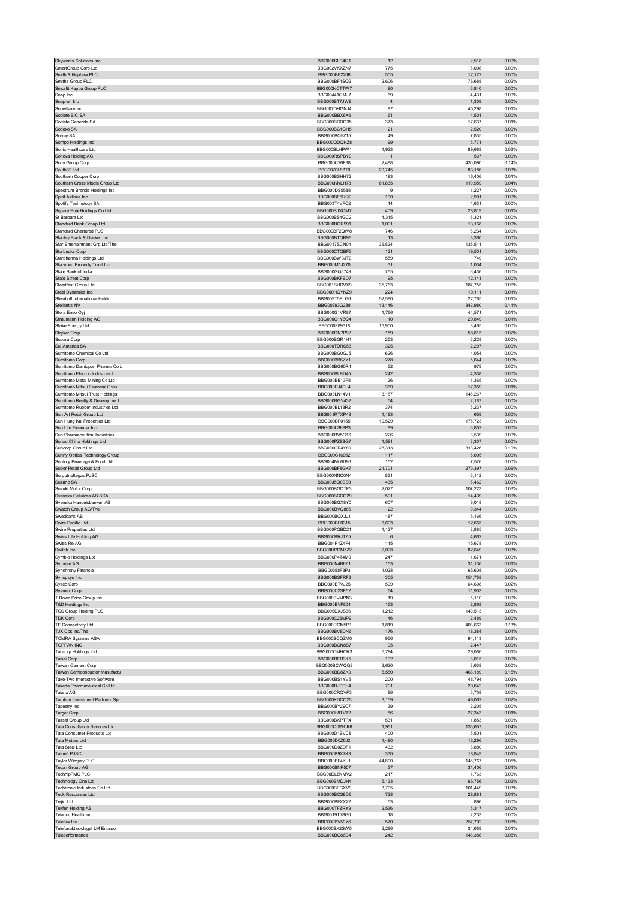| | | | | |
|---|---|---|---|---|
| Skyworks Solutions Inc | BBG000KLB4Q1 | 12 | 2,518 | 0.00% |
| SmartGroup Corp Ltd | BBG002VKXZN7 | 775 | 6,008 | 0.00% |
| Smith & Nephew PLC | BBG000BF2206 | 505 | 12,172 | 0.00% |
| Smiths Group PLC | BBG000BF1SQ2 | 2,606 | 76,688 | 0.02% |
| Smurfit Kappa Group PLC | BBG000NCTTW7 | 90 | 6,840 | 0.00% |
| Snap Inc | BBG00441QMJ7 | 69 | 4,431 | 0.00% |
| Snap-on Inc | BBG000BT7JW9 | 4 | 1,309 | 0.00% |
| Snowflake Inc | BBG007DHGNJ4 | 97 | 45,298 | 0.01% |
| Societe BIC SA | BBG000BBX6X6 | 61 | 4,501 | 0.00% |
| Societe Generale SA | BBG000BCDQ35 | 373 | 17,637 | 0.01% |
| Sodexo SA | BBG000BC1GH5 | 21 | 2,520 | 0.00% |
| Solvay SA | BBG000BQ5Z15 | 49 | 7,835 | 0.00% |
| Sompo Holdings Inc | BBG000QDQHZ8 | 99 | 5,771 | 0.00% |
| Sonic Healthcare Ltd | BBG000BLHPW1 | 1,923 | 89,688 | 0.03% |
| Sonova Holding AG | BBG000RSPBY9 | 1 | 537 | 0.00% |
| Sony Group Corp | BBG000C26F38 | 2,488 | 430,090 | 0.14% |
| South32 Ltd | BBG0070L8ZT0 | 20,745 | 83,186 | 0.03% |
| Southern Copper Corp | BBG000BSHH72 | 193 | 16,406 | 0.01% |
| Southern Cross Media Group Ltd | BBG000KNLH78 | 61,835 | 119,959 | 0.04% |
| Spectrum Brands Holdings Inc | BBG000DS5588 | 9 | 1,227 | 0.00% |
| Spirit Airlines Inc | BBG000BF6RQ9 | 100 | 2,991 | 0.00% |
| Spotify Technology SA | BBG003T4VFC2 | 14 | 4,631 | 0.00% |
| Square Enix Holdings Co Ltd | BBG000BJXQM7 | 409 | 28,819 | 0.01% |
| St Barbara Ltd | BBG000BS4GC2 | 4,315 | 6,321 | 0.00% |
| Standard Bank Group Ltd | BBG000BQR991 | 1,091 | 13,168 | 0.00% |
| Standard Chartered PLC | BBG000BF2QW8 | 746 | 6,234 | 0.00% |
| Stanley Black & Decker Inc | BBG000BTQR96 | 13 | 3,360 | 0.00% |
| Star Entertainment Grp Ltd/The | BBG0017SCN04 | 36,824 | 135,511 | 0.04% |
| Starbucks Corp | BBG000CTQBF3 | 121 | 19,501 | 0.01% |
| Starpharma Holdings Ltd | BBG000BW3JT0 | 559 | 749 | 0.00% |
| Starwood Property Trust Inc | BBG000M1J270 | 31 | 1,034 | 0.00% |
| State Bank of India | BBG000GQ5749 | 755 | 6,436 | 0.00% |
| State Street Corp | BBG000BKFBD7 | 95 | 12,141 | 0.00% |
| Steadfast Group Ltd | BBG001BHCVX9 | 35,763 | 187,755 | 0.06% |
| Steel Dynamics Inc | BBG000HGYNZ9 | 224 | 19,111 | 0.01% |
| Steinhoff International Holdin | BBG009T5PLG6 | 52,580 | 22,765 | 0.01% |
| Stellantis NV | BBG00793G288 | 13,146 | 342,980 | 0.11% |
| Stora Enso Oyj | BBG000G1VR87 | 1,766 | 44,571 | 0.01% |
| Straumann Holding AG | BBG000C1Y6Q4 | 10 | 29,849 | 0.01% |
| Strike Energy Ltd | BBG000F89318 | 16,900 | 3,465 | 0.00% |
| Stryker Corp | BBG000DN7P92 | 159 | 58,615 | 0.02% |
| Subaru Corp | BBG000BGR1H1 | 253 | 6,228 | 0.00% |
| Sul America SA | BBG000TDRS53 | 325 | 2,207 | 0.00% |
| Sumitomo Chemical Co Ltd | BBG000BG0GJ5 | 626 | 4,054 | 0.00% |
| Sumitomo Corp | BBG000BB6ZY1 | 278 | 5,644 | 0.00% |
| Sumitomo Dainippon Pharma Co L | BBG000BG65R4 | 62 | 979 | 0.00% |
| Sumitomo Electric Industries L | BBG000BLBD45 | 242 | 4,338 | 0.00% |
| Sumitomo Metal Mining Co Ltd | BBG000BB13F8 | 26 | 1,365 | 0.00% |
| Sumitomo Mitsui Financial Grou | BBG000PJ4DL4 | 369 | 17,359 | 0.01% |
| Sumitomo Mitsui Trust Holdings | BBG000LN14V1 | 3,187 | 146,267 | 0.05% |
| Sumitomo Realty & Development | BBG000BGY432 | 54 | 2,187 | 0.00% |
| Sumitomo Rubber Industries Ltd | BBG000BL18R2 | 374 | 5,237 | 0.00% |
| Sun Art Retail Group Ltd | BBG001RTXP48 | 1,193 | 659 | 0.00% |
| Sun Hung Kai Properties Ltd | BBG000BF0155 | 10,529 | 175,723 | 0.06% |
| Sun Life Financial Inc | BBG000LS68P3 | 89 | 6,852 | 0.00% |
| Sun Pharmaceutical Industries | BBG000BV5G16 | 226 | 3,539 | 0.00% |
| Sunac China Holdings Ltd | BBG000PZ8SG7 | 1,591 | 3,307 | 0.00% |
| Suncorp Group Ltd | BBG000CR4Y89 | 28,313 | 313,426 | 0.10% |
| Sunny Optical Technology Group | BBG000C16952 | 117 | 5,095 | 0.00% |
| Suntory Beverage & Food Ltd | BBG004ML6D96 | 152 | 7,576 | 0.00% |
| Super Retail Group Ltd | BBG000BF8GK7 | 21,701 | 270,397 | 0.09% |
| Surgutneftegas PJSC | BBG000NNC0N4 | 831 | 6,112 | 0.00% |
| Suzano SA | BBG00J5Q0BS0 | 435 | 6,462 | 0.00% |
| Suzuki Motor Corp | BBG000BGQTF3 | 2,027 | 107,223 | 0.03% |
| Svenska Cellulosa AB SCA | BBG000BCCG29 | 591 | 14,439 | 0.00% |
| Svenska Handelsbanken AB | BBG000BGX8Y0 | 607 | 9,018 | 0.00% |
| Swatch Group AG/The | BBG000BVQ866 | 22 | 9,344 | 0.00% |
| Swedbank AB | BBG000BQXJJ1 | 187 | 5,166 | 0.00% |
| Swire Pacific Ltd | BBG000BF0315 | 6,603 | 12,665 | 0.00% |
| Swire Properties Ltd | BBG000PQBD21 | 1,127 | 3,885 | 0.00% |
| Swiss Life Holding AG | BBG000BRJTZ5 | 6 | 4,662 | 0.00% |
| Swiss Re AG | BBG001P1Z4F4 | 115 | 15,678 | 0.01% |
| Switch Inc | BBG00HPDM5Z2 | 2,098 | 82,649 | 0.03% |
| Symbio Holdings Ltd | BBG000P4T4M9 | 247 | 1,671 | 0.00% |
| Symrise AG | BBG000N4B6Z1 | 153 | 31,136 | 0.01% |
| Synchrony Financial | BBG00658F3P3 | 1,028 | 65,608 | 0.02% |
| Synopsys Inc | BBG000BSFRF3 | 305 | 154,758 | 0.05% |
| Sysco Corp | BBG000BTVJ25 | 599 | 64,698 | 0.02% |
| Sysmex Corp | BBG000C2SF52 | 64 | 11,903 | 0.00% |
| T Rowe Price Group Inc | BBG000BVMPN3 | 19 | 5,110 | 0.00% |
| T&D Holdings Inc | BBG000BVF804 | 163 | 2,868 | 0.00% |
| TCS Group Holding PLC | BBG005DXJS36 | 1,212 | 140,513 | 0.05% |
| TDK Corp | BBG000C26MP9 | 46 | 2,489 | 0.00% |
| TE Connectivity Ltd | BBG000RGM5P1 | 1,819 | 403,663 | 0.13% |
| TJX Cos Inc/The | BBG000BV8DN6 | 176 | 18,384 | 0.01% |
| TOMRA Systems ASA | BBG000BCQZM0 | 956 | 94,113 | 0.03% |
| TOPPAN INC | BBG000BCN8S7 | 95 | 2,447 | 0.00% |
| Tabcorp Holdings Ltd | BBG000CMHCR3 | 5,794 | 29,086 | 0.01% |
| Taisei Corp | BBG000BFR3K5 | 192 | 8,015 | 0.00% |
| Taiwan Cement Corp | BBG000BCWQQ9 | 3,620 | 8,638 | 0.00% |
| Taiwan Semiconductor Manufactu | BBG000BD8ZK0 | 5,580 | 468,189 | 0.15% |
| Take-Two Interactive Software | BBG000BS1YV5 | 200 | 48,794 | 0.02% |
| Takeda Pharmaceutical Co Ltd | BBG000BJPPH4 | 791 | 29,642 | 0.01% |
| Talanx AG | BBG000CRQVF3 | 86 | 5,708 | 0.00% |
| Tamburi Investment Partners Sp | BBG000KDCQ25 | 3,159 | 49,062 | 0.02% |
| Tapestry Inc | BBG000BY29C7 | 39 | 2,205 | 0.00% |
| Target Corp | BBG000H8TVT2 | 86 | 27,343 | 0.01% |
| Tassal Group Ltd | BBG000BXPTR4 | 531 | 1,853 | 0.00% |
| Tata Consultancy Services Ltd | BBG000Q0WCK6 | 1,961 | 135,657 | 0.04% |
| Tata Consumer Products Ltd | BBG000D1BVC8 | 400 | 5,501 | 0.00% |
| Tata Motors Ltd | BBG000D0Z6J2 | 1,490 | 13,296 | 0.00% |
| Tata Steel Ltd | BBG000D0ZDF1 | 432 | 8,880 | 0.00% |
| Tatneft PJSC | BBG000B9X7K3 | 330 | 18,849 | 0.01% |
| Taylor Wimpey PLC | BBG000BF4KL1 | 44,890 | 146,767 | 0.05% |
| Tecan Group AG | BBG000BNP507 | 37 | 31,406 | 0.01% |
| TechnipFMC PLC | BBG00DL8NMV2 | 217 | 1,763 | 0.00% |
| Technology One Ltd | BBG000BMDJH4 | 5,133 | 65,756 | 0.02% |
| Techtronic Industries Co Ltd | BBG000BFGXV9 | 3,705 | 101,449 | 0.03% |
| Teck Resources Ltd | BBG000BCS9D6 | 728 | 28,881 | 0.01% |
| Teijin Ltd | BBG000BFXX22 | 53 | 896 | 0.00% |
| Tekfen Holding AS | BBG000TFZRY9 | 2,536 | 5,317 | 0.00% |
| Teladoc Health Inc | BBG0019T5SG0 | 18 | 2,233 | 0.00% |
| Teleflex Inc | BBG000BV59Y6 | 570 | 257,702 | 0.08% |
| Telefonaktiebolaget LM Ericsso | BBG000BX2SW5 | 2,286 | 34,659 | 0.01% |
| Teleperformance | BBG000BC86D4 | 242 | 148,388 | 0.05% |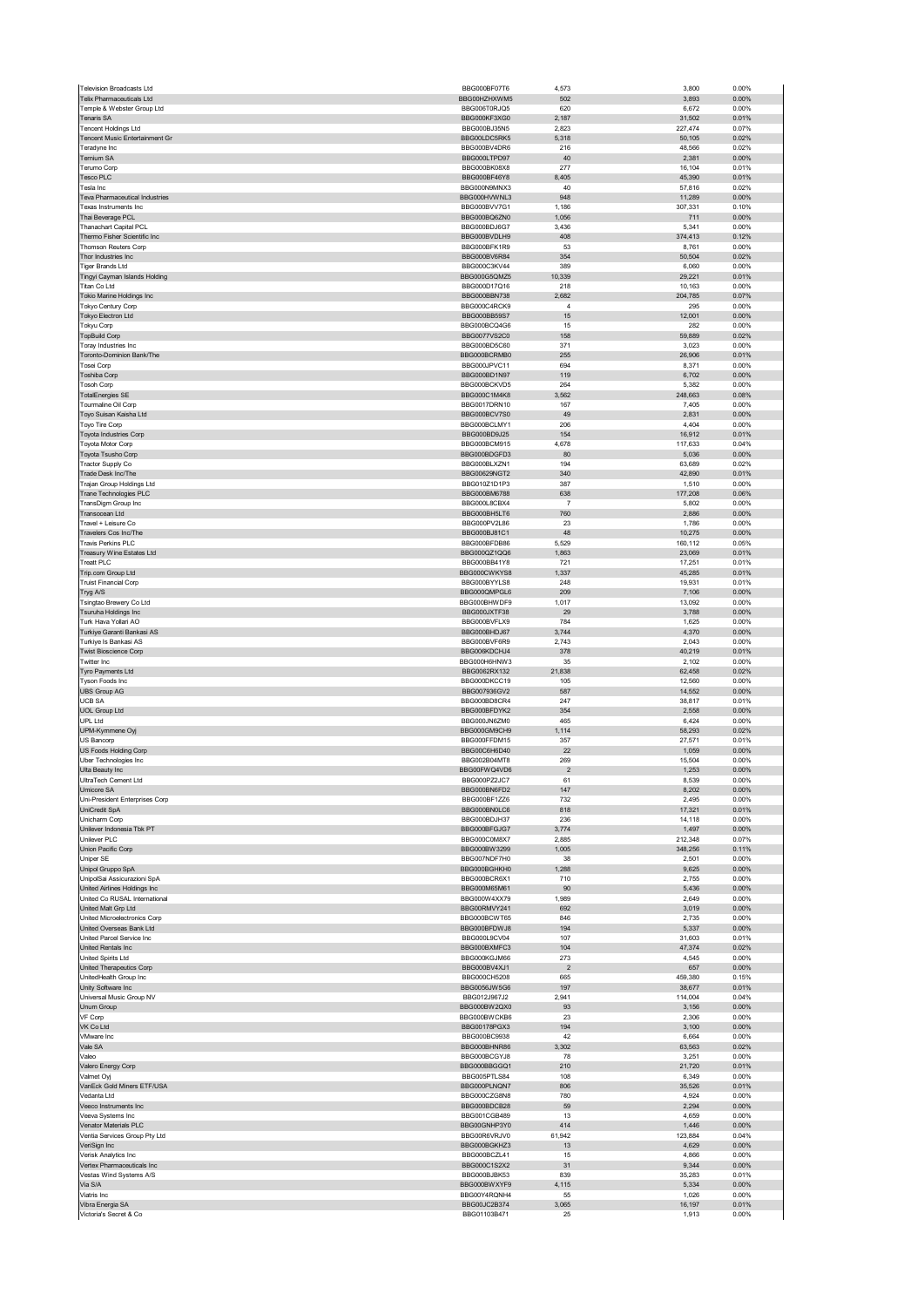| | | | | |
|---|---|---|---|---|
| Television Broadcasts Ltd | BBG000BF07T6 | 4,573 | 3,800 | 0.00% |
| Telix Pharmaceuticals Ltd | BBG00HZHXWM5 | 502 | 3,893 | 0.00% |
| Temple & Webster Group Ltd | BBG006T0RJQ5 | 620 | 6,672 | 0.00% |
| Tenaris SA | BBG000KF3XG0 | 2,187 | 31,502 | 0.01% |
| Tencent Holdings Ltd | BBG000BJ35N5 | 2,823 | 227,474 | 0.07% |
| Tencent Music Entertainment Gr | BBG00LDC5RK5 | 5,318 | 50,105 | 0.02% |
| Teradyne Inc | BBG000BV4DR6 | 216 | 48,566 | 0.02% |
| Ternium SA | BBG000LTPD97 | 40 | 2,381 | 0.00% |
| Terumo Corp | BBG000BK08X8 | 277 | 16,104 | 0.01% |
| Tesco PLC | BBG000BF46Y8 | 8,405 | 45,390 | 0.01% |
| Tesla Inc | BBG000N9MNX3 | 40 | 57,816 | 0.02% |
| Teva Pharmaceutical Industries | BBG000HVWNL3 | 948 | 11,289 | 0.00% |
| Texas Instruments Inc | BBG000BVV7G1 | 1,186 | 307,331 | 0.10% |
| Thai Beverage PCL | BBG000BQ6ZN0 | 1,056 | 711 | 0.00% |
| Thanachart Capital PCL | BBG000BDJ6G7 | 3,436 | 5,341 | 0.00% |
| Thermo Fisher Scientific Inc | BBG000BVDLH9 | 408 | 374,413 | 0.12% |
| Thomson Reuters Corp | BBG000BFK1R9 | 53 | 8,761 | 0.00% |
| Thor Industries Inc | BBG000BV6R84 | 354 | 50,504 | 0.02% |
| Tiger Brands Ltd | BBG000C3KV44 | 389 | 6,060 | 0.00% |
| Tingyi Cayman Islands Holding | BBG000G5QMZ5 | 10,339 | 29,221 | 0.01% |
| Titan Co Ltd | BBG000D17Q16 | 218 | 10,163 | 0.00% |
| Tokio Marine Holdings Inc | BBG000BBN738 | 2,682 | 204,785 | 0.07% |
| Tokyo Century Corp | BBG000C4RCK9 | 4 | 295 | 0.00% |
| Tokyo Electron Ltd | BBG000BB59S7 | 15 | 12,001 | 0.00% |
| Tokyu Corp | BBG000BCQ4G6 | 15 | 282 | 0.00% |
| TopBuild Corp | BBG0077VS2C0 | 158 | 59,889 | 0.02% |
| Toray Industries Inc | BBG000BD5C60 | 371 | 3,023 | 0.00% |
| Toronto-Dominion Bank/The | BBG000BCRMB0 | 255 | 26,906 | 0.01% |
| Tosei Corp | BBG000JPVC11 | 694 | 8,371 | 0.00% |
| Toshiba Corp | BBG000BD1N97 | 119 | 6,702 | 0.00% |
| Tosoh Corp | BBG000BCKVD5 | 264 | 5,382 | 0.00% |
| TotalEnergies SE | BBG000C1M4K8 | 3,562 | 248,663 | 0.08% |
| Tourmaline Oil Corp | BBG0017DRN10 | 167 | 7,405 | 0.00% |
| Toyo Suisan Kaisha Ltd | BBG000BCV7S0 | 49 | 2,831 | 0.00% |
| Toyo Tire Corp | BBG000BCLMY1 | 206 | 4,404 | 0.00% |
| Toyota Industries Corp | BBG000BD9J25 | 154 | 16,912 | 0.01% |
| Toyota Motor Corp | BBG000BCM915 | 4,678 | 117,633 | 0.04% |
| Toyota Tsusho Corp | BBG000BDGFD3 | 80 | 5,036 | 0.00% |
| Tractor Supply Co | BBG000BLXZN1 | 194 | 63,689 | 0.02% |
| Trade Desk Inc/The | BBG00629NGT2 | 340 | 42,890 | 0.01% |
| Trajan Group Holdings Ltd | BBG010Z1D1P3 | 387 | 1,510 | 0.00% |
| Trane Technologies PLC | BBG000BM6788 | 638 | 177,208 | 0.06% |
| TransDigm Group Inc | BBG000L8CBX4 | 7 | 5,802 | 0.00% |
| Transocean Ltd | BBG000BH5LT6 | 760 | 2,886 | 0.00% |
| Travel + Leisure Co | BBG000PV2L86 | 23 | 1,786 | 0.00% |
| Travelers Cos Inc/The | BBG000BJ81C1 | 48 | 10,275 | 0.00% |
| Travis Perkins PLC | BBG000BFDB86 | 5,529 | 160,112 | 0.05% |
| Treasury Wine Estates Ltd | BBG000QZ1QQ6 | 1,863 | 23,069 | 0.01% |
| Treatt PLC | BBG000BB41Y8 | 721 | 17,251 | 0.01% |
| Trip.com Group Ltd | BBG000CWKYS8 | 1,337 | 45,285 | 0.01% |
| Truist Financial Corp | BBG000BYYLS8 | 248 | 19,931 | 0.01% |
| Tryg A/S | BBG000QMPGL6 | 209 | 7,106 | 0.00% |
| Tsingtao Brewery Co Ltd | BBG000BHWDF9 | 1,017 | 13,092 | 0.00% |
| Tsuruha Holdings Inc | BBG000JXTF38 | 29 | 3,788 | 0.00% |
| Turk Hava Yollari AO | BBG000BVFLX9 | 784 | 1,625 | 0.00% |
| Turkiye Garanti Bankasi AS | BBG000BHDJ67 | 3,744 | 4,370 | 0.00% |
| Turkiye Is Bankasi AS | BBG000BVF6R9 | 2,743 | 2,043 | 0.00% |
| Twist Bioscience Corp | BBG006KDCHJ4 | 378 | 40,219 | 0.01% |
| Twitter Inc | BBG000H6HNW3 | 35 | 2,102 | 0.00% |
| Tyro Payments Ltd | BBG0062RX132 | 21,838 | 62,458 | 0.02% |
| Tyson Foods Inc | BBG000DKCC19 | 105 | 12,560 | 0.00% |
| UBS Group AG | BBG007936GV2 | 587 | 14,552 | 0.00% |
| UCB SA | BBG000BD8CR4 | 247 | 38,817 | 0.01% |
| UOL Group Ltd | BBG000BFDYK2 | 354 | 2,558 | 0.00% |
| UPL Ltd | BBG000JN6ZM0 | 465 | 6,424 | 0.00% |
| UPM-Kymmene Oyj | BBG000GM9CH9 | 1,114 | 58,293 | 0.02% |
| US Bancorp | BBG000FFDM15 | 357 | 27,571 | 0.01% |
| US Foods Holding Corp | BBG00C6H6D40 | 22 | 1,059 | 0.00% |
| Uber Technologies Inc | BBG002B04MT8 | 269 | 15,504 | 0.00% |
| Ulta Beauty Inc | BBG00FWQ4VD6 | 2 | 1,253 | 0.00% |
| UltraTech Cement Ltd | BBG000PZ2JC7 | 61 | 8,539 | 0.00% |
| Umicore SA | BBG000BN6FD2 | 147 | 8,202 | 0.00% |
| Uni-President Enterprises Corp | BBG000BF1ZZ6 | 732 | 2,495 | 0.00% |
| UniCredit SpA | BBG000BN0LC6 | 818 | 17,321 | 0.01% |
| Unicharm Corp | BBG000BDJH37 | 236 | 14,118 | 0.00% |
| Unilever Indonesia Tbk PT | BBG000BFGJG7 | 3,774 | 1,497 | 0.00% |
| Unilever PLC | BBG000C0M8X7 | 2,885 | 212,348 | 0.07% |
| Union Pacific Corp | BBG000BW3299 | 1,005 | 348,256 | 0.11% |
| Uniper SE | BBG007NDF7H0 | 38 | 2,501 | 0.00% |
| Unipol Gruppo SpA | BBG000BGHKH0 | 1,288 | 9,625 | 0.00% |
| UnipolSai Assicurazioni SpA | BBG000BCR6X1 | 710 | 2,755 | 0.00% |
| United Airlines Holdings Inc | BBG000M65M61 | 90 | 5,436 | 0.00% |
| United Co RUSAL International | BBG000W4XX79 | 1,989 | 2,649 | 0.00% |
| United Malt Grp Ltd | BBG00RMVY241 | 692 | 3,019 | 0.00% |
| United Microelectronics Corp | BBG000BCWT65 | 846 | 2,735 | 0.00% |
| United Overseas Bank Ltd | BBG000BFDWJ8 | 194 | 5,337 | 0.00% |
| United Parcel Service Inc | BBG000L9CV04 | 107 | 31,603 | 0.01% |
| United Rentals Inc | BBG000BXMFC3 | 104 | 47,374 | 0.02% |
| United Spirits Ltd | BBG000KGJM66 | 273 | 4,545 | 0.00% |
| United Therapeutics Corp | BBG000BV4XJ1 | 2 | 657 | 0.00% |
| UnitedHealth Group Inc | BBG000CH5208 | 665 | 459,380 | 0.15% |
| Unity Software Inc | BBG0056JW5G6 | 197 | 38,677 | 0.01% |
| Universal Music Group NV | BBG012J967J2 | 2,941 | 114,004 | 0.04% |
| Unum Group | BBG000BW2QX0 | 93 | 3,156 | 0.00% |
| VF Corp | BBG000BWCKB6 | 23 | 2,306 | 0.00% |
| VK Co Ltd | BBG00178PGX3 | 194 | 3,100 | 0.00% |
| VMware Inc | BBG000BC9938 | 42 | 6,664 | 0.00% |
| Vale SA | BBG000BHNR86 | 3,302 | 63,563 | 0.02% |
| Valeo | BBG000BCGYJ8 | 78 | 3,251 | 0.00% |
| Valero Energy Corp | BBG000BBGGQ1 | 210 | 21,720 | 0.01% |
| Valmet Oyj | BBG005PTLS84 | 108 | 6,349 | 0.00% |
| VanEck Gold Miners ETF/USA | BBG000PLNQN7 | 806 | 35,526 | 0.01% |
| Vedanta Ltd | BBG000CZG8N8 | 780 | 4,924 | 0.00% |
| Veeco Instruments Inc | BBG000BDCB28 | 59 | 2,294 | 0.00% |
| Veeva Systems Inc | BBG001CGB489 | 13 | 4,659 | 0.00% |
| Venator Materials PLC | BBG00GNHP3Y0 | 414 | 1,446 | 0.00% |
| Ventia Services Group Pty Ltd | BBG00R6VRJV0 | 61,942 | 123,884 | 0.04% |
| VeriSign Inc | BBG000BGKHZ3 | 13 | 4,629 | 0.00% |
| Verisk Analytics Inc | BBG000BCZL41 | 15 | 4,866 | 0.00% |
| Vertex Pharmaceuticals Inc | BBG000C1S2X2 | 31 | 9,344 | 0.00% |
| Vestas Wind Systems A/S | BBG000BJBK53 | 839 | 35,283 | 0.01% |
| Via S/A | BBG000BWXYF9 | 4,115 | 5,334 | 0.00% |
| Viatris Inc | BBG00Y4RQNH4 | 55 | 1,026 | 0.00% |
| Vibra Energia SA | BBG00JC2B374 | 3,065 | 16,197 | 0.01% |
| Victoria's Secret & Co | BBG01103B471 | 25 | 1,913 | 0.00% |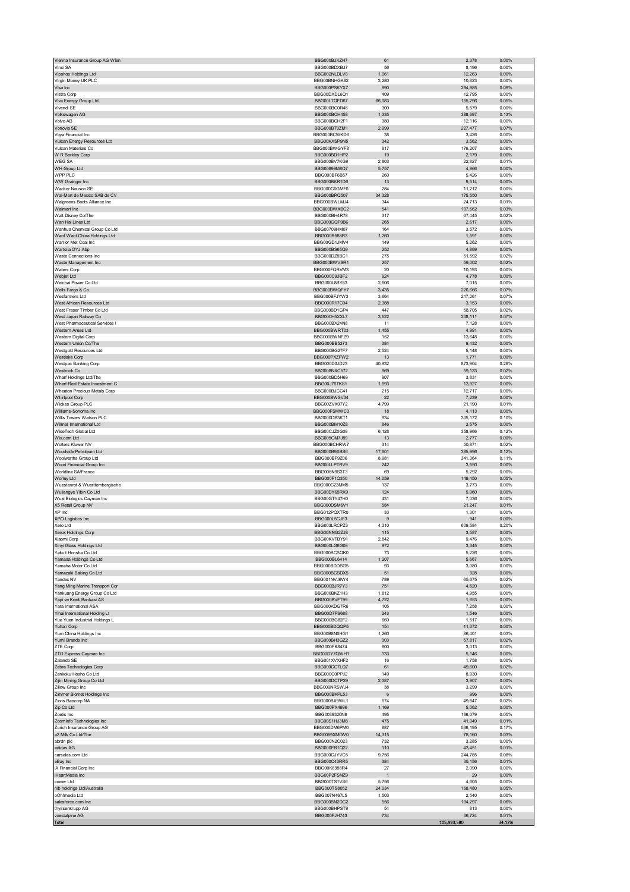| | | | | |
|---|---|---|---|---|
| Vienna Insurance Group AG Wien | BBG000BJKZH7 | 61 | 2,378 | 0.00% |
| Vinci SA | BBG000BDXBJ7 | 56 | 8,196 | 0.00% |
| Vipshop Holdings Ltd | BBG002NLDLV8 | 1,061 | 12,263 | 0.00% |
| Virgin Money UK PLC | BBG00BNHGK82 | 3,280 | 10,823 | 0.00% |
| Visa Inc | BBG000PSKYX7 | 990 | 294,985 | 0.09% |
| Vistra Corp | BBG00DXDL6Q1 | 409 | 12,795 | 0.00% |
| Viva Energy Group Ltd | BBG00L7QFD87 | 66,083 | 155,296 | 0.05% |
| Vivendi SE | BBG000BC0R46 | 300 | 5,579 | 0.00% |
| Volkswagen AG | BBG000BCH458 | 1,335 | 388,697 | 0.13% |
| Volvo AB | BBG000BCH2F1 | 380 | 12,116 | 0.00% |
| Vonovia SE | BBG000BT0ZM1 | 2,999 | 227,477 | 0.07% |
| Voya Financial Inc | BBG000BCWKD6 | 38 | 3,426 | 0.00% |
| Vulcan Energy Resources Ltd | BBG00KXSP9N5 | 342 | 3,562 | 0.00% |
| Vulcan Materials Co | BBG000BWGYF8 | 617 | 176,207 | 0.06% |
| W R Berkley Corp | BBG000BD1HP2 | 19 | 2,179 | 0.00% |
| WEG SA | BBG000BV7KG9 | 2,803 | 22,827 | 0.01% |
| WH Group Ltd | BBG00699M8Q7 | 5,757 | 4,966 | 0.00% |
| WPP PLC | BBG000BF6B57 | 260 | 5,426 | 0.00% |
| WW Grainger Inc | BBG000BKR1D6 | 13 | 9,514 | 0.00% |
| Wacker Neuson SE | BBG000C6GMF0 | 284 | 11,212 | 0.00% |
| Wal-Mart de Mexico SAB de CV | BBG000BRQ507 | 34,328 | 175,550 | 0.06% |
| Walgreens Boots Alliance Inc | BBG000BWLMJ4 | 344 | 24,713 | 0.01% |
| Walmart Inc | BBG000BWXBC2 | 541 | 107,662 | 0.03% |
| Walt Disney Co/The | BBG000BH4R78 | 317 | 67,445 | 0.02% |
| Wan Hai Lines Ltd | BBG000GQF9B6 | 265 | 2,617 | 0.00% |
| Wanhua Chemical Group Co Ltd | BBG00709HM07 | 164 | 3,572 | 0.00% |
| Want Want China Holdings Ltd | BBG000R588R3 | 1,260 | 1,591 | 0.00% |
| Warrior Met Coal Inc | BBG00GD1JMV4 | 149 | 5,262 | 0.00% |
| Wartsila OYJ Abp | BBG000BS65Q9 | 252 | 4,869 | 0.00% |
| Waste Connections Inc | BBG000DZ8BC1 | 275 | 51,592 | 0.02% |
| Waste Management Inc | BBG000BWVSR1 | 257 | 59,002 | 0.02% |
| Waters Corp | BBG000FQRVM3 | 20 | 10,193 | 0.00% |
| Webjet Ltd | BBG000C93BF2 | 924 | 4,778 | 0.00% |
| Weichai Power Co Ltd | BBG000L8BY83 | 2,606 | 7,015 | 0.00% |
| Wells Fargo & Co | BBG000BWQFY7 | 3,435 | 226,666 | 0.07% |
| Wesfarmers Ltd | BBG000BFJYW3 | 3,664 | 217,261 | 0.07% |
| West African Resources Ltd | BBG000R17C94 | 2,388 | 3,153 | 0.00% |
| West Fraser Timber Co Ltd | BBG000BD1GP4 | 447 | 58,705 | 0.02% |
| West Japan Railway Co | BBG000H5XXL7 | 3,622 | 208,111 | 0.07% |
| West Pharmaceutical Services I | BBG000BX24N8 | 11 | 7,128 | 0.00% |
| Western Areas Ltd | BBG000BWRT03 | 1,455 | 4,991 | 0.00% |
| Western Digital Corp | BBG000BWNFZ9 | 152 | 13,648 | 0.00% |
| Western Union Co/The | BBG000BB5373 | 384 | 9,432 | 0.00% |
| Westgold Resources Ltd | BBG000BG27F7 | 2,524 | 5,148 | 0.00% |
| Westlake Corp | BBG000PXZFW2 | 13 | 1,771 | 0.00% |
| Westpac Banking Corp | BBG000D0JD23 | 40,932 | 873,904 | 0.28% |
| Westrock Co | BBG008NXC572 | 969 | 59,133 | 0.02% |
| Wharf Holdings Ltd/The | BBG000BD5H69 | 907 | 3,831 | 0.00% |
| Wharf Real Estate Investment C | BBG00J76TKS1 | 1,993 | 13,927 | 0.00% |
| Wheaton Precious Metals Corp | BBG000BJCC41 | 215 | 12,717 | 0.00% |
| Whirlpool Corp | BBG000BWSV34 | 22 | 7,239 | 0.00% |
| Wickes Group PLC | BBG00ZVX07Y2 | 4,799 | 21,190 | 0.01% |
| Williams-Sonoma Inc | BBG000FSMWC3 | 18 | 4,113 | 0.00% |
| Willis Towers Watson PLC | BBG000DB3KT1 | 934 | 305,172 | 0.10% |
| Wilmar International Ltd | BBG000BM10Z8 | 846 | 3,575 | 0.00% |
| WiseTech Global Ltd | BBG00CJZ0G09 | 6,128 | 358,966 | 0.12% |
| Wix.com Ltd | BBG005CM7J89 | 13 | 2,777 | 0.00% |
| Wolters Kluwer NV | BBG000BCHRW7 | 314 | 50,871 | 0.02% |
| Woodside Petroleum Ltd | BBG000B9XBS6 | 17,601 | 385,996 | 0.12% |
| Woolworths Group Ltd | BBG000BF9Z06 | 8,981 | 341,364 | 0.11% |
| Woori Financial Group Inc | BBG00LLPTRV9 | 242 | 3,550 | 0.00% |
| Worldline SA/France | BBG006N9S3T3 | 69 | 5,292 | 0.00% |
| Worley Ltd | BBG000F1Q350 | 14,059 | 149,450 | 0.05% |
| Wuestenrot & Wuerttembergische | BBG000C23MM5 | 137 | 3,773 | 0.00% |
| Wuliangye Yibin Co Ltd | BBG00DY65RX9 | 124 | 5,960 | 0.00% |
| Wuxi Biologics Cayman Inc | BBG00CTY47H0 | 431 | 7,036 | 0.00% |
| X5 Retail Group NV | BBG000DSM6V1 | 584 | 21,247 | 0.01% |
| XP Inc | BBG012PQXTR0 | 33 | 1,301 | 0.00% |
| XPO Logistics Inc | BBG000L5CJF3 | 9 | 941 | 0.00% |
| Xero Ltd | BBG003LRCPZ3 | 4,310 | 609,584 | 0.20% |
| Xerox Holdings Corp | BBG00NNG2ZJ8 | 115 | 3,587 | 0.00% |
| Xiaomi Corp | BBG00KVTBY91 | 2,842 | 9,476 | 0.00% |
| Xinyi Glass Holdings Ltd | BBG000LG6G08 | 972 | 3,345 | 0.00% |
| Yakult Honsha Co Ltd | BBG000BCSQK0 | 73 | 5,226 | 0.00% |
| Yamada Holdings Co Ltd | BBG000BL6414 | 1,207 | 5,667 | 0.00% |
| Yamaha Motor Co Ltd | BBG000BDDSG5 | 93 | 3,080 | 0.00% |
| Yamazaki Baking Co Ltd | BBG000BCSDX5 | 51 | 928 | 0.00% |
| Yandex NV | BBG001NVJ6W4 | 789 | 65,675 | 0.02% |
| Yang Ming Marine Transport Cor | BBG000BJR7Y3 | 751 | 4,520 | 0.00% |
| Yankuang Energy Group Co Ltd | BBG000BKZ1H3 | 1,812 | 4,955 | 0.00% |
| Yapi ve Kredi Bankasi AS | BBG000BVFT99 | 4,722 | 1,653 | 0.00% |
| Yara International ASA | BBG000KDG7R6 | 105 | 7,258 | 0.00% |
| Yihai International Holding Lt | BBG00D7FS688 | 243 | 1,546 | 0.00% |
| Yue Yuen Industrial Holdings L | BBG000BG82F2 | 660 | 1,517 | 0.00% |
| Yuhan Corp | BBG000BDQQP5 | 154 | 11,072 | 0.00% |
| Yum China Holdings Inc | BBG00B8N0HG1 | 1,260 | 86,401 | 0.03% |
| Yum! Brands Inc | BBG000BH3GZ2 | 303 | 57,817 | 0.02% |
| ZTE Corp | BBG000FK8474 | 800 | 3,013 | 0.00% |
| ZTO Express Cayman Inc | BBG00DY7QWH1 | 133 | 5,146 | 0.00% |
| Zalando SE | BBG001XVXHF2 | 16 | 1,758 | 0.00% |
| Zebra Technologies Corp | BBG000CC7LQ7 | 61 | 49,600 | 0.02% |
| Zenkoku Hosho Co Ltd | BBG000C0PPJ2 | 149 | 8,930 | 0.00% |
| Zijin Mining Group Co Ltd | BBG000DCTP29 | 2,387 | 3,907 | 0.00% |
| Zillow Group Inc | BBG009NRSWJ4 | 38 | 3,299 | 0.00% |
| Zimmer Biomet Holdings Inc | BBG000BKPL53 | 6 | 996 | 0.00% |
| Zions Bancorp NA | BBG000BX9WL1 | 574 | 49,847 | 0.02% |
| Zip Co Ltd | BBG000PX4996 | 1,169 | 5,062 | 0.00% |
| Zoetis Inc | BBG0039320N9 | 495 | 166,079 | 0.05% |
| ZoomInfo Technologies Inc | BBG00S1HJ3M8 | 475 | 41,949 | 0.01% |
| Zurich Insurance Group AG | BBG000DM6PM0 | 887 | 536,195 | 0.17% |
| a2 Milk Co Ltd/The | BBG0089XM0W0 | 14,315 | 78,160 | 0.03% |
| abrdn plc | BBG000N2C023 | 732 | 3,285 | 0.00% |
| adidas AG | BBG000FR1Q22 | 110 | 43,451 | 0.01% |
| carsales.com Ltd | BBG000CJYVC5 | 9,756 | 244,785 | 0.08% |
| eBay Inc | BBG000C43RR5 | 384 | 35,156 | 0.01% |
| iA Financial Corp Inc | BBG00K6988R4 | 27 | 2,090 | 0.00% |
| iHeartMedia Inc | BBG00P2FSNZ9 | 1 | 29 | 0.00% |
| ioneer Ltd | BBG000TS1VS6 | 5,756 | 4,605 | 0.00% |
| nib holdings Ltd/Australia | BBG000TS8052 | 24,034 | 168,480 | 0.05% |
| oOh!media Ltd | BBG007N467L5 | 1,503 | 2,540 | 0.00% |
| salesforce.com Inc | BBG000BN2DC2 | 556 | 194,297 | 0.06% |
| thyssenkrupp AG | BBG000BHPST9 | 54 | 813 | 0.00% |
| voestalpine AG | BBG000FJH743 | 734 | 36,724 | 0.01% |
| **Total** | | | **105,993,580** | **34.12%** |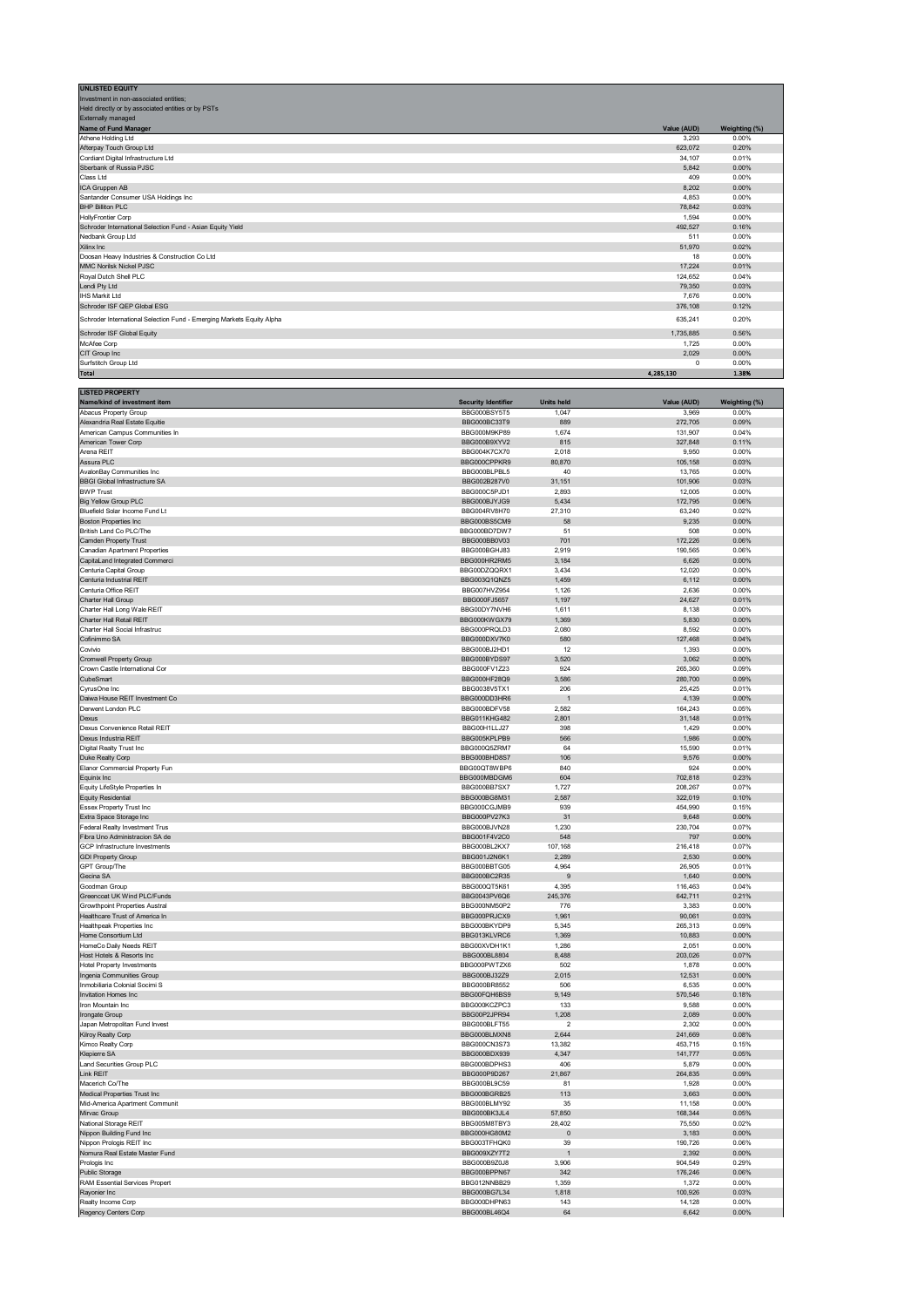**UNLISTED EQUITY**

Investment in non-associated entities;
Held directly or by associated entities or by PSTs
Externally managed

| Name of Fund Manager | Value (AUD) | Weighting (%) |
|---|---|---|
| Athene Holding Ltd | 3,293 | 0.00% |
| Afterpay Touch Group Ltd | 623,072 | 0.20% |
| Cordiant Digital Infrastructure Ltd | 34,107 | 0.01% |
| Sberbank of Russia PJSC | 5,842 | 0.00% |
| Class Ltd | 409 | 0.00% |
| ICA Gruppen AB | 8,202 | 0.00% |
| Santander Consumer USA Holdings Inc | 4,853 | 0.00% |
| BHP Billiton PLC | 78,842 | 0.03% |
| HollyFrontier Corp | 1,594 | 0.00% |
| Schroder International Selection Fund - Asian Equity Yield | 492,527 | 0.16% |
| Nedbank Group Ltd | 511 | 0.00% |
| Xilinx Inc | 51,970 | 0.02% |
| Doosan Heavy Industries & Construction Co Ltd | 18 | 0.00% |
| MMC Norilsk Nickel PJSC | 17,224 | 0.01% |
| Royal Dutch Shell PLC | 124,652 | 0.04% |
| Lendi Pty Ltd | 79,350 | 0.03% |
| IHS Markit Ltd | 7,676 | 0.00% |
| Schroder ISF QEP Global ESG | 376,108 | 0.12% |
| Schroder International Selection Fund - Emerging Markets Equity Alpha | 635,241 | 0.20% |
| Schroder ISF Global Equity | 1,735,885 | 0.56% |
| McAfee Corp | 1,725 | 0.00% |
| CIT Group Inc | 2,029 | 0.00% |
| Surfstitch Group Ltd | 0 | 0.00% |
| **Total** | **4,285,130** | **1.38%** |

**LISTED PROPERTY**

| Name/kind of investment item | Security Identifier | Units held | Value (AUD) | Weighting (%) |
|---|---|---|---|---|
| Abacus Property Group | BBG000BSY5T5 | 1,047 | 3,969 | 0.00% |
| Alexandria Real Estate Equitie | BBG000BC33T9 | 889 | 272,705 | 0.09% |
| American Campus Communities In | BBG000M9KP89 | 1,674 | 131,907 | 0.04% |
| American Tower Corp | BBG000B9XYV2 | 815 | 327,848 | 0.11% |
| Arena REIT | BBG004K7CX70 | 2,018 | 9,950 | 0.00% |
| Assura PLC | BBG000CPPKR9 | 80,870 | 105,158 | 0.03% |
| AvalonBay Communities Inc | BBG000BLPBL5 | 40 | 13,765 | 0.00% |
| BBGI Global Infrastructure SA | BBG002B287V0 | 31,151 | 101,906 | 0.03% |
| BWP Trust | BBG000C5PJD1 | 2,893 | 12,005 | 0.00% |
| Big Yellow Group PLC | BBG000BJYJG9 | 5,434 | 172,795 | 0.06% |
| Bluefield Solar Income Fund Lt | BBG004RV8H70 | 27,310 | 63,240 | 0.02% |
| Boston Properties Inc | BBG000BS5CM9 | 58 | 9,235 | 0.00% |
| British Land Co PLC/The | BBG000BD7DW7 | 51 | 508 | 0.00% |
| Camden Property Trust | BBG000BB0V03 | 701 | 172,226 | 0.06% |
| Canadian Apartment Properties | BBG000BGHJ83 | 2,919 | 190,565 | 0.06% |
| CapitaLand Integrated Commerci | BBG000HR2RM5 | 3,184 | 6,626 | 0.00% |
| Centuria Capital Group | BBG00DZQQRX1 | 3,434 | 12,020 | 0.00% |
| Centuria Industrial REIT | BBG003Q1QNZ5 | 1,459 | 6,112 | 0.00% |
| Centuria Office REIT | BBG007HVZ954 | 1,126 | 2,636 | 0.00% |
| Charter Hall Group | BBG000FJ5657 | 1,197 | 24,627 | 0.01% |
| Charter Hall Long Wale REIT | BBG00DY7NVH6 | 1,611 | 8,138 | 0.00% |
| Charter Hall Retail REIT | BBG000KWGX79 | 1,369 | 5,830 | 0.00% |
| Charter Hall Social Infrastruc | BBG000PRQLD3 | 2,080 | 8,592 | 0.00% |
| Cofinimmo SA | BBG000DXV7K0 | 580 | 127,468 | 0.04% |
| Covivio | BBG000BJ2HD1 | 12 | 1,393 | 0.00% |
| Cromwell Property Group | BBG000BYDS97 | 3,520 | 3,062 | 0.00% |
| Crown Castle International Cor | BBG000FV1Z23 | 924 | 265,360 | 0.09% |
| CubeSmart | BBG000HF28Q9 | 3,586 | 280,700 | 0.09% |
| CyrusOne Inc | BBG0038V5TX1 | 206 | 25,425 | 0.01% |
| Daiwa House REIT Investment Co | BBG000DD3HR6 | 1 | 4,139 | 0.00% |
| Derwent London PLC | BBG000BDFV58 | 2,582 | 164,243 | 0.05% |
| Dexus | BBG011KHG482 | 2,801 | 31,148 | 0.01% |
| Dexus Convenience Retail REIT | BBG00H1LLJ27 | 398 | 1,429 | 0.00% |
| Dexus Industria REIT | BBG005KPLPB9 | 566 | 1,986 | 0.00% |
| Digital Realty Trust Inc | BBG000Q5ZRM7 | 64 | 15,590 | 0.01% |
| Duke Realty Corp | BBG000BHD8S7 | 106 | 9,576 | 0.00% |
| Elanor Commercial Property Fun | BBG00QT8WBP6 | 840 | 924 | 0.00% |
| Equinix Inc | BBG000MBDGM6 | 604 | 702,818 | 0.23% |
| Equity LifeStyle Properties In | BBG000BB7SX7 | 1,727 | 208,267 | 0.07% |
| Equity Residential | BBG000BG8M31 | 2,587 | 322,019 | 0.10% |
| Essex Property Trust Inc | BBG000CGJMB9 | 939 | 454,990 | 0.15% |
| Extra Space Storage Inc | BBG000PV27K3 | 31 | 9,648 | 0.00% |
| Federal Realty Investment Trus | BBG000BJVN28 | 1,230 | 230,704 | 0.07% |
| Fibra Uno Administracion SA de | BBG001F4V2C0 | 548 | 797 | 0.00% |
| GCP Infrastructure Investments | BBG000BL2KX7 | 107,168 | 216,418 | 0.07% |
| GDI Property Group | BBG001J2N6K1 | 2,289 | 2,530 | 0.00% |
| GPT Group/The | BBG000BBTG05 | 4,964 | 26,905 | 0.01% |
| Gecina SA | BBG000BC2R35 | 9 | 1,640 | 0.00% |
| Goodman Group | BBG000QT5K61 | 4,395 | 116,463 | 0.04% |
| Greencoat UK Wind PLC/Funds | BBG0043PV6Q6 | 245,376 | 642,711 | 0.21% |
| Growthpoint Properties Austral | BBG000NM50P2 | 776 | 3,383 | 0.00% |
| Healthcare Trust of America In | BBG000PRJCX9 | 1,961 | 90,061 | 0.03% |
| Healthpeak Properties Inc | BBG000BKYDP9 | 5,345 | 265,313 | 0.09% |
| Home Consortium Ltd | BBG013KLVRC6 | 1,369 | 10,883 | 0.00% |
| HomeCo Daily Needs REIT | BBG00XVDH1K1 | 1,286 | 2,051 | 0.00% |
| Host Hotels & Resorts Inc | BBG000BL8804 | 8,488 | 203,026 | 0.07% |
| Hotel Property Investments | BBG000PWTZX6 | 502 | 1,878 | 0.00% |
| Ingenia Communities Group | BBG000BJ32Z9 | 2,015 | 12,531 | 0.00% |
| Inmobiliaria Colonial Socimi S | BBG000BR8552 | 506 | 6,535 | 0.00% |
| Invitation Homes Inc | BBG00FQH6BS9 | 9,149 | 570,546 | 0.18% |
| Iron Mountain Inc | BBG000KCZPC3 | 133 | 9,588 | 0.00% |
| Irongate Group | BBG00P2JPR94 | 1,208 | 2,089 | 0.00% |
| Japan Metropolitan Fund Invest | BBG000BLFT55 | 2 | 2,302 | 0.00% |
| Kilroy Realty Corp | BBG000BLMXN8 | 2,644 | 241,669 | 0.08% |
| Kimco Realty Corp | BBG000CN3S73 | 13,382 | 453,715 | 0.15% |
| Klepierre SA | BBG000BDX939 | 4,347 | 141,777 | 0.05% |
| Land Securities Group PLC | BBG000BDPHS3 | 406 | 5,879 | 0.00% |
| Link REIT | BBG000P9D267 | 21,867 | 264,835 | 0.09% |
| Macerich Co/The | BBG000BL9C59 | 81 | 1,928 | 0.00% |
| Medical Properties Trust Inc | BBG000BGRB25 | 113 | 3,663 | 0.00% |
| Mid-America Apartment Communit | BBG000BLMY92 | 35 | 11,158 | 0.00% |
| Mirvac Group | BBG000BK3JL4 | 57,850 | 168,344 | 0.05% |
| National Storage REIT | BBG005M8TBY3 | 28,402 | 75,550 | 0.02% |
| Nippon Building Fund Inc | BBG000HG80M2 | 0 | 3,183 | 0.00% |
| Nippon Prologis REIT Inc | BBG003TFHQK0 | 39 | 190,726 | 0.06% |
| Nomura Real Estate Master Fund | BBG009XZY7T2 | 1 | 2,392 | 0.00% |
| Prologis Inc | BBG000B9Z0J8 | 3,906 | 904,549 | 0.29% |
| Public Storage | BBG000BPPN67 | 342 | 176,246 | 0.06% |
| RAM Essential Services Propert | BBG012NNBB29 | 1,359 | 1,372 | 0.00% |
| Rayonier Inc | BBG000BG7L34 | 1,818 | 100,926 | 0.03% |
| Realty Income Corp | BBG000DHPN63 | 143 | 14,128 | 0.00% |
| Regency Centers Corp | BBG000BL46Q4 | 64 | 6,642 | 0.00% |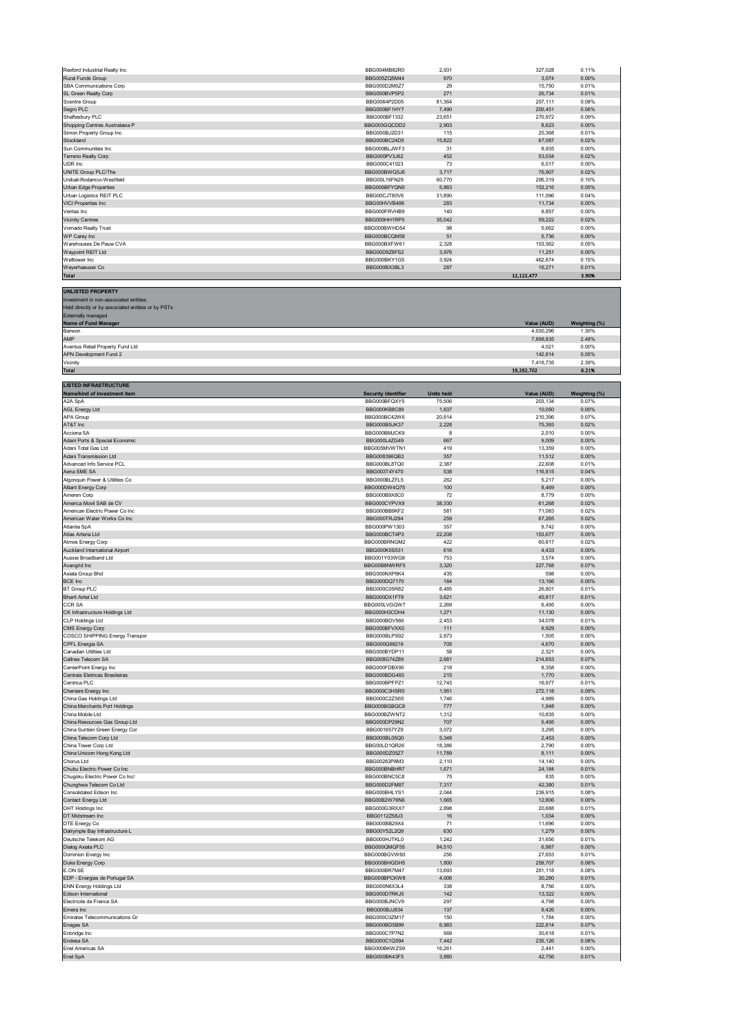| | | | | |
|---|---|---|---|---|
| Rexford Industrial Realty Inc | BBG004MB82R0 | 2,931 | 327,028 | 0.11% |
| Rural Funds Group | BBG005ZQ5M44 | 970 | 3,074 | 0.00% |
| SBA Communications Corp | BBG000D2M0Z7 | 29 | 15,750 | 0.01% |
| SL Green Realty Corp | BBG000BVP5P2 | 271 | 26,734 | 0.01% |
| Scentre Group | BBG0064P2D05 | 81,364 | 257,111 | 0.08% |
| Segro PLC | BBG000BF1HY7 | 7,490 | 200,451 | 0.06% |
| Shaftesbury PLC | BBG000BF1332 | 23,651 | 270,972 | 0.09% |
| Shopping Centres Australasia P | BBG003GQCDD2 | 2,903 | 8,623 | 0.00% |
| Simon Property Group Inc | BBG000BJ2D31 | 115 | 25,368 | 0.01% |
| Stockland | BBG000BC24D5 | 15,822 | 67,087 | 0.02% |
| Sun Communities Inc | BBG000BLJWF3 | 31 | 8,935 | 0.00% |
| Terreno Realty Corp | BBG000PV3J62 | 452 | 53,034 | 0.02% |
| UDR Inc | BBG000C41023 | 73 | 6,017 | 0.00% |
| UNITE Group PLC/The | BBG000BWQ5J6 | 3,717 | 76,907 | 0.02% |
| Unibail-Rodamco-Westfield | BBG00L16FN29 | 60,770 | 295,319 | 0.10% |
| Urban Edge Properties | BBG006BFYQN0 | 5,863 | 153,216 | 0.05% |
| Urban Logistics REIT PLC | BBG00CJT80V6 | 31,890 | 111,096 | 0.04% |
| VICI Properties Inc | BBG00HVVB499 | 283 | 11,734 | 0.00% |
| Ventas Inc | BBG000FRVHB9 | 140 | 9,857 | 0.00% |
| Vicinity Centres | BBG000HH1RP5 | 35,042 | 59,222 | 0.02% |
| Vornado Realty Trust | BBG000BWHD54 | 98 | 5,662 | 0.00% |
| WP Carey Inc | BBG000BCQM58 | 51 | 5,736 | 0.00% |
| Warehouses De Pauw CVA | BBG000BXFW61 | 2,328 | 153,562 | 0.05% |
| Waypoint REIT Ltd | BBG00D9Z8FS2 | 3,976 | 11,251 | 0.00% |
| Welltower Inc | BBG000BKY1G5 | 3,924 | 462,874 | 0.15% |
| Weyerhaeuser Co | BBG000BX3BL3 | 287 | 16,271 | 0.01% |
| **Total** | | | **12,122,477** | **3.90%** |

**UNLISTED PROPERTY**

Investment in non-associated entities;
Held directly or by associated entities or by PSTs
Externally managed

| Name of Fund Manager | Value (AUD) | Weighting (%) |
|---|---|---|
| Barwon | 4,030,296 | 1.30% |
| AMP | 7,698,835 | 2.48% |
| Aventus Retail Property Fund Ltd | 4,021 | 0.00% |
| APN Development Fund 2 | 142,814 | 0.05% |
| Vicinity | 7,416,735 | 2.39% |
| **Total** | **19,292,702** | **6.21%** |

**LISTED INFRASTRUCTURE**

| Name/kind of investment item | Security Identifier | Units held | Value (AUD) | Weighting (%) |
|---|---|---|---|---|
| A2A SpA | BBG000BFQXY5 | 75,506 | 203,134 | 0.07% |
| AGL Energy Ltd | BBG000KB8C89 | 1,637 | 10,050 | 0.00% |
| APA Group | BBG000BC42W6 | 20,914 | 210,396 | 0.07% |
| AT&T Inc | BBG000BSJK37 | 2,228 | 75,393 | 0.02% |
| Acciona SA | BBG000BMJCK9 | 8 | 2,010 | 0.00% |
| Adani Ports & Special Economic | BBG000L4ZG49 | 667 | 9,009 | 0.00% |
| Adani Total Gas Ltd | BBG005MVWTN1 | 419 | 13,359 | 0.00% |
| Adani Transmission Ltd | BBG008396QB3 | 357 | 11,512 | 0.00% |
| Advanced Info Service PCL | BBG000BL8TQ0 | 2,387 | 22,608 | 0.01% |
| Aena SME SA | BBG003T4Y470 | 538 | 116,815 | 0.04% |
| Algonquin Power & Utilities Co | BBG000BLZFL5 | 262 | 5,217 | 0.00% |
| Alliant Energy Corp | BBG000DW4Q75 | 100 | 8,469 | 0.00% |
| Ameren Corp | BBG000B9X8C0 | 72 | 8,779 | 0.00% |
| America Movil SAB de CV | BBG000CYPVX9 | 38,330 | 61,268 | 0.02% |
| American Electric Power Co Inc | BBG000BB9KF2 | 581 | 71,083 | 0.02% |
| American Water Works Co Inc | BBG000TRJ294 | 259 | 67,265 | 0.02% |
| Atlantia SpA | BBG000PW1303 | 357 | 9,742 | 0.00% |
| Atlas Arteria Ltd | BBG000BCT4P3 | 22,208 | 153,677 | 0.05% |
| Atmos Energy Corp | BBG000BRNGM2 | 422 | 60,817 | 0.02% |
| Auckland International Airport | BBG000K0S531 | 616 | 4,433 | 0.00% |
| Aussie Broadband Ltd | BBG001Y03WG8 | 753 | 3,574 | 0.00% |
| Avangrid Inc | BBG00B8NWRF5 | 3,320 | 227,768 | 0.07% |
| Axiata Group Bhd | BBG000NXPBK4 | 435 | 598 | 0.00% |
| BCE Inc | BBG000DQ7170 | 184 | 13,166 | 0.00% |
| BT Group PLC | BBG000C05R82 | 8,485 | 26,801 | 0.01% |
| Bharti Airtel Ltd | BBG000DX1FT6 | 3,621 | 45,817 | 0.01% |
| CCR SA | BBG000LVGQW7 | 2,269 | 6,495 | 0.00% |
| CK Infrastructure Holdings Ltd | BBG000H3CDH4 | 1,271 | 11,130 | 0.00% |
| CLP Holdings Ltd | BBG000BDV566 | 2,453 | 34,078 | 0.01% |
| CMS Energy Corp | BBG000BFVXX0 | 111 | 9,929 | 0.00% |
| COSCO SHIPPING Energy Transpor | BBG000BLPS92 | 2,873 | 1,505 | 0.00% |
| CPFL Energia SA | BBG000Q99216 | 705 | 4,670 | 0.00% |
| Canadian Utilities Ltd | BBG000BYDP11 | 58 | 2,321 | 0.00% |
| Cellnex Telecom SA | BBG008G74Z89 | 2,681 | 214,653 | 0.07% |
| CenterPoint Energy Inc | BBG000FDBX90 | 218 | 8,358 | 0.00% |
| Centrais Eletricas Brasileiras | BBG000BDG493 | 215 | 1,770 | 0.00% |
| Centrica PLC | BBG000BPFPZ1 | 12,745 | 16,977 | 0.01% |
| Cheniere Energy Inc | BBG000C3HSR0 | 1,951 | 272,118 | 0.09% |
| China Gas Holdings Ltd | BBG000C2ZS65 | 1,746 | 4,989 | 0.00% |
| China Merchants Port Holdings | BBG000BGBQC8 | 777 | 1,948 | 0.00% |
| China Mobile Ltd | BBG000BZWNT2 | 1,312 | 10,835 | 0.00% |
| China Resources Gas Group Ltd | BBG000DP29N2 | 707 | 5,495 | 0.00% |
| China Suntien Green Energy Cor | BBG001657YZ9 | 3,072 | 3,295 | 0.00% |
| China Telecom Corp Ltd | BBG000BL05Q0 | 5,348 | 2,453 | 0.00% |
| China Tower Corp Ltd | BBG00LD1QR26 | 18,386 | 2,790 | 0.00% |
| China Unicom Hong Kong Ltd | BBG000DZ05Z7 | 11,789 | 8,111 | 0.00% |
| Chorus Ltd | BBG00282P8M3 | 2,110 | 14,140 | 0.00% |
| Chubu Electric Power Co Inc | BBG000BNBHR7 | 1,671 | 24,184 | 0.01% |
| Chugoku Electric Power Co Inc/ | BBG000BNC5C8 | 75 | 835 | 0.00% |
| Chunghwa Telecom Co Ltd | BBG000D2FM87 | 7,317 | 42,380 | 0.01% |
| Consolidated Edison Inc | BBG000BHLYS1 | 2,044 | 239,915 | 0.08% |
| Contact Energy Ltd | BBG00B2W76N6 | 1,665 | 12,806 | 0.00% |
| DHT Holdings Inc | BBG000G3RXX7 | 2,898 | 20,688 | 0.01% |
| DT Midstream Inc | BBG0112Z58J3 | 16 | 1,034 | 0.00% |
| DTE Energy Co | BBG000BB29X4 | 71 | 11,696 | 0.00% |
| Dalrymple Bay Infrastructure L | BBG00Y52L2Q9 | 630 | 1,279 | 0.00% |
| Deutsche Telekom AG | BBG000HJTKL0 | 1,242 | 31,656 | 0.01% |
| Dialog Axiata PLC | BBG000QMQF55 | 94,510 | 6,987 | 0.00% |
| Dominion Energy Inc | BBG000BGVW60 | 256 | 27,653 | 0.01% |
| Duke Energy Corp | BBG000BHGDH5 | 1,800 | 259,707 | 0.08% |
| E.ON SE | BBG000BR7M47 | 13,693 | 261,118 | 0.08% |
| EDP - Energias de Portugal SA | BBG000BPCKW8 | 4,006 | 30,280 | 0.01% |
| ENN Energy Holdings Ltd | BBG000N6X3L4 | 338 | 8,756 | 0.00% |
| Edison International | BBG000D7RKJ5 | 142 | 13,322 | 0.00% |
| Electricite de France SA | BBG000BJNCV9 | 297 | 4,798 | 0.00% |
| Emera Inc | BBG000BJJ834 | 137 | 9,426 | 0.00% |
| Emirates Telecommunications Gr | BBG000C0ZM17 | 150 | 1,784 | 0.00% |
| Enagas SA | BBG000BD5B99 | 6,983 | 222,814 | 0.07% |
| Enbridge Inc | BBG000C7P7N2 | 569 | 30,618 | 0.01% |
| Endesa SA | BBG000C1Q594 | 7,442 | 235,126 | 0.08% |
| Enel Americas SA | BBG000BKWZS9 | 16,261 | 2,441 | 0.00% |
| Enel SpA | BBG000BK43F5 | 3,880 | 42,756 | 0.01% |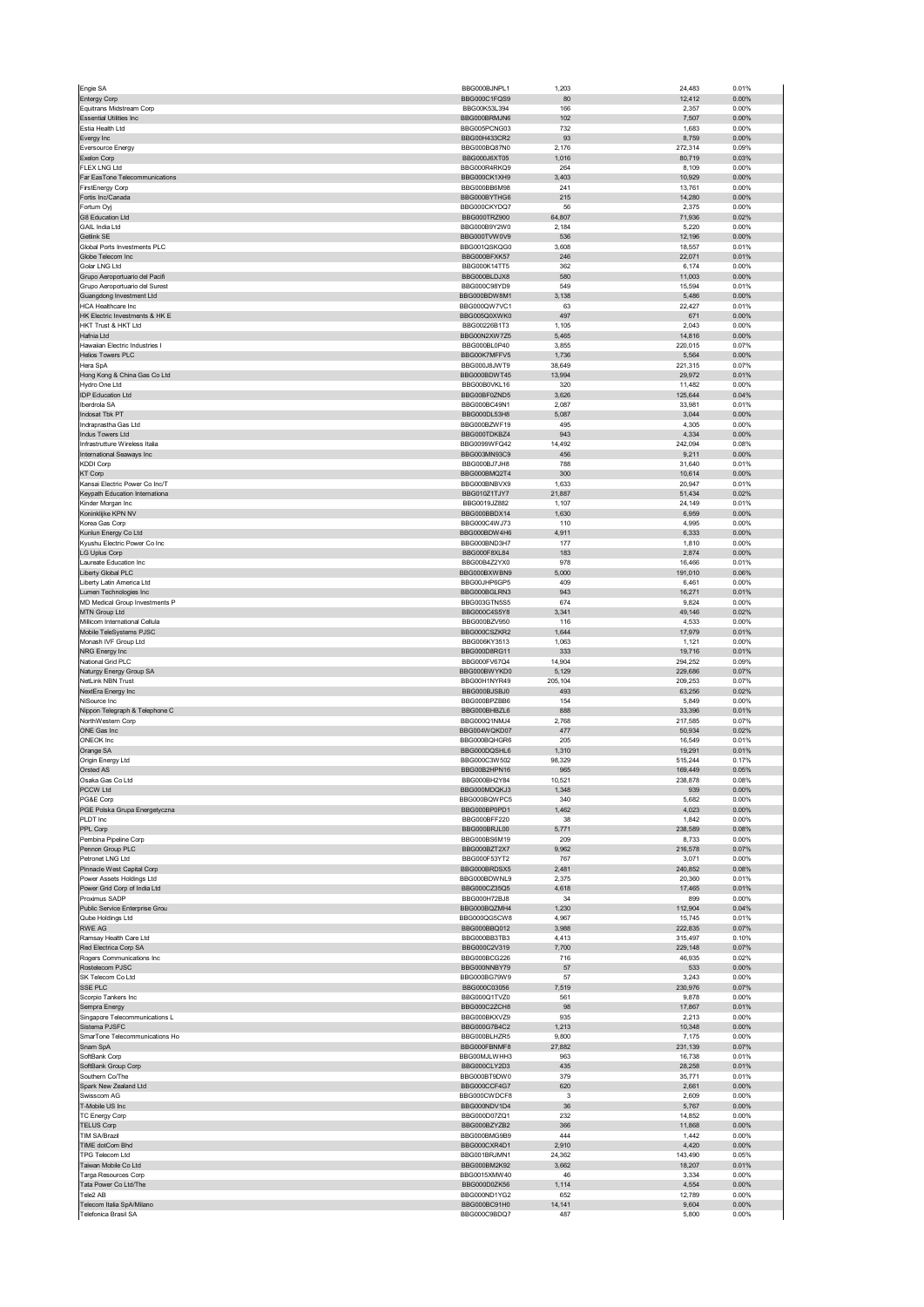| | | | | |
|---|---|---|---|---|
| Engie SA | BBG000BJNPL1 | 1,203 | 24,483 | 0.01% |
| Entergy Corp | BBG000C1FQS9 | 80 | 12,412 | 0.00% |
| Equitrans Midstream Corp | BBG00K53L394 | 166 | 2,357 | 0.00% |
| Essential Utilities Inc | BBG000BRMJN6 | 102 | 7,507 | 0.00% |
| Estia Health Ltd | BBG005PCNG03 | 732 | 1,683 | 0.00% |
| Evergy Inc | BBG00H433CR2 | 93 | 8,759 | 0.00% |
| Eversource Energy | BBG000BQ87N0 | 2,176 | 272,314 | 0.09% |
| Exelon Corp | BBG000J6XT05 | 1,016 | 80,719 | 0.03% |
| FLEX LNG Ltd | BBG000R4RKQ9 | 264 | 8,109 | 0.00% |
| Far EasTone Telecommunications | BBG000CK1XH9 | 3,403 | 10,929 | 0.00% |
| FirstEnergy Corp | BBG000BB6M98 | 241 | 13,761 | 0.00% |
| Fortis Inc/Canada | BBG000BYTHG6 | 215 | 14,280 | 0.00% |
| Fortum Oyj | BBG000CKYDQ7 | 56 | 2,375 | 0.00% |
| G8 Education Ltd | BBG000TRZ900 | 64,807 | 71,936 | 0.02% |
| GAIL India Ltd | BBG000B9Y2W0 | 2,184 | 5,220 | 0.00% |
| Getlink SE | BBG000TVW0V9 | 536 | 12,196 | 0.00% |
| Global Ports Investments PLC | BBG001QSKQG0 | 3,608 | 18,557 | 0.01% |
| Globe Telecom Inc | BBG000BFXK57 | 246 | 22,071 | 0.01% |
| Golar LNG Ltd | BBG000K14TT5 | 362 | 6,174 | 0.00% |
| Grupo Aeroportuario del Pacifi | BBG000BLDJX8 | 580 | 11,003 | 0.00% |
| Grupo Aeroportuario del Surest | BBG000C98YD9 | 549 | 15,594 | 0.01% |
| Guangdong Investment Ltd | BBG000BDW8M1 | 3,138 | 5,486 | 0.00% |
| HCA Healthcare Inc | BBG000QW7VC1 | 63 | 22,427 | 0.01% |
| HK Electric Investments & HK E | BBG005Q0XWK0 | 497 | 671 | 0.00% |
| HKT Trust & HKT Ltd | BBG00226B1T3 | 1,105 | 2,043 | 0.00% |
| Hafnia Ltd | BBG00N2XW7Z5 | 5,465 | 14,816 | 0.00% |
| Hawaiian Electric Industries I | BBG000BL0P40 | 3,855 | 220,015 | 0.07% |
| Helios Towers PLC | BBG00K7MFFV5 | 1,736 | 5,564 | 0.00% |
| Hera SpA | BBG000J8JWT9 | 38,649 | 221,315 | 0.07% |
| Hong Kong & China Gas Co Ltd | BBG000BDWT45 | 13,994 | 29,972 | 0.01% |
| Hydro One Ltd | BBG00B0VKL16 | 320 | 11,482 | 0.00% |
| IDP Education Ltd | BBG00BF0ZND5 | 3,626 | 125,644 | 0.04% |
| Iberdrola SA | BBG000BC49N1 | 2,087 | 33,981 | 0.01% |
| Indosat Tbk PT | BBG000DL53H8 | 5,087 | 3,044 | 0.00% |
| Indraprastha Gas Ltd | BBG000BZWF19 | 495 | 4,305 | 0.00% |
| Indus Towers Ltd | BBG000TDKBZ4 | 943 | 4,334 | 0.00% |
| Infrastrutture Wireless Italia | BBG0099WFQ42 | 14,492 | 242,094 | 0.08% |
| International Seaways Inc | BBG003MN93C9 | 456 | 9,211 | 0.00% |
| KDDI Corp | BBG000BJ7JH8 | 788 | 31,640 | 0.01% |
| KT Corp | BBG000BMQ2T4 | 300 | 10,614 | 0.00% |
| Kansai Electric Power Co Inc/T | BBG000BNBVX9 | 1,633 | 20,947 | 0.01% |
| Keypath Education Internationa | BBG010Z1TJY7 | 21,887 | 51,434 | 0.02% |
| Kinder Morgan Inc | BBG0019JZ882 | 1,107 | 24,149 | 0.01% |
| Koninklijke KPN NV | BBG000BBDX14 | 1,630 | 6,959 | 0.00% |
| Korea Gas Corp | BBG000C4WJ73 | 110 | 4,995 | 0.00% |
| Kunlun Energy Co Ltd | BBG000BDW4H6 | 4,911 | 6,333 | 0.00% |
| Kyushu Electric Power Co Inc | BBG000BND3H7 | 177 | 1,810 | 0.00% |
| LG Uplus Corp | BBG000F8XL84 | 183 | 2,874 | 0.00% |
| Laureate Education Inc | BBG00B4Z2YX0 | 978 | 16,466 | 0.01% |
| Liberty Global PLC | BBG000BXWBN9 | 5,000 | 191,010 | 0.06% |
| Liberty Latin America Ltd | BBG00JHP6GP5 | 409 | 6,461 | 0.00% |
| Lumen Technologies Inc | BBG000BGLRN3 | 943 | 16,271 | 0.01% |
| MD Medical Group Investments P | BBG003GTN5S5 | 674 | 9,824 | 0.00% |
| MTN Group Ltd | BBG000C4S5Y8 | 3,341 | 49,146 | 0.02% |
| Millicom International Cellula | BBG000BZV950 | 116 | 4,533 | 0.00% |
| Mobile TeleSystems PJSC | BBG000CSZKR2 | 1,644 | 17,979 | 0.01% |
| Monash IVF Group Ltd | BBG006KY3513 | 1,063 | 1,121 | 0.00% |
| NRG Energy Inc | BBG000D8RG11 | 333 | 19,716 | 0.01% |
| National Grid PLC | BBG000FV67Q4 | 14,904 | 294,252 | 0.09% |
| Naturgy Energy Group SA | BBG000BWYKD0 | 5,129 | 229,686 | 0.07% |
| NetLink NBN Trust | BBG00H1NYR49 | 205,104 | 209,253 | 0.07% |
| NextEra Energy Inc | BBG000BJSBJ0 | 493 | 63,256 | 0.02% |
| NiSource Inc | BBG000BPZBB6 | 154 | 5,849 | 0.00% |
| Nippon Telegraph & Telephone C | BBG000BHBZL6 | 888 | 33,396 | 0.01% |
| NorthWestern Corp | BBG000Q1NMJ4 | 2,768 | 217,585 | 0.07% |
| ONE Gas Inc | BBG004WQKD07 | 477 | 50,934 | 0.02% |
| ONEOK Inc | BBG000BQHGR6 | 205 | 16,549 | 0.01% |
| Orange SA | BBG000DQSHL6 | 1,310 | 19,291 | 0.01% |
| Origin Energy Ltd | BBG000C3W502 | 98,329 | 515,244 | 0.17% |
| Orsted AS | BBG00B2HPN16 | 965 | 169,449 | 0.05% |
| Osaka Gas Co Ltd | BBG000BH2Y84 | 10,521 | 238,878 | 0.08% |
| PCCW Ltd | BBG000MDQKJ3 | 1,348 | 939 | 0.00% |
| PG&E Corp | BBG000BQWPC5 | 340 | 5,682 | 0.00% |
| PGE Polska Grupa Energetyczna | BBG000BP0PD1 | 1,462 | 4,023 | 0.00% |
| PLDT Inc | BBG000BFF220 | 38 | 1,842 | 0.00% |
| PPL Corp | BBG000BRJL00 | 5,771 | 238,589 | 0.08% |
| Pembina Pipeline Corp | BBG000BS6M19 | 209 | 8,733 | 0.00% |
| Pennon Group PLC | BBG000BZT2X7 | 9,962 | 216,578 | 0.07% |
| Petronet LNG Ltd | BBG000F53YT2 | 767 | 3,071 | 0.00% |
| Pinnacle West Capital Corp | BBG000BRDSX5 | 2,481 | 240,852 | 0.08% |
| Power Assets Holdings Ltd | BBG000BDWNL9 | 2,375 | 20,360 | 0.01% |
| Power Grid Corp of India Ltd | BBG000CZ35Q5 | 4,618 | 17,465 | 0.01% |
| Proximus SADP | BBG000H72BJ8 | 34 | 899 | 0.00% |
| Public Service Enterprise Grou | BBG000BQZMH4 | 1,230 | 112,904 | 0.04% |
| Qube Holdings Ltd | BBG000QG5CW8 | 4,967 | 15,745 | 0.01% |
| RWE AG | BBG000BBQ012 | 3,988 | 222,835 | 0.07% |
| Ramsay Health Care Ltd | BBG000BB3TB3 | 4,413 | 315,497 | 0.10% |
| Red Electrica Corp SA | BBG000C2V319 | 7,700 | 229,148 | 0.07% |
| Rogers Communications Inc | BBG000BCG226 | 716 | 46,935 | 0.02% |
| Rostelecom PJSC | BBG000NNBY79 | 57 | 533 | 0.00% |
| SK Telecom Co Ltd | BBG000BG79W9 | 57 | 3,243 | 0.00% |
| SSE PLC | BBG000C03056 | 7,519 | 230,976 | 0.07% |
| Scorpio Tankers Inc | BBG000Q1TVZ0 | 561 | 9,878 | 0.00% |
| Sempra Energy | BBG000C2ZCH8 | 98 | 17,867 | 0.01% |
| Singapore Telecommunications L | BBG000BKXVZ9 | 935 | 2,213 | 0.00% |
| Sistema PJSFC | BBG000G7B4C2 | 1,213 | 10,348 | 0.00% |
| SmarTone Telecommunications Ho | BBG000BLHZR5 | 9,800 | 7,175 | 0.00% |
| Snam SpA | BBG000FBNMF8 | 27,882 | 231,139 | 0.07% |
| SoftBank Corp | BBG00MJLWHH3 | 963 | 16,738 | 0.01% |
| SoftBank Group Corp | BBG000CLY2D3 | 435 | 28,258 | 0.01% |
| Southern Co/The | BBG000BT9DW0 | 379 | 35,771 | 0.01% |
| Spark New Zealand Ltd | BBG000CCF4G7 | 620 | 2,661 | 0.00% |
| Swisscom AG | BBG000CWDCF8 | 3 | 2,609 | 0.00% |
| T-Mobile US Inc | BBG000NDV1D4 | 36 | 5,767 | 0.00% |
| TC Energy Corp | BBG000D07ZQ1 | 232 | 14,852 | 0.00% |
| TELUS Corp | BBG000BZYZB2 | 366 | 11,868 | 0.00% |
| TIM SA/Brazil | BBG000BMG9B9 | 444 | 1,442 | 0.00% |
| TIME dotCom Bhd | BBG000CXR4D1 | 2,910 | 4,420 | 0.00% |
| TPG Telecom Ltd | BBG001BRJMN1 | 24,362 | 143,490 | 0.05% |
| Taiwan Mobile Co Ltd | BBG000BM2K92 | 3,662 | 18,207 | 0.01% |
| Targa Resources Corp | BBG0015XMW40 | 46 | 3,334 | 0.00% |
| Tata Power Co Ltd/The | BBG000D0ZK56 | 1,114 | 4,554 | 0.00% |
| Tele2 AB | BBG000ND1YG2 | 652 | 12,789 | 0.00% |
| Telecom Italia SpA/Milano | BBG000BC91H0 | 14,141 | 9,604 | 0.00% |
| Telefonica Brasil SA | BBG000C9BDQ7 | 487 | 5,800 | 0.00% |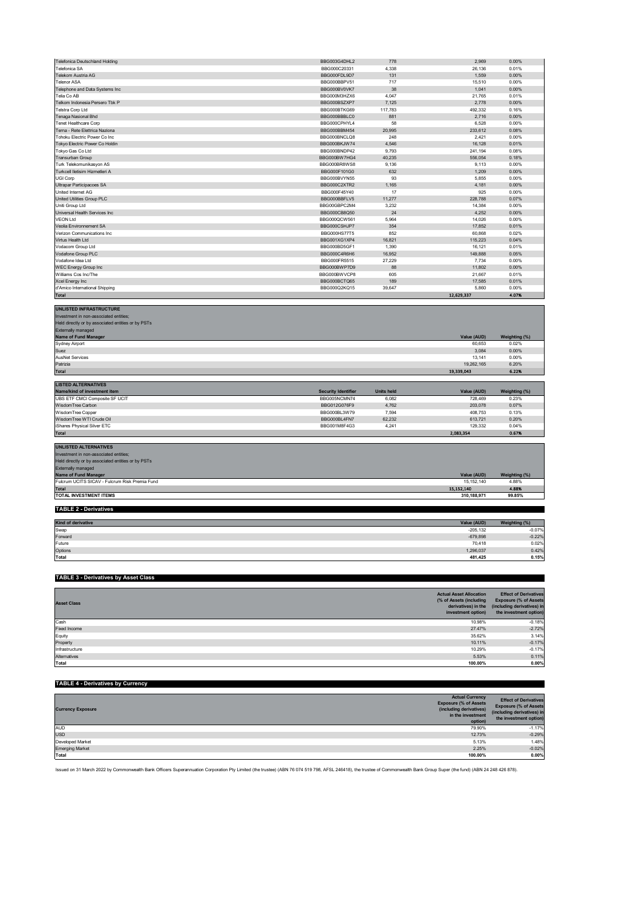| | | | | |
|---|---|---|---|---|
| Telefonica Deutschland Holding | BBG003G4DHL2 | 778 | 2,969 | 0.00% |
| Telefonica SA | BBG000C20331 | 4,338 | 26,136 | 0.01% |
| Telekom Austria AG | BBG000FDL9D7 | 131 | 1,559 | 0.00% |
| Telenor ASA | BBG000BBPV51 | 717 | 15,510 | 0.00% |
| Telephone and Data Systems Inc | BBG000BV0VK7 | 38 | 1,041 | 0.00% |
| Telia Co AB | BBG000M3HZX6 | 4,047 | 21,765 | 0.01% |
| Telkom Indonesia Persero Tbk P | BBG000BSZXP7 | 7,125 | 2,778 | 0.00% |
| Telstra Corp Ltd | BBG000BTKG69 | 117,783 | 492,332 | 0.16% |
| Tenaga Nasional Bhd | BBG000BBBLC0 | 881 | 2,716 | 0.00% |
| Tenet Healthcare Corp | BBG000CPHYL4 | 58 | 6,528 | 0.00% |
| Terna - Rete Elettrica Naziona | BBG000BBM454 | 20,995 | 233,612 | 0.08% |
| Tohoku Electric Power Co Inc | BBG000BNCLQ8 | 248 | 2,421 | 0.00% |
| Tokyo Electric Power Co Holdin | BBG000BKJW74 | 4,546 | 16,128 | 0.01% |
| Tokyo Gas Co Ltd | BBG000BNDP42 | 9,793 | 241,194 | 0.08% |
| Transurban Group | BBG000BW7HG4 | 40,235 | 556,054 | 0.18% |
| Turk Telekomunikasyon AS | BBG000BR8WS8 | 9,136 | 9,113 | 0.00% |
| Turkcell Iletisim Hizmetleri A | BBG000F101G0 | 632 | 1,209 | 0.00% |
| UGI Corp | BBG000BVYN55 | 93 | 5,855 | 0.00% |
| Ultrapar Participacoes SA | BBG000C2XTR2 | 1,165 | 4,181 | 0.00% |
| United Internet AG | BBG000F45Y40 | 17 | 925 | 0.00% |
| United Utilities Group PLC | BBG000BBFLV5 | 11,277 | 228,788 | 0.07% |
| Uniti Group Ltd | BBG00GBPC2M4 | 3,232 | 14,384 | 0.00% |
| Universal Health Services Inc | BBG000CB8Q50 | 24 | 4,252 | 0.00% |
| VEON Ltd | BBG000QCW561 | 5,964 | 14,026 | 0.00% |
| Veolia Environnement SA | BBG000CSHJP7 | 354 | 17,852 | 0.01% |
| Verizon Communications Inc | BBG000HS77T5 | 852 | 60,868 | 0.02% |
| Virtus Health Ltd | BBG001XG1XP4 | 16,821 | 115,223 | 0.04% |
| Vodacom Group Ltd | BBG000BD5GF1 | 1,390 | 16,121 | 0.01% |
| Vodafone Group PLC | BBG000C4R6H6 | 16,952 | 149,888 | 0.05% |
| Vodafone Idea Ltd | BBG000FR5515 | 27,229 | 7,734 | 0.00% |
| WEC Energy Group Inc | BBG000BWP7D9 | 88 | 11,802 | 0.00% |
| Williams Cos Inc/The | BBG000BWVCP8 | 605 | 21,667 | 0.01% |
| Xcel Energy Inc | BBG000BCTQ65 | 189 | 17,585 | 0.01% |
| d'Amico International Shipping | BBG000Q2KQ15 | 39,647 | 5,860 | 0.00% |
| **Total** | | | **12,629,337** | **4.07%** |

**UNLISTED INFRASTRUCTURE**

Investment in non-associated entities;
Held directly or by associated entities or by PSTs
Externally managed

| Name of Fund Manager | Value (AUD) | Weighting (%) |
|---|---|---|
| Sydney Airport | 60,653 | 0.02% |
| Suez | 3,084 | 0.00% |
| AusNet Services | 13,141 | 0.00% |
| Patrizia | 19,262,165 | 6.20% |
| **Total** | **19,339,043** | **6.22%** |

**LISTED ALTERNATIVES**

| Name/kind of investment item | Security Identifier | Units held | Value (AUD) | Weighting (%) |
|---|---|---|---|---|
| UBS ETF CMCI Composite SF UCIT | BBG005NCMN74 | 6,082 | 728,469 | 0.23% |
| WisdomTree Carbon | BBG012G076F9 | 4,762 | 203,078 | 0.07% |
| WisdomTree Copper | BBG000BL3W79 | 7,594 | 408,753 | 0.13% |
| WisdomTree WTI Crude Oil | BBG000BL4FN7 | 62,232 | 613,721 | 0.20% |
| iShares Physical Silver ETC | BBG001M8F4G3 | 4,241 | 129,332 | 0.04% |
| **Total** | | | **2,083,354** | **0.67%** |

**UNLISTED ALTERNATIVES**

Investment in non-associated entities;
Held directly or by associated entities or by PSTs
Externally managed

| Name of Fund Manager | Value (AUD) | Weighting (%) |
|---|---|---|
| Fulcrum UCITS SICAV - Fulcrum Risk Premia Fund | 15,152,140 | 4.88% |
| **Total** | **15,152,140** | **4.88%** |
| **TOTAL INVESTMENT ITEMS** | **310,188,971** | **99.85%** |

**TABLE 2 - Derivatives**

| Kind of derivative | Value (AUD) | Weighting (%) |
|---|---|---|
| Swap | -205,132 | -0.07% |
| Forward | -679,898 | -0.22% |
| Future | 70,418 | 0.02% |
| Options | 1,296,037 | 0.42% |
| **Total** | **481,425** | **0.15%** |

**TABLE 3 - Derivatives by Asset Class**

| Asset Class | Actual Asset Allocation (% of Assets (including derivatives) in the investment option) | Effect of Derivatives Exposure (% of Assets (including derivatives) in the investment option) |
|---|---|---|
| Cash | 10.98% | -0.18% |
| Fixed Income | 27.47% | -2.72% |
| Equity | 35.62% | 3.14% |
| Property | 10.11% | -0.17% |
| Infrastructure | 10.29% | -0.17% |
| Alternatives | 5.53% | 0.11% |
| **Total** | **100.00%** | **0.00%** |

**TABLE 4 - Derivatives by Currency**

| Currency Exposure | Actual Currency Exposure (% of Assets (including derivatives) in the investment option) | Effect of Derivatives Exposure (% of Assets (including derivatives) in the investment option) |
|---|---|---|
| AUD | 79.90% | -1.17% |
| USD | 12.73% | -0.29% |
| Developed Market | 5.13% | 1.48% |
| Emerging Market | 2.25% | -0.02% |
| **Total** | **100.00%** | **0.00%** |

Issued on 31 March 2022 by Commonwealth Bank Officers Superannuation Corporation Pty Limited (the trustee) (ABN 76 074 519 798, AFSL 246418), the trustee of Commonwealth Bank Group Super (the fund) (ABN 24 248 426 878).